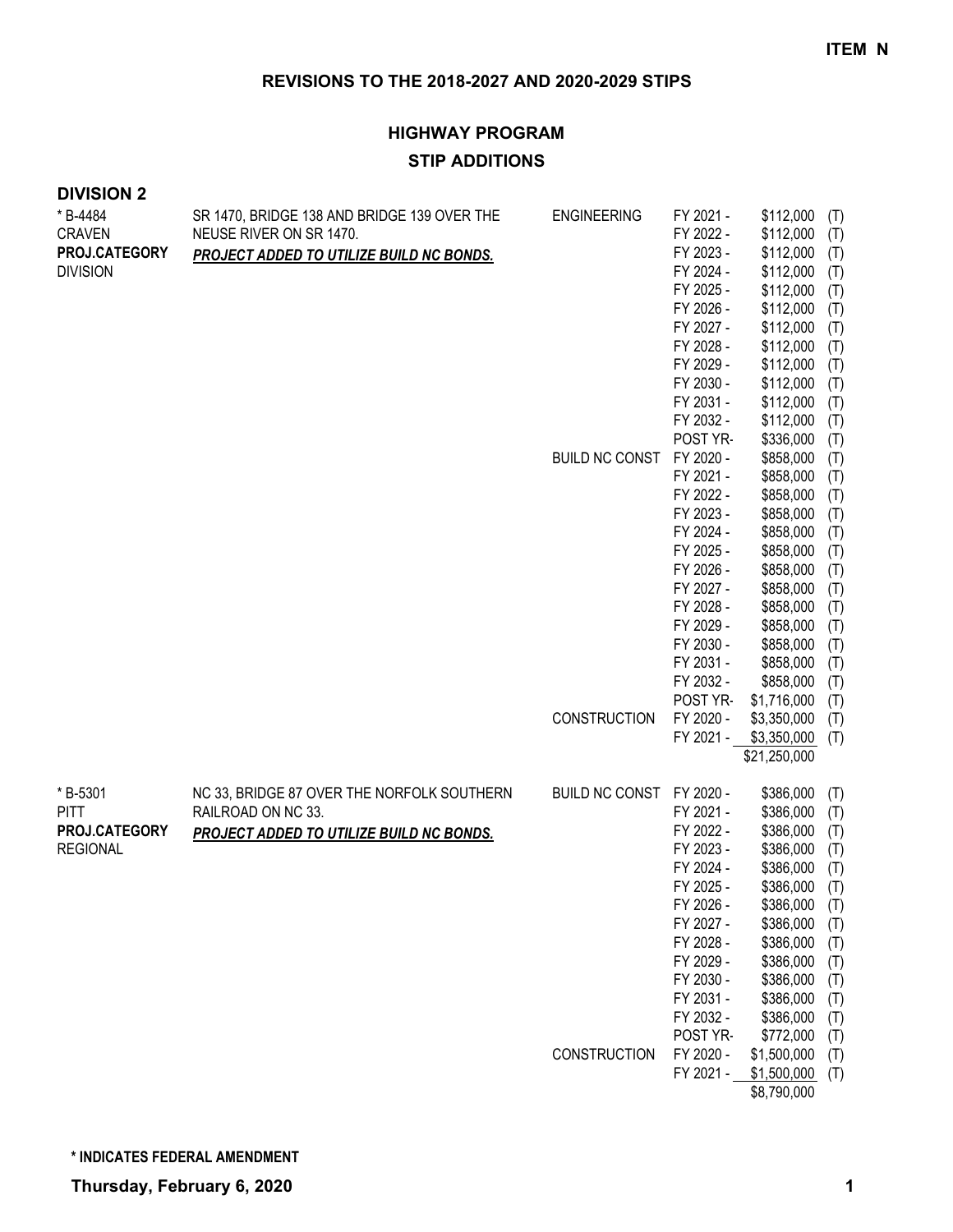**ITEM N**

# REVISIONS TO THE 2018-2027 AND 2020-2029 STIPS

## HIGHWAY PROGRAM

## STIP ADDITIONS

### DIVISION 2

| Project | Description | Work Type | Fiscal Year | Amount | Source |
|---|---|---|---|---|---|
| * B-4484 | SR 1470, BRIDGE 138 AND BRIDGE 139 OVER THE NEUSE RIVER ON SR 1470. | ENGINEERING | FY 2021 - | $112,000 | (T) |
| CRAVEN | ***PROJECT ADDED TO UTILIZE BUILD NC BONDS.*** | | FY 2022 - | $112,000 | (T) |
| **PROJ.CATEGORY** | | | FY 2023 - | $112,000 | (T) |
| DIVISION | | | FY 2024 - | $112,000 | (T) |
| | | | FY 2025 - | $112,000 | (T) |
| | | | FY 2026 - | $112,000 | (T) |
| | | | FY 2027 - | $112,000 | (T) |
| | | | FY 2028 - | $112,000 | (T) |
| | | | FY 2029 - | $112,000 | (T) |
| | | | FY 2030 - | $112,000 | (T) |
| | | | FY 2031 - | $112,000 | (T) |
| | | | FY 2032 - | $112,000 | (T) |
| | | | POST YR- | $336,000 | (T) |
| | | BUILD NC CONST | FY 2020 - | $858,000 | (T) |
| | | | FY 2021 - | $858,000 | (T) |
| | | | FY 2022 - | $858,000 | (T) |
| | | | FY 2023 - | $858,000 | (T) |
| | | | FY 2024 - | $858,000 | (T) |
| | | | FY 2025 - | $858,000 | (T) |
| | | | FY 2026 - | $858,000 | (T) |
| | | | FY 2027 - | $858,000 | (T) |
| | | | FY 2028 - | $858,000 | (T) |
| | | | FY 2029 - | $858,000 | (T) |
| | | | FY 2030 - | $858,000 | (T) |
| | | | FY 2031 - | $858,000 | (T) |
| | | | FY 2032 - | $858,000 | (T) |
| | | | POST YR- | $1,716,000 | (T) |
| | | CONSTRUCTION | FY 2020 - | $3,350,000 | (T) |
| | | | FY 2021 - | $3,350,000 | (T) |
| | | | | $21,250,000 | |
| * B-5301 | NC 33, BRIDGE 87 OVER THE NORFOLK SOUTHERN RAILROAD ON NC 33. | BUILD NC CONST | FY 2020 - | $386,000 | (T) |
| PITT | ***PROJECT ADDED TO UTILIZE BUILD NC BONDS.*** | | FY 2021 - | $386,000 | (T) |
| **PROJ.CATEGORY** | | | FY 2022 - | $386,000 | (T) |
| REGIONAL | | | FY 2023 - | $386,000 | (T) |
| | | | FY 2024 - | $386,000 | (T) |
| | | | FY 2025 - | $386,000 | (T) |
| | | | FY 2026 - | $386,000 | (T) |
| | | | FY 2027 - | $386,000 | (T) |
| | | | FY 2028 - | $386,000 | (T) |
| | | | FY 2029 - | $386,000 | (T) |
| | | | FY 2030 - | $386,000 | (T) |
| | | | FY 2031 - | $386,000 | (T) |
| | | | FY 2032 - | $386,000 | (T) |
| | | | POST YR- | $772,000 | (T) |
| | | CONSTRUCTION | FY 2020 - | $1,500,000 | (T) |
| | | | FY 2021 - | $1,500,000 | (T) |
| | | | | $8,790,000 | |

**\* INDICATES FEDERAL AMENDMENT**

**Thursday, February 6, 2020**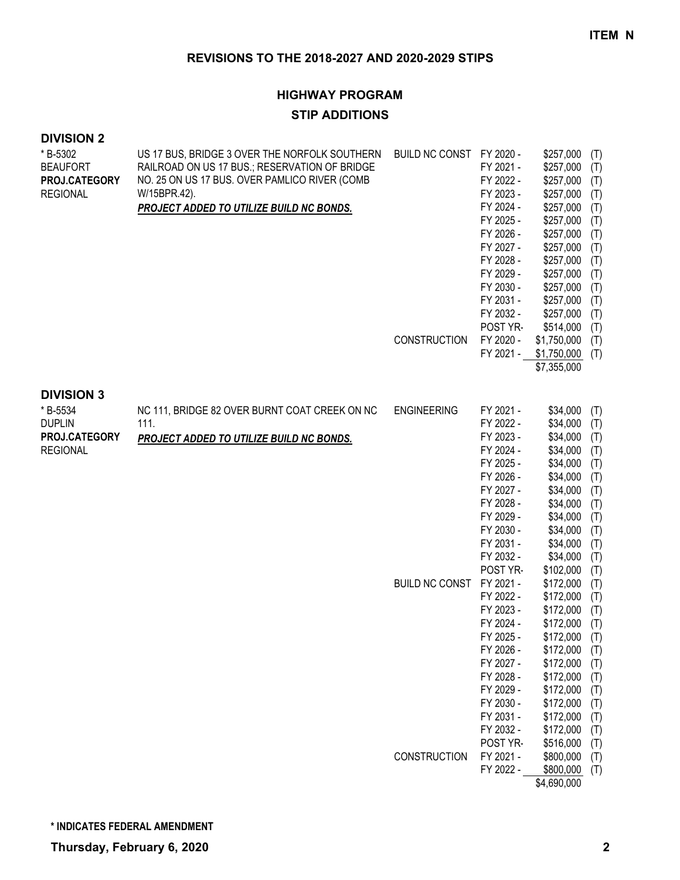**ITEM N**

## REVISIONS TO THE 2018-2027 AND 2020-2029 STIPS

### HIGHWAY PROGRAM

### STIP ADDITIONS

#### DIVISION 2

| Project | Description | Category | Year | Amount | Fund |
|---|---|---|---|---|---|
| * B-5302<br>BEAUFORT<br>**PROJ.CATEGORY**<br>REGIONAL | US 17 BUS, BRIDGE 3 OVER THE NORFOLK SOUTHERN RAILROAD ON US 17 BUS.; RESERVATION OF BRIDGE NO. 25 ON US 17 BUS. OVER PAMLICO RIVER (COMB W/15BPR.42).<br>***PROJECT ADDED TO UTILIZE BUILD NC BONDS.*** | BUILD NC CONST | FY 2020 - | $257,000 | (T) |
| | | | FY 2021 - | $257,000 | (T) |
| | | | FY 2022 - | $257,000 | (T) |
| | | | FY 2023 - | $257,000 | (T) |
| | | | FY 2024 - | $257,000 | (T) |
| | | | FY 2025 - | $257,000 | (T) |
| | | | FY 2026 - | $257,000 | (T) |
| | | | FY 2027 - | $257,000 | (T) |
| | | | FY 2028 - | $257,000 | (T) |
| | | | FY 2029 - | $257,000 | (T) |
| | | | FY 2030 - | $257,000 | (T) |
| | | | FY 2031 - | $257,000 | (T) |
| | | | FY 2032 - | $257,000 | (T) |
| | | | POST YR- | $514,000 | (T) |
| | | CONSTRUCTION | FY 2020 - | $1,750,000 | (T) |
| | | | FY 2021 - | $1,750,000 | (T) |
| | | | | $7,355,000 | |

#### DIVISION 3

| Project | Description | Category | Year | Amount | Fund |
|---|---|---|---|---|---|
| * B-5534<br>DUPLIN<br>**PROJ.CATEGORY**<br>REGIONAL | NC 111, BRIDGE 82 OVER BURNT COAT CREEK ON NC 111.<br>***PROJECT ADDED TO UTILIZE BUILD NC BONDS.*** | ENGINEERING | FY 2021 - | $34,000 | (T) |
| | | | FY 2022 - | $34,000 | (T) |
| | | | FY 2023 - | $34,000 | (T) |
| | | | FY 2024 - | $34,000 | (T) |
| | | | FY 2025 - | $34,000 | (T) |
| | | | FY 2026 - | $34,000 | (T) |
| | | | FY 2027 - | $34,000 | (T) |
| | | | FY 2028 - | $34,000 | (T) |
| | | | FY 2029 - | $34,000 | (T) |
| | | | FY 2030 - | $34,000 | (T) |
| | | | FY 2031 - | $34,000 | (T) |
| | | | FY 2032 - | $34,000 | (T) |
| | | | POST YR- | $102,000 | (T) |
| | | BUILD NC CONST | FY 2021 - | $172,000 | (T) |
| | | | FY 2022 - | $172,000 | (T) |
| | | | FY 2023 - | $172,000 | (T) |
| | | | FY 2024 - | $172,000 | (T) |
| | | | FY 2025 - | $172,000 | (T) |
| | | | FY 2026 - | $172,000 | (T) |
| | | | FY 2027 - | $172,000 | (T) |
| | | | FY 2028 - | $172,000 | (T) |
| | | | FY 2029 - | $172,000 | (T) |
| | | | FY 2030 - | $172,000 | (T) |
| | | | FY 2031 - | $172,000 | (T) |
| | | | FY 2032 - | $172,000 | (T) |
| | | | POST YR- | $516,000 | (T) |
| | | CONSTRUCTION | FY 2021 - | $800,000 | (T) |
| | | | FY 2022 - | $800,000 | (T) |
| | | | | $4,690,000 | |

**\* INDICATES FEDERAL AMENDMENT**

**Thursday, February 6, 2020**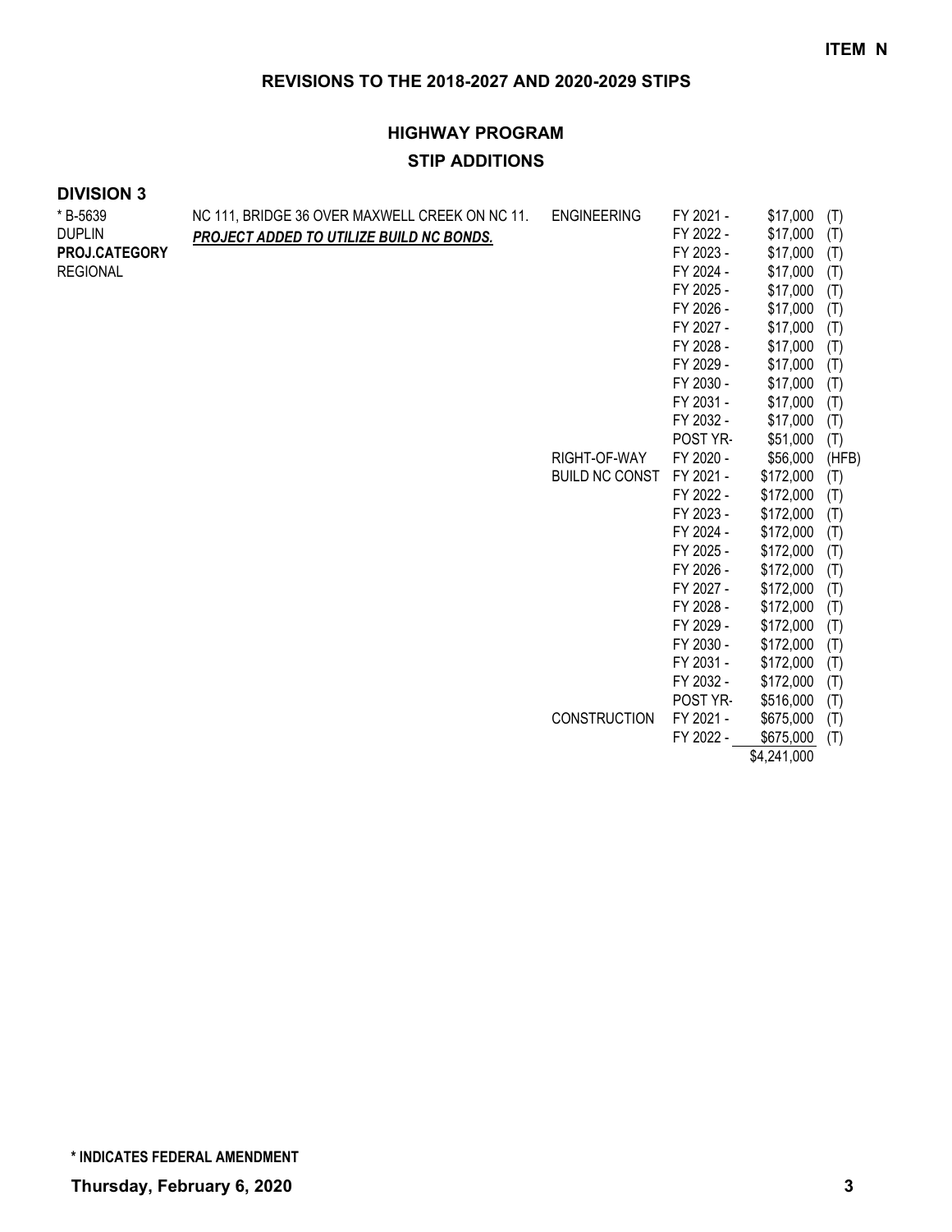**ITEM N**

## REVISIONS TO THE 2018-2027 AND 2020-2029 STIPS

### HIGHWAY PROGRAM

### STIP ADDITIONS

**DIVISION 3**

| | | | | | |
|---|---|---|---|---|---|
| * B-5639<br>DUPLIN<br>**PROJ.CATEGORY**<br>REGIONAL | NC 111, BRIDGE 36 OVER MAXWELL CREEK ON NC 11.<br>***PROJECT ADDED TO UTILIZE BUILD NC BONDS.*** | ENGINEERING | FY 2021 - | $17,000 | (T) |
| | | | FY 2022 - | $17,000 | (T) |
| | | | FY 2023 - | $17,000 | (T) |
| | | | FY 2024 - | $17,000 | (T) |
| | | | FY 2025 - | $17,000 | (T) |
| | | | FY 2026 - | $17,000 | (T) |
| | | | FY 2027 - | $17,000 | (T) |
| | | | FY 2028 - | $17,000 | (T) |
| | | | FY 2029 - | $17,000 | (T) |
| | | | FY 2030 - | $17,000 | (T) |
| | | | FY 2031 - | $17,000 | (T) |
| | | | FY 2032 - | $17,000 | (T) |
| | | | POST YR- | $51,000 | (T) |
| | | RIGHT-OF-WAY | FY 2020 - | $56,000 | (HFB) |
| | | BUILD NC CONST | FY 2021 - | $172,000 | (T) |
| | | | FY 2022 - | $172,000 | (T) |
| | | | FY 2023 - | $172,000 | (T) |
| | | | FY 2024 - | $172,000 | (T) |
| | | | FY 2025 - | $172,000 | (T) |
| | | | FY 2026 - | $172,000 | (T) |
| | | | FY 2027 - | $172,000 | (T) |
| | | | FY 2028 - | $172,000 | (T) |
| | | | FY 2029 - | $172,000 | (T) |
| | | | FY 2030 - | $172,000 | (T) |
| | | | FY 2031 - | $172,000 | (T) |
| | | | FY 2032 - | $172,000 | (T) |
| | | | POST YR- | $516,000 | (T) |
| | | CONSTRUCTION | FY 2021 - | $675,000 | (T) |
| | | | FY 2022 - | $675,000 | (T) |
| | | | | $4,241,000 | |

**\* INDICATES FEDERAL AMENDMENT**

**Thursday, February 6, 2020**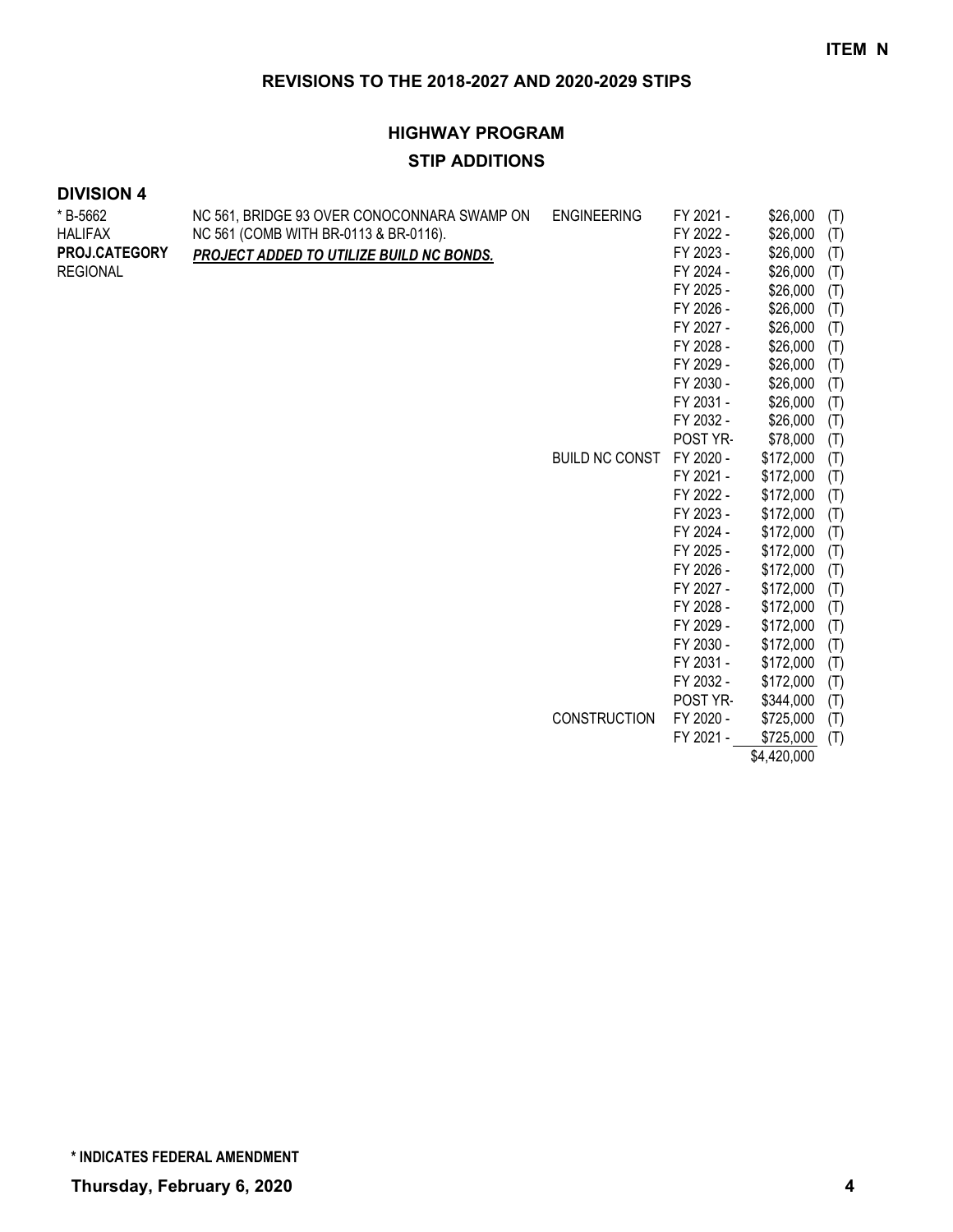**ITEM N**

## REVISIONS TO THE 2018-2027 AND 2020-2029 STIPS

## HIGHWAY PROGRAM

### STIP ADDITIONS

### DIVISION 4

| | | | | | |
|---|---|---|---|---|---|
| * B-5662<br>HALIFAX<br>**PROJ.CATEGORY**<br>REGIONAL | NC 561, BRIDGE 93 OVER CONOCONNARA SWAMP ON NC 561 (COMB WITH BR-0113 & BR-0116).<br>***PROJECT ADDED TO UTILIZE BUILD NC BONDS.*** | ENGINEERING | FY 2021 - | $26,000 | (T) |
| | | | FY 2022 - | $26,000 | (T) |
| | | | FY 2023 - | $26,000 | (T) |
| | | | FY 2024 - | $26,000 | (T) |
| | | | FY 2025 - | $26,000 | (T) |
| | | | FY 2026 - | $26,000 | (T) |
| | | | FY 2027 - | $26,000 | (T) |
| | | | FY 2028 - | $26,000 | (T) |
| | | | FY 2029 - | $26,000 | (T) |
| | | | FY 2030 - | $26,000 | (T) |
| | | | FY 2031 - | $26,000 | (T) |
| | | | FY 2032 - | $26,000 | (T) |
| | | | POST YR- | $78,000 | (T) |
| | | BUILD NC CONST | FY 2020 - | $172,000 | (T) |
| | | | FY 2021 - | $172,000 | (T) |
| | | | FY 2022 - | $172,000 | (T) |
| | | | FY 2023 - | $172,000 | (T) |
| | | | FY 2024 - | $172,000 | (T) |
| | | | FY 2025 - | $172,000 | (T) |
| | | | FY 2026 - | $172,000 | (T) |
| | | | FY 2027 - | $172,000 | (T) |
| | | | FY 2028 - | $172,000 | (T) |
| | | | FY 2029 - | $172,000 | (T) |
| | | | FY 2030 - | $172,000 | (T) |
| | | | FY 2031 - | $172,000 | (T) |
| | | | FY 2032 - | $172,000 | (T) |
| | | | POST YR- | $344,000 | (T) |
| | | CONSTRUCTION | FY 2020 - | $725,000 | (T) |
| | | | FY 2021 - | $725,000 | (T) |
| | | | | $4,420,000 | |

**\* INDICATES FEDERAL AMENDMENT**

**Thursday, February 6, 2020**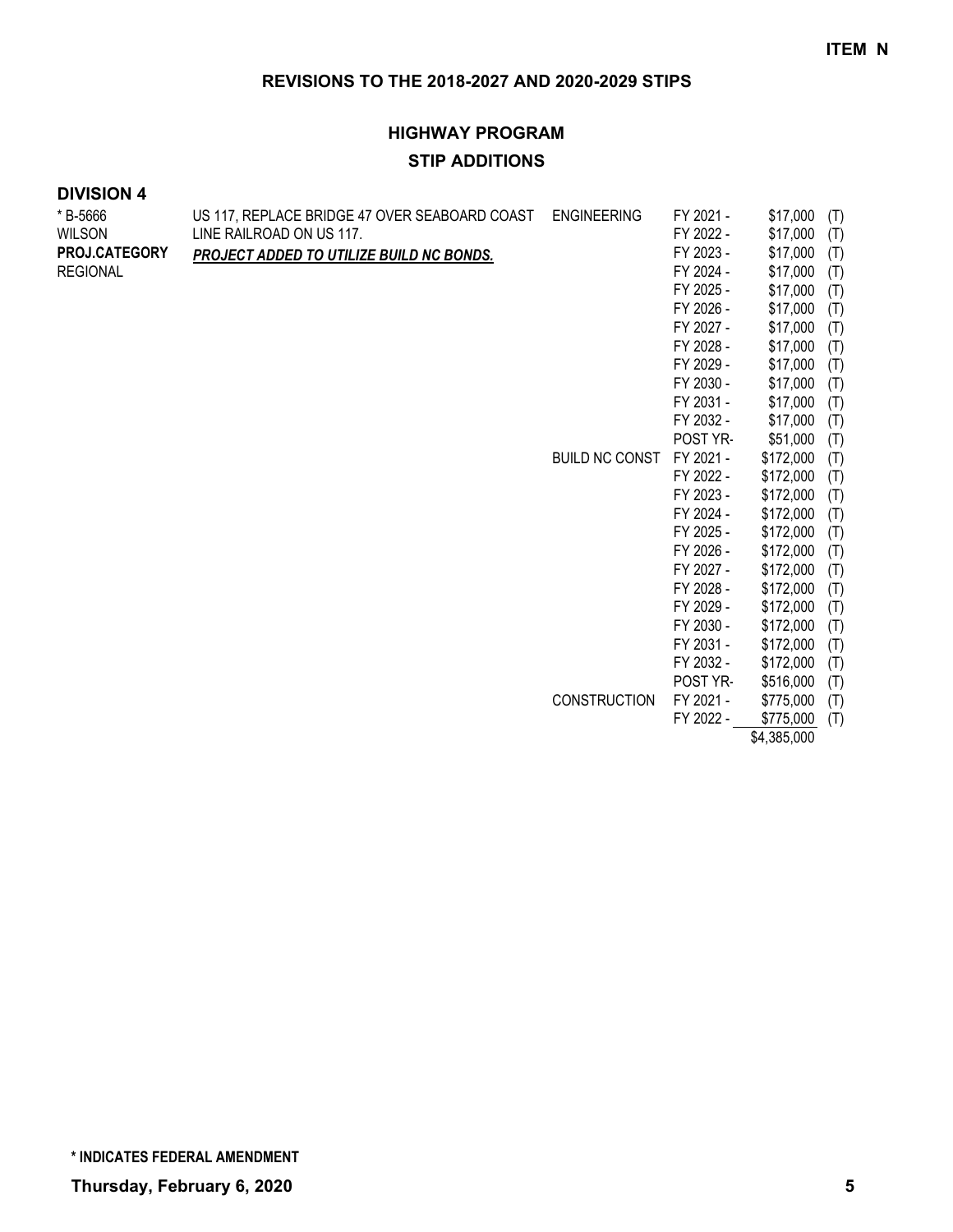# REVISIONS TO THE 2018-2027 AND 2020-2029 STIPS

## HIGHWAY PROGRAM

### STIP ADDITIONS

**DIVISION 4**

| | | | | | |
|---|---|---|---|---|---|
| * B-5666 | US 117, REPLACE BRIDGE 47 OVER SEABOARD COAST | ENGINEERING | FY 2021 - | $17,000 | (T) |
| WILSON | LINE RAILROAD ON US 117. | | FY 2022 - | $17,000 | (T) |
| **PROJ.CATEGORY** | ***PROJECT ADDED TO UTILIZE BUILD NC BONDS.*** | | FY 2023 - | $17,000 | (T) |
| REGIONAL | | | FY 2024 - | $17,000 | (T) |
| | | | FY 2025 - | $17,000 | (T) |
| | | | FY 2026 - | $17,000 | (T) |
| | | | FY 2027 - | $17,000 | (T) |
| | | | FY 2028 - | $17,000 | (T) |
| | | | FY 2029 - | $17,000 | (T) |
| | | | FY 2030 - | $17,000 | (T) |
| | | | FY 2031 - | $17,000 | (T) |
| | | | FY 2032 - | $17,000 | (T) |
| | | | POST YR- | $51,000 | (T) |
| | | BUILD NC CONST | FY 2021 - | $172,000 | (T) |
| | | | FY 2022 - | $172,000 | (T) |
| | | | FY 2023 - | $172,000 | (T) |
| | | | FY 2024 - | $172,000 | (T) |
| | | | FY 2025 - | $172,000 | (T) |
| | | | FY 2026 - | $172,000 | (T) |
| | | | FY 2027 - | $172,000 | (T) |
| | | | FY 2028 - | $172,000 | (T) |
| | | | FY 2029 - | $172,000 | (T) |
| | | | FY 2030 - | $172,000 | (T) |
| | | | FY 2031 - | $172,000 | (T) |
| | | | FY 2032 - | $172,000 | (T) |
| | | | POST YR- | $516,000 | (T) |
| | | CONSTRUCTION | FY 2021 - | $775,000 | (T) |
| | | | FY 2022 - | $775,000 | (T) |
| | | | | $4,385,000 | |

**\* INDICATES FEDERAL AMENDMENT**

**Thursday, February 6, 2020**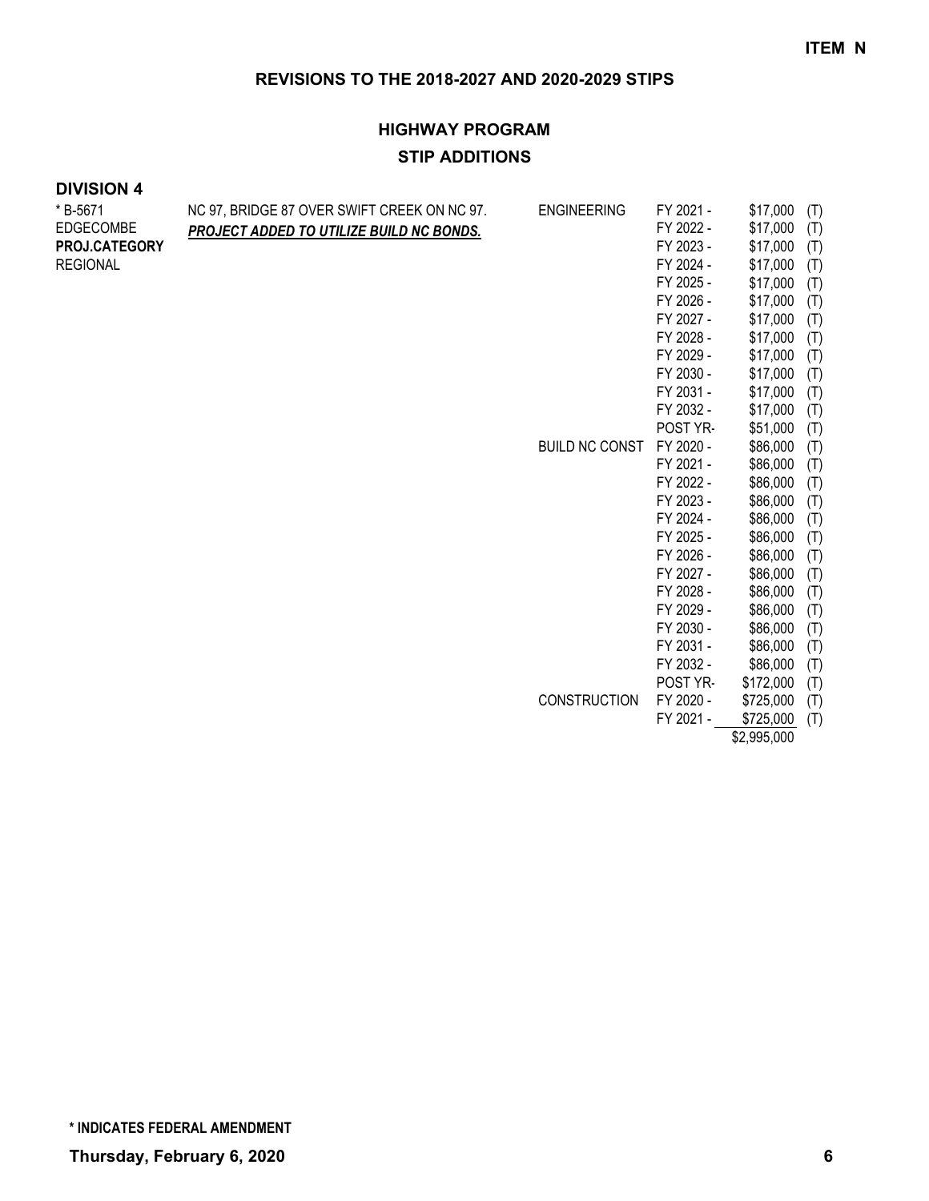**ITEM N**

## REVISIONS TO THE 2018-2027 AND 2020-2029 STIPS

### HIGHWAY PROGRAM

### STIP ADDITIONS

**DIVISION 4**

| Project | Description | Work Type | Fiscal Year | Amount | Fund |
|---|---|---|---|---|---|
| * B-5671 | NC 97, BRIDGE 87 OVER SWIFT CREEK ON NC 97. | ENGINEERING | FY 2021 - | $17,000 | (T) |
| EDGECOMBE | ***PROJECT ADDED TO UTILIZE BUILD NC BONDS.*** | | FY 2022 - | $17,000 | (T) |
| **PROJ.CATEGORY** | | | FY 2023 - | $17,000 | (T) |
| REGIONAL | | | FY 2024 - | $17,000 | (T) |
| | | | FY 2025 - | $17,000 | (T) |
| | | | FY 2026 - | $17,000 | (T) |
| | | | FY 2027 - | $17,000 | (T) |
| | | | FY 2028 - | $17,000 | (T) |
| | | | FY 2029 - | $17,000 | (T) |
| | | | FY 2030 - | $17,000 | (T) |
| | | | FY 2031 - | $17,000 | (T) |
| | | | FY 2032 - | $17,000 | (T) |
| | | | POST YR- | $51,000 | (T) |
| | | BUILD NC CONST | FY 2020 - | $86,000 | (T) |
| | | | FY 2021 - | $86,000 | (T) |
| | | | FY 2022 - | $86,000 | (T) |
| | | | FY 2023 - | $86,000 | (T) |
| | | | FY 2024 - | $86,000 | (T) |
| | | | FY 2025 - | $86,000 | (T) |
| | | | FY 2026 - | $86,000 | (T) |
| | | | FY 2027 - | $86,000 | (T) |
| | | | FY 2028 - | $86,000 | (T) |
| | | | FY 2029 - | $86,000 | (T) |
| | | | FY 2030 - | $86,000 | (T) |
| | | | FY 2031 - | $86,000 | (T) |
| | | | FY 2032 - | $86,000 | (T) |
| | | | POST YR- | $172,000 | (T) |
| | | CONSTRUCTION | FY 2020 - | $725,000 | (T) |
| | | | FY 2021 - | $725,000 | (T) |
| | | | | $2,995,000 | |

**\* INDICATES FEDERAL AMENDMENT**

**Thursday, February 6, 2020**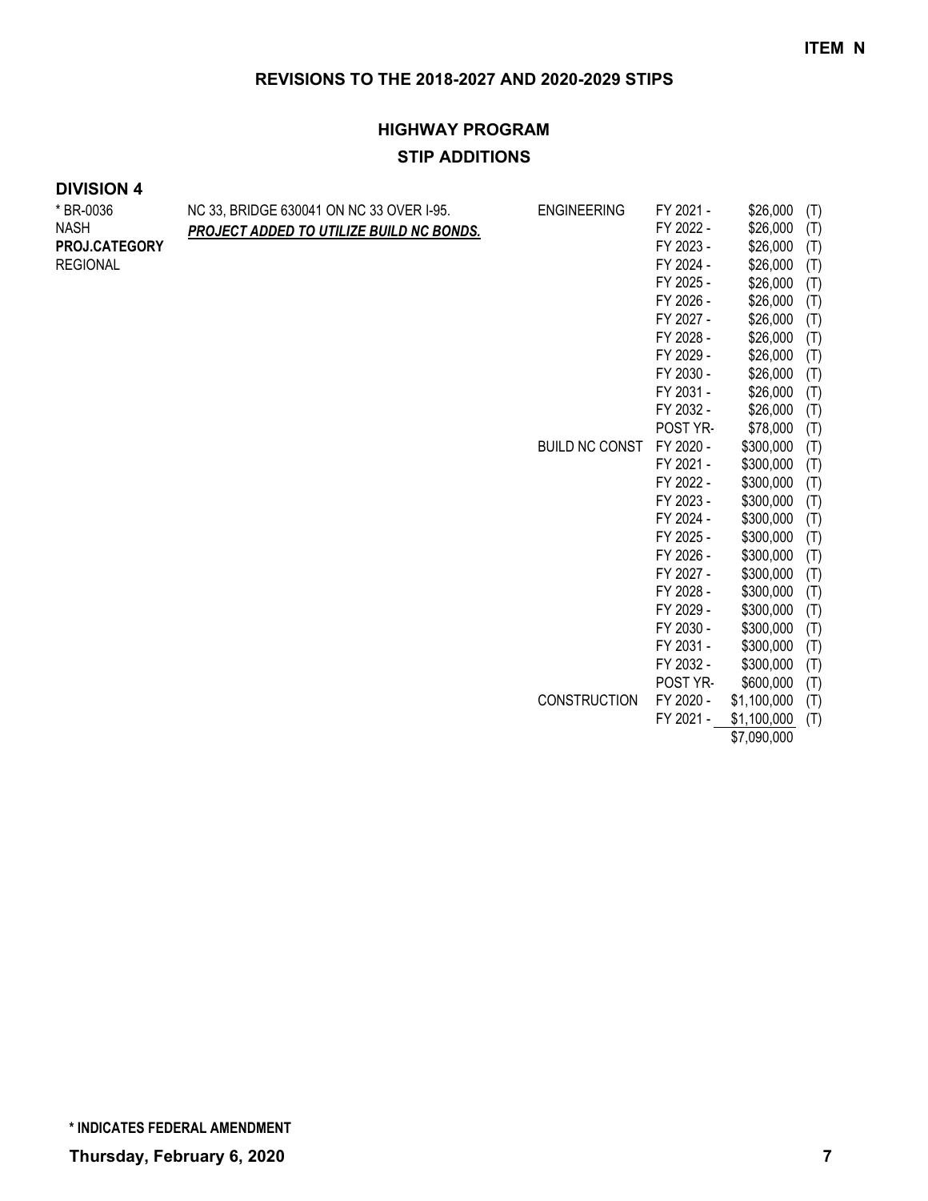**ITEM N**

## REVISIONS TO THE 2018-2027 AND 2020-2029 STIPS

### HIGHWAY PROGRAM

### STIP ADDITIONS

**DIVISION 4**

| | | | | | |
|---|---|---|---|---|---|
| * BR-0036<br>NASH<br>**PROJ.CATEGORY**<br>REGIONAL | NC 33, BRIDGE 630041 ON NC 33 OVER I-95.<br>***PROJECT ADDED TO UTILIZE BUILD NC BONDS.*** | ENGINEERING | FY 2021 - | $26,000 | (T) |
| | | | FY 2022 - | $26,000 | (T) |
| | | | FY 2023 - | $26,000 | (T) |
| | | | FY 2024 - | $26,000 | (T) |
| | | | FY 2025 - | $26,000 | (T) |
| | | | FY 2026 - | $26,000 | (T) |
| | | | FY 2027 - | $26,000 | (T) |
| | | | FY 2028 - | $26,000 | (T) |
| | | | FY 2029 - | $26,000 | (T) |
| | | | FY 2030 - | $26,000 | (T) |
| | | | FY 2031 - | $26,000 | (T) |
| | | | FY 2032 - | $26,000 | (T) |
| | | | POST YR- | $78,000 | (T) |
| | | BUILD NC CONST | FY 2020 - | $300,000 | (T) |
| | | | FY 2021 - | $300,000 | (T) |
| | | | FY 2022 - | $300,000 | (T) |
| | | | FY 2023 - | $300,000 | (T) |
| | | | FY 2024 - | $300,000 | (T) |
| | | | FY 2025 - | $300,000 | (T) |
| | | | FY 2026 - | $300,000 | (T) |
| | | | FY 2027 - | $300,000 | (T) |
| | | | FY 2028 - | $300,000 | (T) |
| | | | FY 2029 - | $300,000 | (T) |
| | | | FY 2030 - | $300,000 | (T) |
| | | | FY 2031 - | $300,000 | (T) |
| | | | FY 2032 - | $300,000 | (T) |
| | | | POST YR- | $600,000 | (T) |
| | | CONSTRUCTION | FY 2020 - | $1,100,000 | (T) |
| | | | FY 2021 - | $1,100,000 | (T) |
| | | | | $7,090,000 | |

**\* INDICATES FEDERAL AMENDMENT**

**Thursday, February 6, 2020**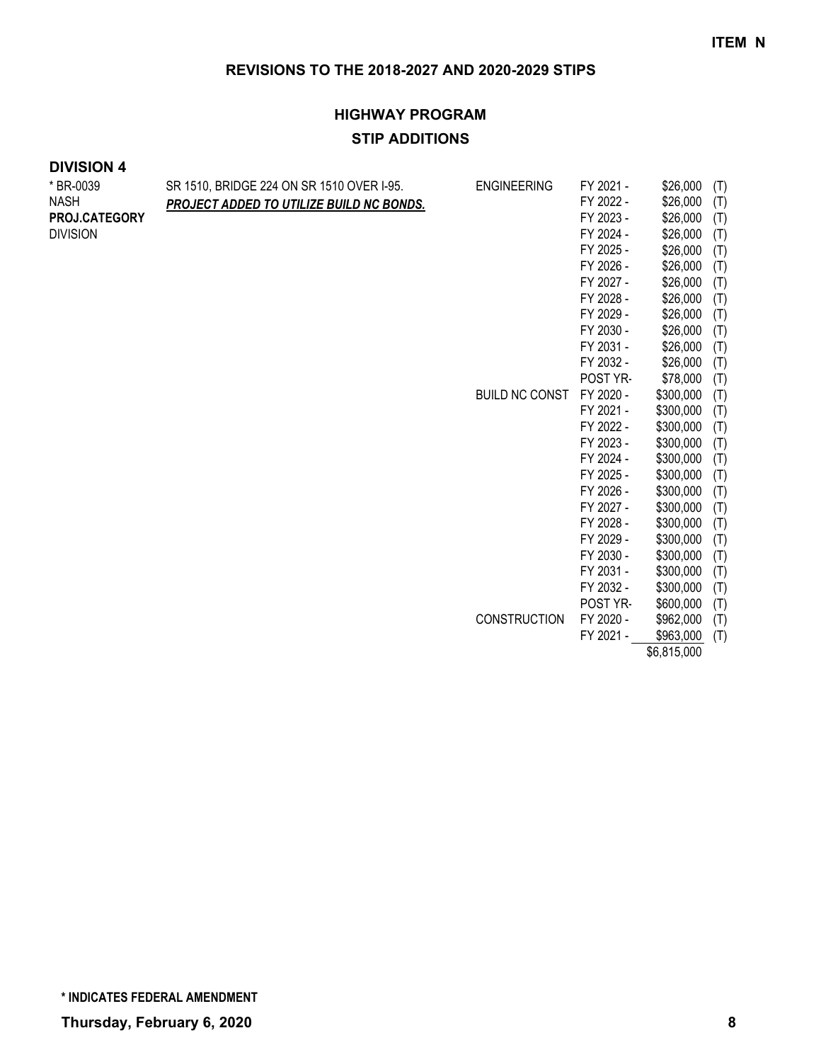**ITEM N**

## REVISIONS TO THE 2018-2027 AND 2020-2029 STIPS

### HIGHWAY PROGRAM

### STIP ADDITIONS

**DIVISION 4**

| Project | Description | Work Type | Fiscal Year | Amount | Source |
|---|---|---|---|---|---|
| * BR-0039 | SR 1510, BRIDGE 224 ON SR 1510 OVER I-95. | ENGINEERING | FY 2021 - | $26,000 | (T) |
| NASH | ***PROJECT ADDED TO UTILIZE BUILD NC BONDS.*** | | FY 2022 - | $26,000 | (T) |
| **PROJ.CATEGORY** | | | FY 2023 - | $26,000 | (T) |
| DIVISION | | | FY 2024 - | $26,000 | (T) |
| | | | FY 2025 - | $26,000 | (T) |
| | | | FY 2026 - | $26,000 | (T) |
| | | | FY 2027 - | $26,000 | (T) |
| | | | FY 2028 - | $26,000 | (T) |
| | | | FY 2029 - | $26,000 | (T) |
| | | | FY 2030 - | $26,000 | (T) |
| | | | FY 2031 - | $26,000 | (T) |
| | | | FY 2032 - | $26,000 | (T) |
| | | | POST YR- | $78,000 | (T) |
| | | BUILD NC CONST | FY 2020 - | $300,000 | (T) |
| | | | FY 2021 - | $300,000 | (T) |
| | | | FY 2022 - | $300,000 | (T) |
| | | | FY 2023 - | $300,000 | (T) |
| | | | FY 2024 - | $300,000 | (T) |
| | | | FY 2025 - | $300,000 | (T) |
| | | | FY 2026 - | $300,000 | (T) |
| | | | FY 2027 - | $300,000 | (T) |
| | | | FY 2028 - | $300,000 | (T) |
| | | | FY 2029 - | $300,000 | (T) |
| | | | FY 2030 - | $300,000 | (T) |
| | | | FY 2031 - | $300,000 | (T) |
| | | | FY 2032 - | $300,000 | (T) |
| | | | POST YR- | $600,000 | (T) |
| | | CONSTRUCTION | FY 2020 - | $962,000 | (T) |
| | | | FY 2021 - | $963,000 | (T) |
| | | | | $6,815,000 | |

**\* INDICATES FEDERAL AMENDMENT**

**Thursday, February 6, 2020**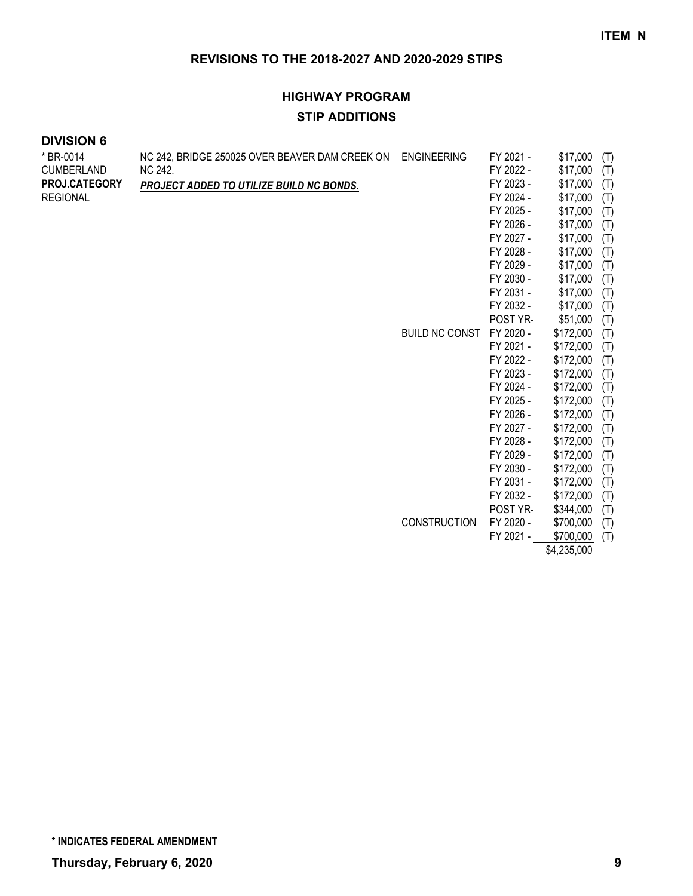**ITEM N**

## REVISIONS TO THE 2018-2027 AND 2020-2029 STIPS

### HIGHWAY PROGRAM

### STIP ADDITIONS

**DIVISION 6**

| | | | | | |
|---|---|---|---|---|---|
| * BR-0014<br>CUMBERLAND<br>**PROJ.CATEGORY**<br>REGIONAL | NC 242, BRIDGE 250025 OVER BEAVER DAM CREEK ON NC 242.<br>***PROJECT ADDED TO UTILIZE BUILD NC BONDS.*** | ENGINEERING | FY 2021 - | $17,000 | (T) |
| | | | FY 2022 - | $17,000 | (T) |
| | | | FY 2023 - | $17,000 | (T) |
| | | | FY 2024 - | $17,000 | (T) |
| | | | FY 2025 - | $17,000 | (T) |
| | | | FY 2026 - | $17,000 | (T) |
| | | | FY 2027 - | $17,000 | (T) |
| | | | FY 2028 - | $17,000 | (T) |
| | | | FY 2029 - | $17,000 | (T) |
| | | | FY 2030 - | $17,000 | (T) |
| | | | FY 2031 - | $17,000 | (T) |
| | | | FY 2032 - | $17,000 | (T) |
| | | | POST YR- | $51,000 | (T) |
| | | BUILD NC CONST | FY 2020 - | $172,000 | (T) |
| | | | FY 2021 - | $172,000 | (T) |
| | | | FY 2022 - | $172,000 | (T) |
| | | | FY 2023 - | $172,000 | (T) |
| | | | FY 2024 - | $172,000 | (T) |
| | | | FY 2025 - | $172,000 | (T) |
| | | | FY 2026 - | $172,000 | (T) |
| | | | FY 2027 - | $172,000 | (T) |
| | | | FY 2028 - | $172,000 | (T) |
| | | | FY 2029 - | $172,000 | (T) |
| | | | FY 2030 - | $172,000 | (T) |
| | | | FY 2031 - | $172,000 | (T) |
| | | | FY 2032 - | $172,000 | (T) |
| | | | POST YR- | $344,000 | (T) |
| | | CONSTRUCTION | FY 2020 - | $700,000 | (T) |
| | | | FY 2021 - | $700,000 | (T) |
| | | | | $4,235,000 | |

**\* INDICATES FEDERAL AMENDMENT**

**Thursday, February 6, 2020**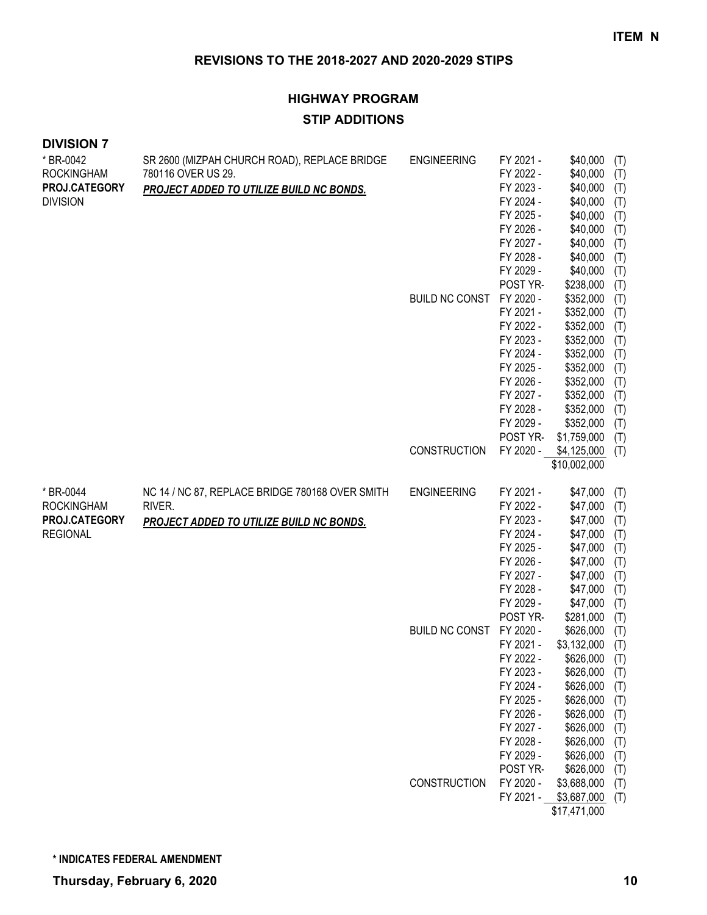# REVISIONS TO THE 2018-2027 AND 2020-2029 STIPS

## HIGHWAY PROGRAM

## STIP ADDITIONS

### DIVISION 7

| Project | Description | Work Type | Year | Amount | Funding |
|---|---|---|---|---|---|
| * BR-0042<br>ROCKINGHAM<br>**PROJ.CATEGORY**<br>DIVISION | SR 2600 (MIZPAH CHURCH ROAD), REPLACE BRIDGE 780116 OVER US 29.<br>***PROJECT ADDED TO UTILIZE BUILD NC BONDS.*** | ENGINEERING | FY 2021 - | $40,000 | (T) |
| | | | FY 2022 - | $40,000 | (T) |
| | | | FY 2023 - | $40,000 | (T) |
| | | | FY 2024 - | $40,000 | (T) |
| | | | FY 2025 - | $40,000 | (T) |
| | | | FY 2026 - | $40,000 | (T) |
| | | | FY 2027 - | $40,000 | (T) |
| | | | FY 2028 - | $40,000 | (T) |
| | | | FY 2029 - | $40,000 | (T) |
| | | | POST YR- | $238,000 | (T) |
| | | BUILD NC CONST | FY 2020 - | $352,000 | (T) |
| | | | FY 2021 - | $352,000 | (T) |
| | | | FY 2022 - | $352,000 | (T) |
| | | | FY 2023 - | $352,000 | (T) |
| | | | FY 2024 - | $352,000 | (T) |
| | | | FY 2025 - | $352,000 | (T) |
| | | | FY 2026 - | $352,000 | (T) |
| | | | FY 2027 - | $352,000 | (T) |
| | | | FY 2028 - | $352,000 | (T) |
| | | | FY 2029 - | $352,000 | (T) |
| | | | POST YR- | $1,759,000 | (T) |
| | | CONSTRUCTION | FY 2020 - | $4,125,000 | (T) |
| | | | | $10,002,000 | |
| * BR-0044<br>ROCKINGHAM<br>**PROJ.CATEGORY**<br>REGIONAL | NC 14 / NC 87, REPLACE BRIDGE 780168 OVER SMITH RIVER.<br>***PROJECT ADDED TO UTILIZE BUILD NC BONDS.*** | ENGINEERING | FY 2021 - | $47,000 | (T) |
| | | | FY 2022 - | $47,000 | (T) |
| | | | FY 2023 - | $47,000 | (T) |
| | | | FY 2024 - | $47,000 | (T) |
| | | | FY 2025 - | $47,000 | (T) |
| | | | FY 2026 - | $47,000 | (T) |
| | | | FY 2027 - | $47,000 | (T) |
| | | | FY 2028 - | $47,000 | (T) |
| | | | FY 2029 - | $47,000 | (T) |
| | | | POST YR- | $281,000 | (T) |
| | | BUILD NC CONST | FY 2020 - | $626,000 | (T) |
| | | | FY 2021 - | $3,132,000 | (T) |
| | | | FY 2022 - | $626,000 | (T) |
| | | | FY 2023 - | $626,000 | (T) |
| | | | FY 2024 - | $626,000 | (T) |
| | | | FY 2025 - | $626,000 | (T) |
| | | | FY 2026 - | $626,000 | (T) |
| | | | FY 2027 - | $626,000 | (T) |
| | | | FY 2028 - | $626,000 | (T) |
| | | | FY 2029 - | $626,000 | (T) |
| | | | POST YR- | $626,000 | (T) |
| | | CONSTRUCTION | FY 2020 - | $3,688,000 | (T) |
| | | | FY 2021 - | $3,687,000 | (T) |
| | | | | $17,471,000 | |

**\* INDICATES FEDERAL AMENDMENT**

**Thursday, February 6, 2020**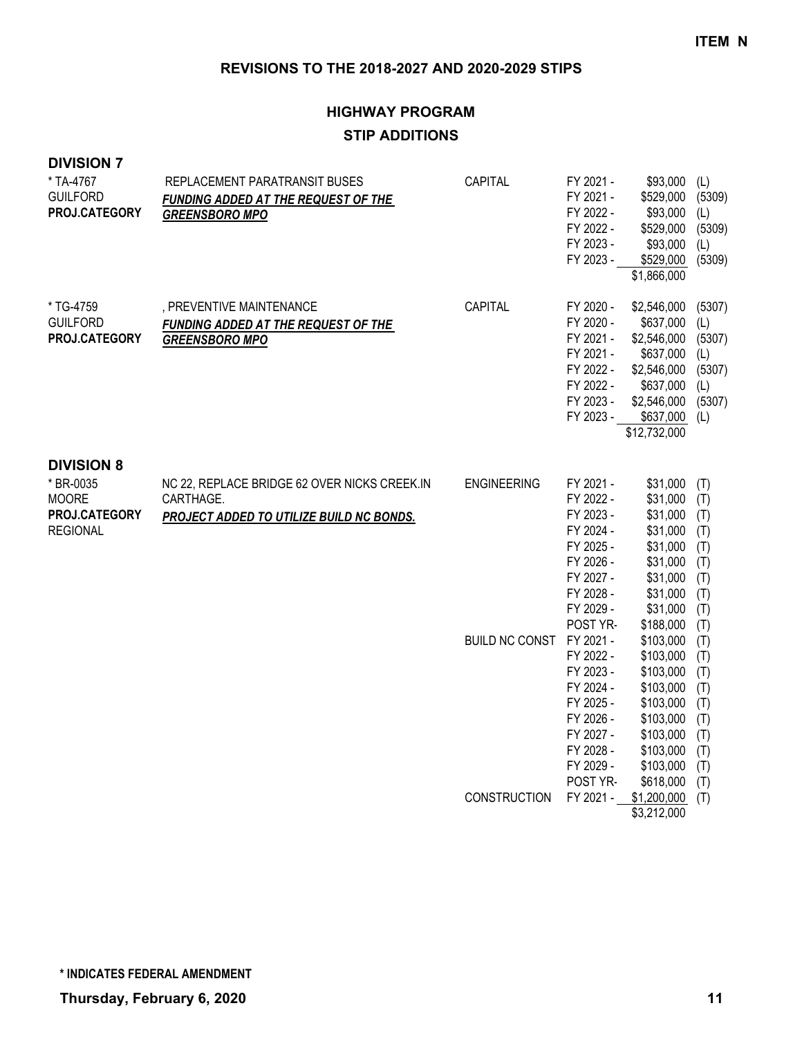**ITEM N**

## REVISIONS TO THE 2018-2027 AND 2020-2029 STIPS

### HIGHWAY PROGRAM

### STIP ADDITIONS

**DIVISION 7**

| Project | Description | Work Type | Fiscal Year | Amount | Source |
|---|---|---|---|---|---|
| * TA-4767 | REPLACEMENT PARATRANSIT BUSES | CAPITAL | FY 2021 - | $93,000 | (L) |
| GUILFORD | ***FUNDING ADDED AT THE REQUEST OF THE GREENSBORO MPO*** | | FY 2021 - | $529,000 | (5309) |
| **PROJ.CATEGORY** | | | FY 2022 - | $93,000 | (L) |
| | | | FY 2022 - | $529,000 | (5309) |
| | | | FY 2023 - | $93,000 | (L) |
| | | | FY 2023 - | $529,000 | (5309) |
| | | | | $1,866,000 | |
| * TG-4759 | , PREVENTIVE MAINTENANCE | CAPITAL | FY 2020 - | $2,546,000 | (5307) |
| GUILFORD | ***FUNDING ADDED AT THE REQUEST OF THE GREENSBORO MPO*** | | FY 2020 - | $637,000 | (L) |
| **PROJ.CATEGORY** | | | FY 2021 - | $2,546,000 | (5307) |
| | | | FY 2021 - | $637,000 | (L) |
| | | | FY 2022 - | $2,546,000 | (5307) |
| | | | FY 2022 - | $637,000 | (L) |
| | | | FY 2023 - | $2,546,000 | (5307) |
| | | | FY 2023 - | $637,000 | (L) |
| | | | | $12,732,000 | |

**DIVISION 8**

| Project | Description | Work Type | Fiscal Year | Amount | Source |
|---|---|---|---|---|---|
| * BR-0035 | NC 22, REPLACE BRIDGE 62 OVER NICKS CREEK.IN CARTHAGE. | ENGINEERING | FY 2021 - | $31,000 | (T) |
| MOORE | ***PROJECT ADDED TO UTILIZE BUILD NC BONDS.*** | | FY 2022 - | $31,000 | (T) |
| **PROJ.CATEGORY** | | | FY 2023 - | $31,000 | (T) |
| REGIONAL | | | FY 2024 - | $31,000 | (T) |
| | | | FY 2025 - | $31,000 | (T) |
| | | | FY 2026 - | $31,000 | (T) |
| | | | FY 2027 - | $31,000 | (T) |
| | | | FY 2028 - | $31,000 | (T) |
| | | | FY 2029 - | $31,000 | (T) |
| | | | POST YR- | $188,000 | (T) |
| | | BUILD NC CONST | FY 2021 - | $103,000 | (T) |
| | | | FY 2022 - | $103,000 | (T) |
| | | | FY 2023 - | $103,000 | (T) |
| | | | FY 2024 - | $103,000 | (T) |
| | | | FY 2025 - | $103,000 | (T) |
| | | | FY 2026 - | $103,000 | (T) |
| | | | FY 2027 - | $103,000 | (T) |
| | | | FY 2028 - | $103,000 | (T) |
| | | | FY 2029 - | $103,000 | (T) |
| | | | POST YR- | $618,000 | (T) |
| | | CONSTRUCTION | FY 2021 - | $1,200,000 | (T) |
| | | | | $3,212,000 | |

**\* INDICATES FEDERAL AMENDMENT**

**Thursday, February 6, 2020**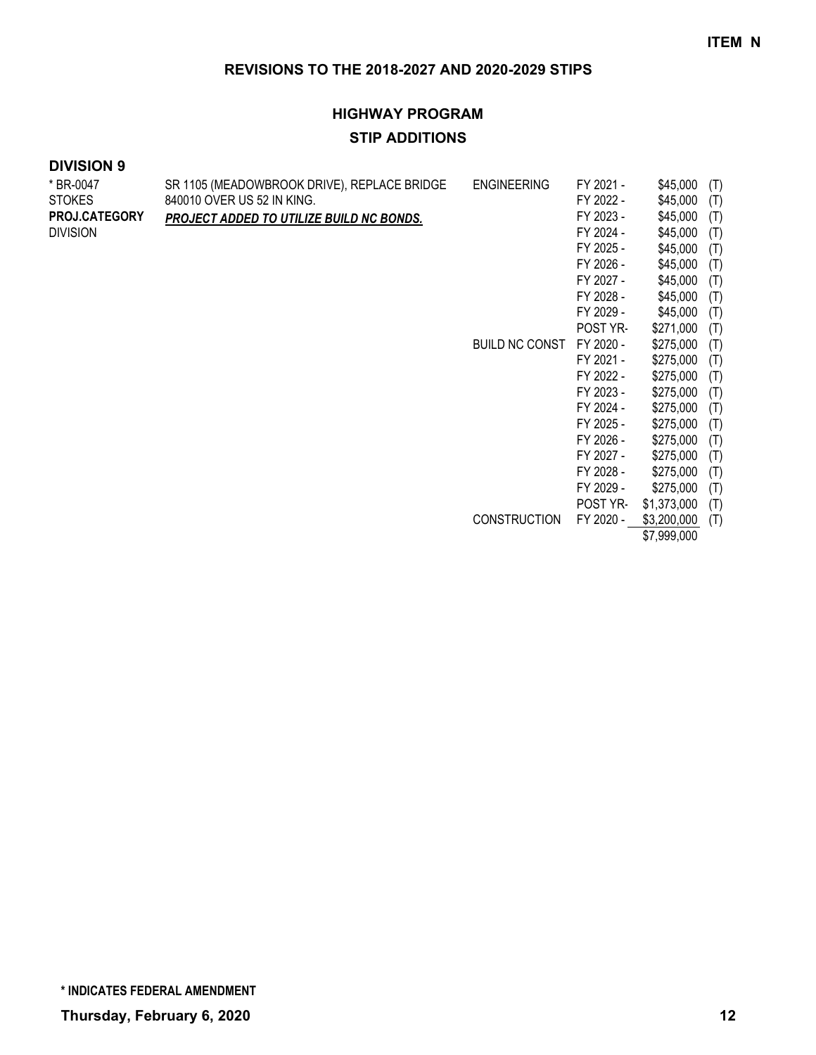ITEM N

## REVISIONS TO THE 2018-2027 AND 2020-2029 STIPS

### HIGHWAY PROGRAM

### STIP ADDITIONS

**DIVISION 9**

| | | | | | |
|---|---|---|---|---|---|
| * BR-0047 | SR 1105 (MEADOWBROOK DRIVE), REPLACE BRIDGE | ENGINEERING | FY 2021 - | $45,000 | (T) |
| STOKES | 840010 OVER US 52 IN KING. | | FY 2022 - | $45,000 | (T) |
| **PROJ.CATEGORY** | ***PROJECT ADDED TO UTILIZE BUILD NC BONDS.*** | | FY 2023 - | $45,000 | (T) |
| DIVISION | | | FY 2024 - | $45,000 | (T) |
| | | | FY 2025 - | $45,000 | (T) |
| | | | FY 2026 - | $45,000 | (T) |
| | | | FY 2027 - | $45,000 | (T) |
| | | | FY 2028 - | $45,000 | (T) |
| | | | FY 2029 - | $45,000 | (T) |
| | | | POST YR- | $271,000 | (T) |
| | | BUILD NC CONST | FY 2020 - | $275,000 | (T) |
| | | | FY 2021 - | $275,000 | (T) |
| | | | FY 2022 - | $275,000 | (T) |
| | | | FY 2023 - | $275,000 | (T) |
| | | | FY 2024 - | $275,000 | (T) |
| | | | FY 2025 - | $275,000 | (T) |
| | | | FY 2026 - | $275,000 | (T) |
| | | | FY 2027 - | $275,000 | (T) |
| | | | FY 2028 - | $275,000 | (T) |
| | | | FY 2029 - | $275,000 | (T) |
| | | | POST YR- | $1,373,000 | (T) |
| | | CONSTRUCTION | FY 2020 - | $3,200,000 | (T) |
| | | | | $7,999,000 | |

\* INDICATES FEDERAL AMENDMENT

**Thursday, February 6, 2020**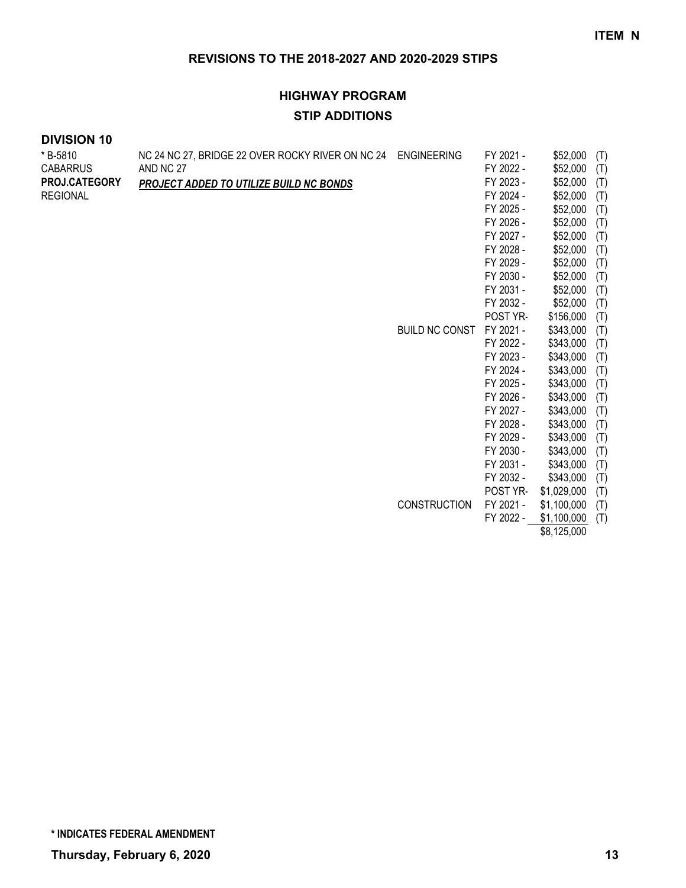**ITEM N**

## REVISIONS TO THE 2018-2027 AND 2020-2029 STIPS

### HIGHWAY PROGRAM

### STIP ADDITIONS

**DIVISION 10**

| | | | | | |
|---|---|---|---|---|---|
| * B-5810 | NC 24 NC 27, BRIDGE 22 OVER ROCKY RIVER ON NC 24 | ENGINEERING | FY 2021 - | $52,000 | (T) |
| CABARRUS | AND NC 27 | | FY 2022 - | $52,000 | (T) |
| **PROJ.CATEGORY** | ***PROJECT ADDED TO UTILIZE BUILD NC BONDS*** | | FY 2023 - | $52,000 | (T) |
| REGIONAL | | | FY 2024 - | $52,000 | (T) |
| | | | FY 2025 - | $52,000 | (T) |
| | | | FY 2026 - | $52,000 | (T) |
| | | | FY 2027 - | $52,000 | (T) |
| | | | FY 2028 - | $52,000 | (T) |
| | | | FY 2029 - | $52,000 | (T) |
| | | | FY 2030 - | $52,000 | (T) |
| | | | FY 2031 - | $52,000 | (T) |
| | | | FY 2032 - | $52,000 | (T) |
| | | | POST YR- | $156,000 | (T) |
| | | BUILD NC CONST | FY 2021 - | $343,000 | (T) |
| | | | FY 2022 - | $343,000 | (T) |
| | | | FY 2023 - | $343,000 | (T) |
| | | | FY 2024 - | $343,000 | (T) |
| | | | FY 2025 - | $343,000 | (T) |
| | | | FY 2026 - | $343,000 | (T) |
| | | | FY 2027 - | $343,000 | (T) |
| | | | FY 2028 - | $343,000 | (T) |
| | | | FY 2029 - | $343,000 | (T) |
| | | | FY 2030 - | $343,000 | (T) |
| | | | FY 2031 - | $343,000 | (T) |
| | | | FY 2032 - | $343,000 | (T) |
| | | | POST YR- | $1,029,000 | (T) |
| | | CONSTRUCTION | FY 2021 - | $1,100,000 | (T) |
| | | | FY 2022 - | $1,100,000 | (T) |
| | | | | $8,125,000 | |

**\* INDICATES FEDERAL AMENDMENT**

**Thursday, February 6, 2020**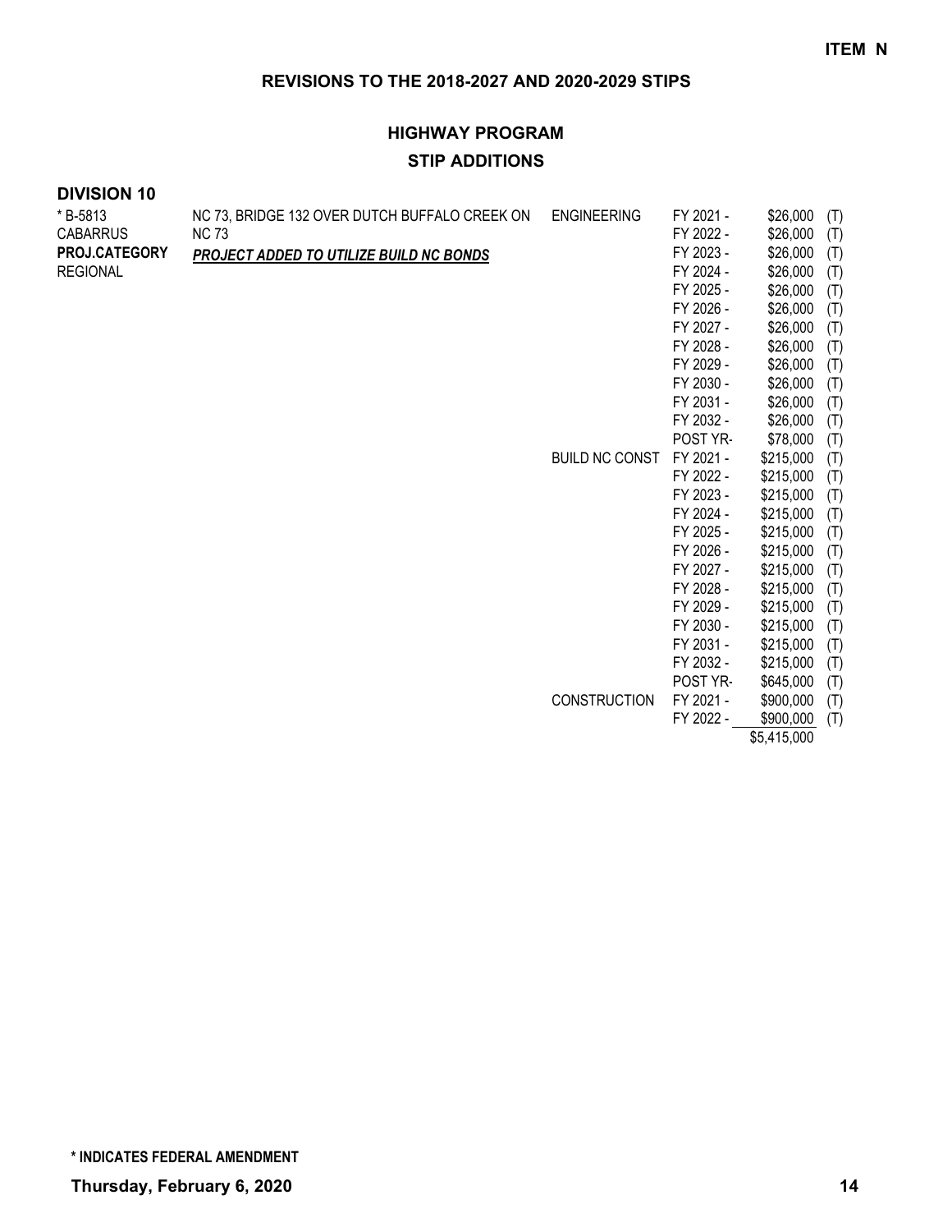# REVISIONS TO THE 2018-2027 AND 2020-2029 STIPS

## HIGHWAY PROGRAM

### STIP ADDITIONS

**DIVISION 10**

| | | | | | |
|---|---|---|---|---|---|
| * B-5813 | NC 73, BRIDGE 132 OVER DUTCH BUFFALO CREEK ON | ENGINEERING | FY 2021 - | $26,000 | (T) |
| CABARRUS | NC 73 | | FY 2022 - | $26,000 | (T) |
| **PROJ.CATEGORY** | ***PROJECT ADDED TO UTILIZE BUILD NC BONDS*** | | FY 2023 - | $26,000 | (T) |
| REGIONAL | | | FY 2024 - | $26,000 | (T) |
| | | | FY 2025 - | $26,000 | (T) |
| | | | FY 2026 - | $26,000 | (T) |
| | | | FY 2027 - | $26,000 | (T) |
| | | | FY 2028 - | $26,000 | (T) |
| | | | FY 2029 - | $26,000 | (T) |
| | | | FY 2030 - | $26,000 | (T) |
| | | | FY 2031 - | $26,000 | (T) |
| | | | FY 2032 - | $26,000 | (T) |
| | | | POST YR- | $78,000 | (T) |
| | | BUILD NC CONST | FY 2021 - | $215,000 | (T) |
| | | | FY 2022 - | $215,000 | (T) |
| | | | FY 2023 - | $215,000 | (T) |
| | | | FY 2024 - | $215,000 | (T) |
| | | | FY 2025 - | $215,000 | (T) |
| | | | FY 2026 - | $215,000 | (T) |
| | | | FY 2027 - | $215,000 | (T) |
| | | | FY 2028 - | $215,000 | (T) |
| | | | FY 2029 - | $215,000 | (T) |
| | | | FY 2030 - | $215,000 | (T) |
| | | | FY 2031 - | $215,000 | (T) |
| | | | FY 2032 - | $215,000 | (T) |
| | | | POST YR- | $645,000 | (T) |
| | | CONSTRUCTION | FY 2021 - | $900,000 | (T) |
| | | | FY 2022 - | $900,000 | (T) |
| | | | | $5,415,000 | |

**\* INDICATES FEDERAL AMENDMENT**

**Thursday, February 6, 2020**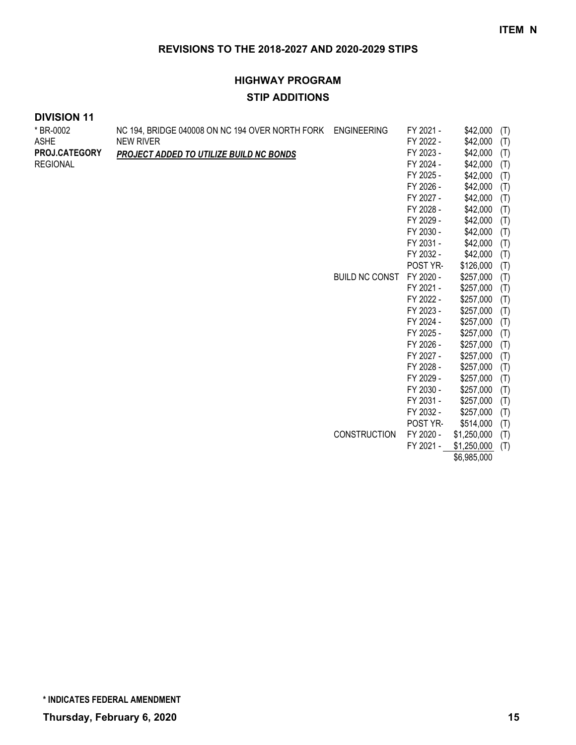**ITEM N**

## REVISIONS TO THE 2018-2027 AND 2020-2029 STIPS

### HIGHWAY PROGRAM

### STIP ADDITIONS

**DIVISION 11**

| | | | | | |
|---|---|---|---|---|---|
| * BR-0002 | NC 194, BRIDGE 040008 ON NC 194 OVER NORTH FORK | ENGINEERING | FY 2021 - | $42,000 | (T) |
| ASHE | NEW RIVER | | FY 2022 - | $42,000 | (T) |
| **PROJ.CATEGORY** | ***PROJECT ADDED TO UTILIZE BUILD NC BONDS*** | | FY 2023 - | $42,000 | (T) |
| REGIONAL | | | FY 2024 - | $42,000 | (T) |
| | | | FY 2025 - | $42,000 | (T) |
| | | | FY 2026 - | $42,000 | (T) |
| | | | FY 2027 - | $42,000 | (T) |
| | | | FY 2028 - | $42,000 | (T) |
| | | | FY 2029 - | $42,000 | (T) |
| | | | FY 2030 - | $42,000 | (T) |
| | | | FY 2031 - | $42,000 | (T) |
| | | | FY 2032 - | $42,000 | (T) |
| | | | POST YR- | $126,000 | (T) |
| | | BUILD NC CONST | FY 2020 - | $257,000 | (T) |
| | | | FY 2021 - | $257,000 | (T) |
| | | | FY 2022 - | $257,000 | (T) |
| | | | FY 2023 - | $257,000 | (T) |
| | | | FY 2024 - | $257,000 | (T) |
| | | | FY 2025 - | $257,000 | (T) |
| | | | FY 2026 - | $257,000 | (T) |
| | | | FY 2027 - | $257,000 | (T) |
| | | | FY 2028 - | $257,000 | (T) |
| | | | FY 2029 - | $257,000 | (T) |
| | | | FY 2030 - | $257,000 | (T) |
| | | | FY 2031 - | $257,000 | (T) |
| | | | FY 2032 - | $257,000 | (T) |
| | | | POST YR- | $514,000 | (T) |
| | | CONSTRUCTION | FY 2020 - | $1,250,000 | (T) |
| | | | FY 2021 - | $1,250,000 | (T) |
| | | | | $6,985,000 | |

**\* INDICATES FEDERAL AMENDMENT**

**Thursday, February 6, 2020**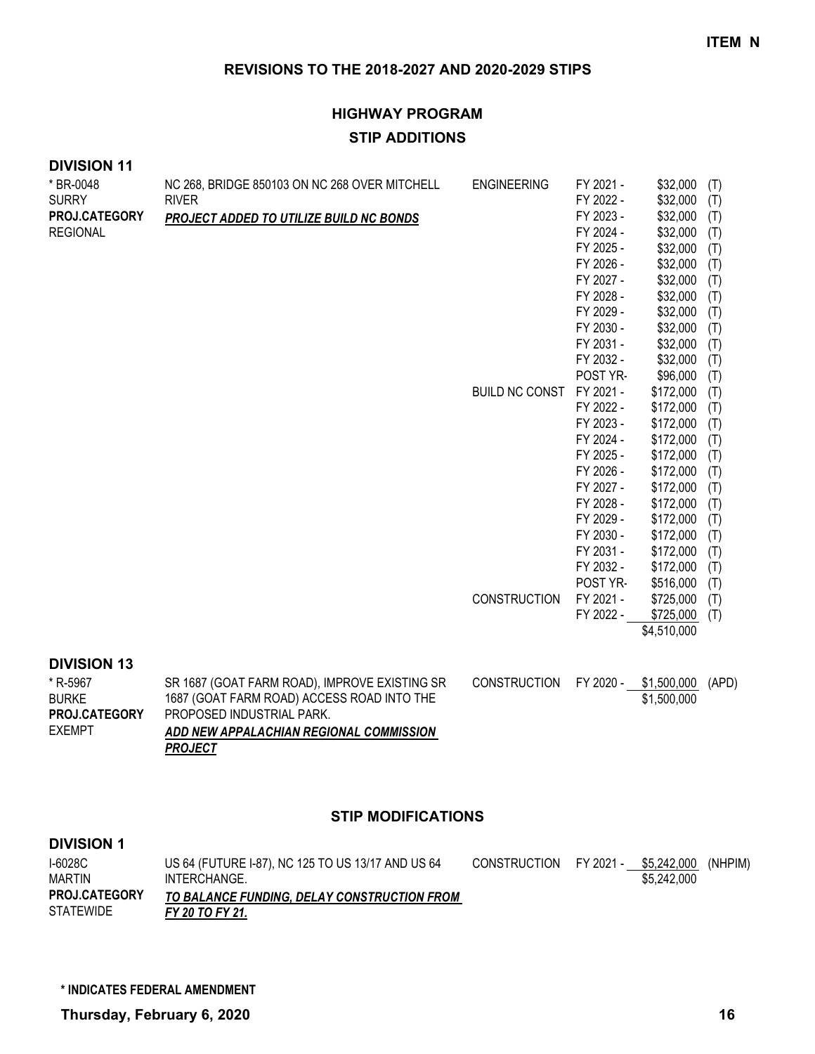**ITEM N**

## REVISIONS TO THE 2018-2027 AND 2020-2029 STIPS

### HIGHWAY PROGRAM

### STIP ADDITIONS

**DIVISION 11**

| Project | Description | Phase | Year | Amount | Source |
|---|---|---|---|---|---|
| * BR-0048<br>SURRY<br>**PROJ.CATEGORY**<br>REGIONAL | NC 268, BRIDGE 850103 ON NC 268 OVER MITCHELL RIVER<br>***PROJECT ADDED TO UTILIZE BUILD NC BONDS*** | ENGINEERING | FY 2021 - | $32,000 | (T) |
| | | | FY 2022 - | $32,000 | (T) |
| | | | FY 2023 - | $32,000 | (T) |
| | | | FY 2024 - | $32,000 | (T) |
| | | | FY 2025 - | $32,000 | (T) |
| | | | FY 2026 - | $32,000 | (T) |
| | | | FY 2027 - | $32,000 | (T) |
| | | | FY 2028 - | $32,000 | (T) |
| | | | FY 2029 - | $32,000 | (T) |
| | | | FY 2030 - | $32,000 | (T) |
| | | | FY 2031 - | $32,000 | (T) |
| | | | FY 2032 - | $32,000 | (T) |
| | | | POST YR- | $96,000 | (T) |
| | | BUILD NC CONST | FY 2021 - | $172,000 | (T) |
| | | | FY 2022 - | $172,000 | (T) |
| | | | FY 2023 - | $172,000 | (T) |
| | | | FY 2024 - | $172,000 | (T) |
| | | | FY 2025 - | $172,000 | (T) |
| | | | FY 2026 - | $172,000 | (T) |
| | | | FY 2027 - | $172,000 | (T) |
| | | | FY 2028 - | $172,000 | (T) |
| | | | FY 2029 - | $172,000 | (T) |
| | | | FY 2030 - | $172,000 | (T) |
| | | | FY 2031 - | $172,000 | (T) |
| | | | FY 2032 - | $172,000 | (T) |
| | | | POST YR- | $516,000 | (T) |
| | | CONSTRUCTION | FY 2021 - | $725,000 | (T) |
| | | | FY 2022 - | $725,000 | (T) |
| | | | | $4,510,000 | |

**DIVISION 13**

| Project | Description | Phase | Year | Amount | Source |
|---|---|---|---|---|---|
| * R-5967<br>BURKE<br>**PROJ.CATEGORY**<br>EXEMPT | SR 1687 (GOAT FARM ROAD), IMPROVE EXISTING SR 1687 (GOAT FARM ROAD) ACCESS ROAD INTO THE PROPOSED INDUSTRIAL PARK.<br>***ADD NEW APPALACHIAN REGIONAL COMMISSION PROJECT*** | CONSTRUCTION | FY 2020 - | $1,500,000 | (APD) |
| | | | | $1,500,000 | |

### STIP MODIFICATIONS

**DIVISION 1**

| Project | Description | Phase | Year | Amount | Source |
|---|---|---|---|---|---|
| I-6028C<br>MARTIN<br>**PROJ.CATEGORY**<br>STATEWIDE | US 64 (FUTURE I-87), NC 125 TO US 13/17 AND US 64 INTERCHANGE.<br>***TO BALANCE FUNDING, DELAY CONSTRUCTION FROM FY 20 TO FY 21.*** | CONSTRUCTION | FY 2021 - | $5,242,000 | (NHPIM) |
| | | | | $5,242,000 | |

**\* INDICATES FEDERAL AMENDMENT**

**Thursday, February 6, 2020**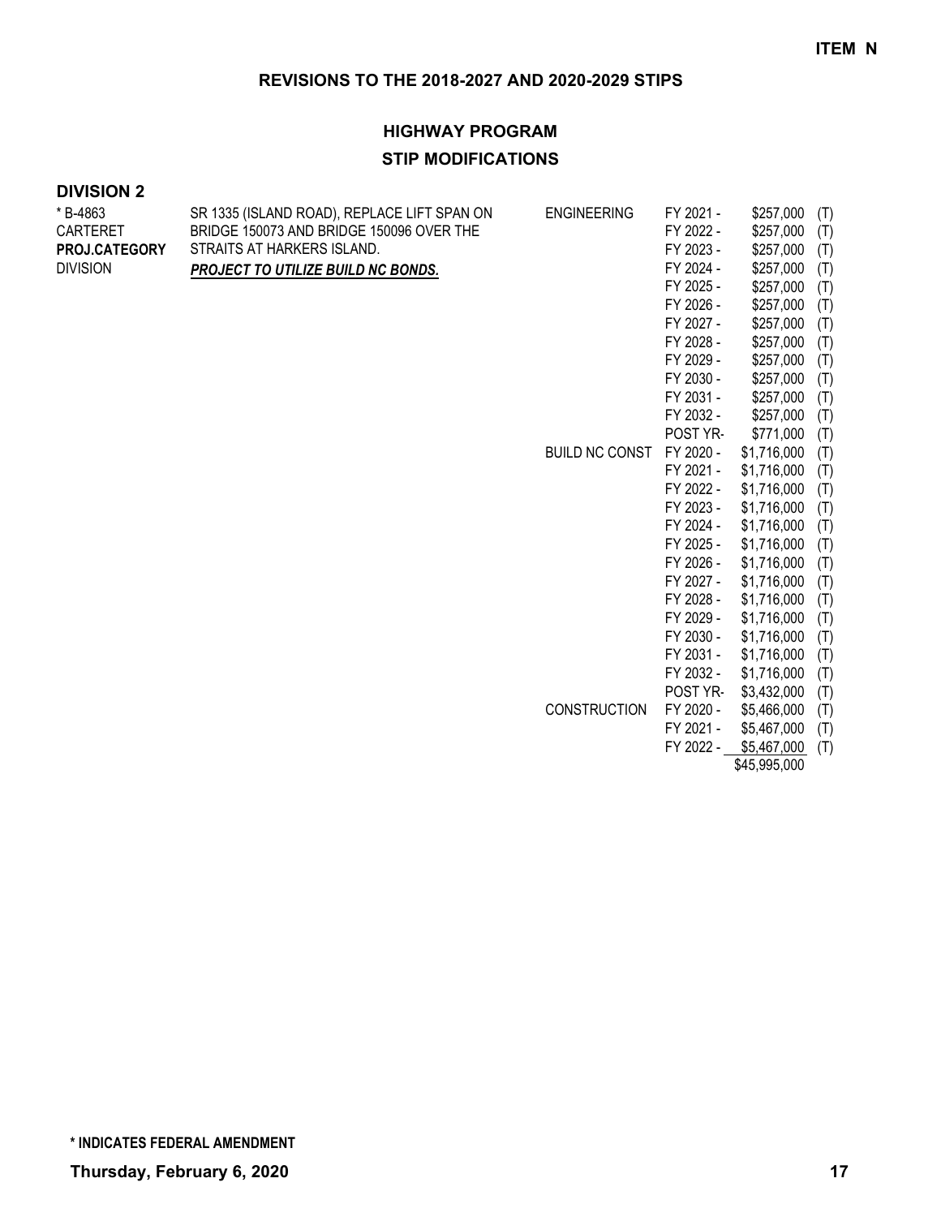**ITEM N**

## REVISIONS TO THE 2018-2027 AND 2020-2029 STIPS

### HIGHWAY PROGRAM

### STIP MODIFICATIONS

**DIVISION 2**

| | | | | | |
|---|---|---|---|---|---|
| * B-4863<br>CARTERET<br>**PROJ.CATEGORY**<br>DIVISION | SR 1335 (ISLAND ROAD), REPLACE LIFT SPAN ON BRIDGE 150073 AND BRIDGE 150096 OVER THE STRAITS AT HARKERS ISLAND.<br>***PROJECT TO UTILIZE BUILD NC BONDS.*** | ENGINEERING | FY 2021 - | $257,000 | (T) |
| | | | FY 2022 - | $257,000 | (T) |
| | | | FY 2023 - | $257,000 | (T) |
| | | | FY 2024 - | $257,000 | (T) |
| | | | FY 2025 - | $257,000 | (T) |
| | | | FY 2026 - | $257,000 | (T) |
| | | | FY 2027 - | $257,000 | (T) |
| | | | FY 2028 - | $257,000 | (T) |
| | | | FY 2029 - | $257,000 | (T) |
| | | | FY 2030 - | $257,000 | (T) |
| | | | FY 2031 - | $257,000 | (T) |
| | | | FY 2032 - | $257,000 | (T) |
| | | | POST YR- | $771,000 | (T) |
| | | BUILD NC CONST | FY 2020 - | $1,716,000 | (T) |
| | | | FY 2021 - | $1,716,000 | (T) |
| | | | FY 2022 - | $1,716,000 | (T) |
| | | | FY 2023 - | $1,716,000 | (T) |
| | | | FY 2024 - | $1,716,000 | (T) |
| | | | FY 2025 - | $1,716,000 | (T) |
| | | | FY 2026 - | $1,716,000 | (T) |
| | | | FY 2027 - | $1,716,000 | (T) |
| | | | FY 2028 - | $1,716,000 | (T) |
| | | | FY 2029 - | $1,716,000 | (T) |
| | | | FY 2030 - | $1,716,000 | (T) |
| | | | FY 2031 - | $1,716,000 | (T) |
| | | | FY 2032 - | $1,716,000 | (T) |
| | | | POST YR- | $3,432,000 | (T) |
| | | CONSTRUCTION | FY 2020 - | $5,466,000 | (T) |
| | | | FY 2021 - | $5,467,000 | (T) |
| | | | FY 2022 - | $5,467,000 | (T) |
| | | | | $45,995,000 | |

**\* INDICATES FEDERAL AMENDMENT**

**Thursday, February 6, 2020**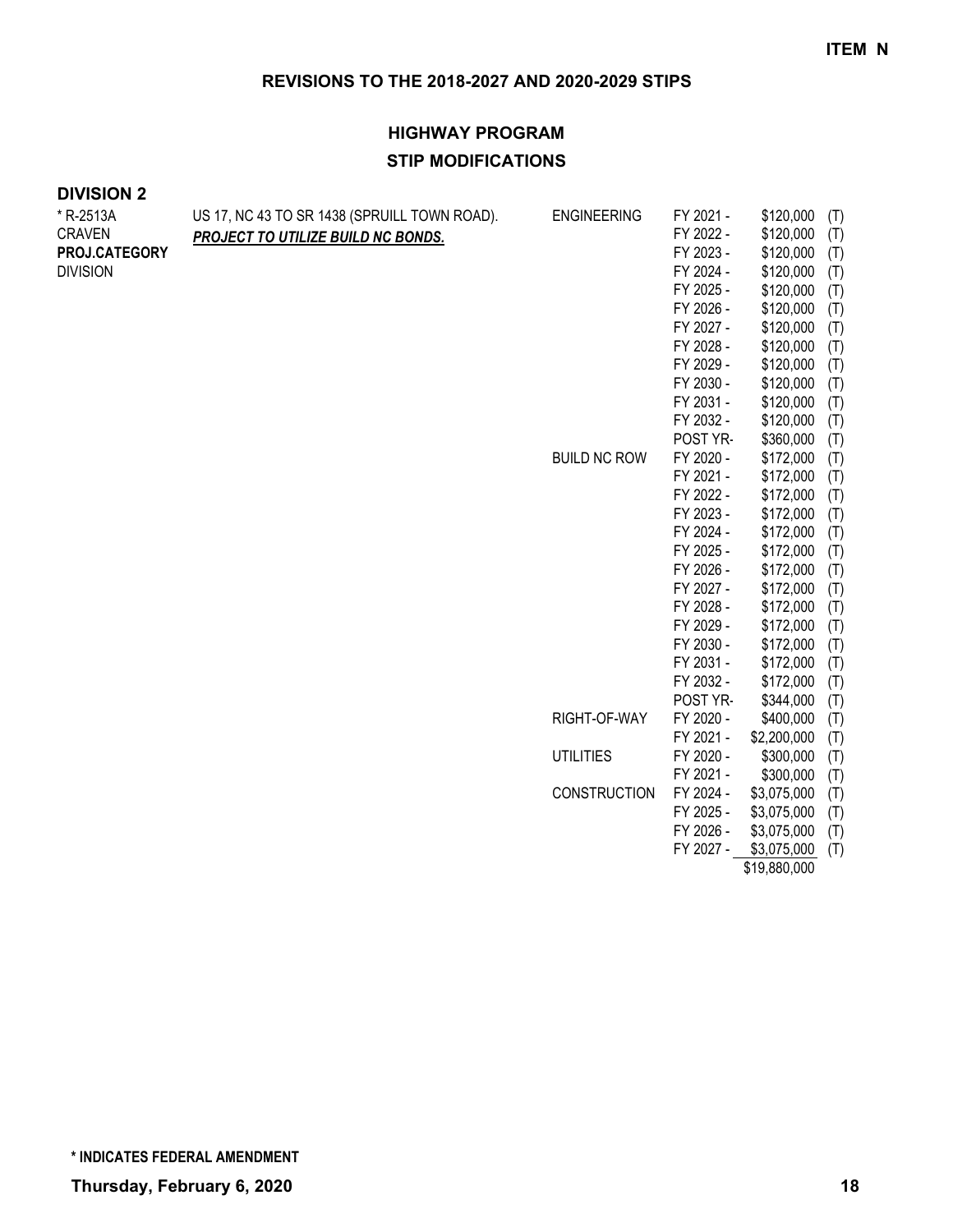**ITEM N**

## REVISIONS TO THE 2018-2027 AND 2020-2029 STIPS

### HIGHWAY PROGRAM
### STIP MODIFICATIONS

**DIVISION 2**

| | | | | | |
|---|---|---|---|---|---|
| * R-2513A | US 17, NC 43 TO SR 1438 (SPRUILL TOWN ROAD). | ENGINEERING | FY 2021 - | $120,000 | (T) |
| CRAVEN | ***PROJECT TO UTILIZE BUILD NC BONDS.*** | | FY 2022 - | $120,000 | (T) |
| **PROJ.CATEGORY** | | | FY 2023 - | $120,000 | (T) |
| DIVISION | | | FY 2024 - | $120,000 | (T) |
| | | | FY 2025 - | $120,000 | (T) |
| | | | FY 2026 - | $120,000 | (T) |
| | | | FY 2027 - | $120,000 | (T) |
| | | | FY 2028 - | $120,000 | (T) |
| | | | FY 2029 - | $120,000 | (T) |
| | | | FY 2030 - | $120,000 | (T) |
| | | | FY 2031 - | $120,000 | (T) |
| | | | FY 2032 - | $120,000 | (T) |
| | | | POST YR- | $360,000 | (T) |
| | | BUILD NC ROW | FY 2020 - | $172,000 | (T) |
| | | | FY 2021 - | $172,000 | (T) |
| | | | FY 2022 - | $172,000 | (T) |
| | | | FY 2023 - | $172,000 | (T) |
| | | | FY 2024 - | $172,000 | (T) |
| | | | FY 2025 - | $172,000 | (T) |
| | | | FY 2026 - | $172,000 | (T) |
| | | | FY 2027 - | $172,000 | (T) |
| | | | FY 2028 - | $172,000 | (T) |
| | | | FY 2029 - | $172,000 | (T) |
| | | | FY 2030 - | $172,000 | (T) |
| | | | FY 2031 - | $172,000 | (T) |
| | | | FY 2032 - | $172,000 | (T) |
| | | | POST YR- | $344,000 | (T) |
| | | RIGHT-OF-WAY | FY 2020 - | $400,000 | (T) |
| | | | FY 2021 - | $2,200,000 | (T) |
| | | UTILITIES | FY 2020 - | $300,000 | (T) |
| | | | FY 2021 - | $300,000 | (T) |
| | | CONSTRUCTION | FY 2024 - | $3,075,000 | (T) |
| | | | FY 2025 - | $3,075,000 | (T) |
| | | | FY 2026 - | $3,075,000 | (T) |
| | | | FY 2027 - | $3,075,000 | (T) |
| | | | | $19,880,000 | |

**\* INDICATES FEDERAL AMENDMENT**

**Thursday, February 6, 2020**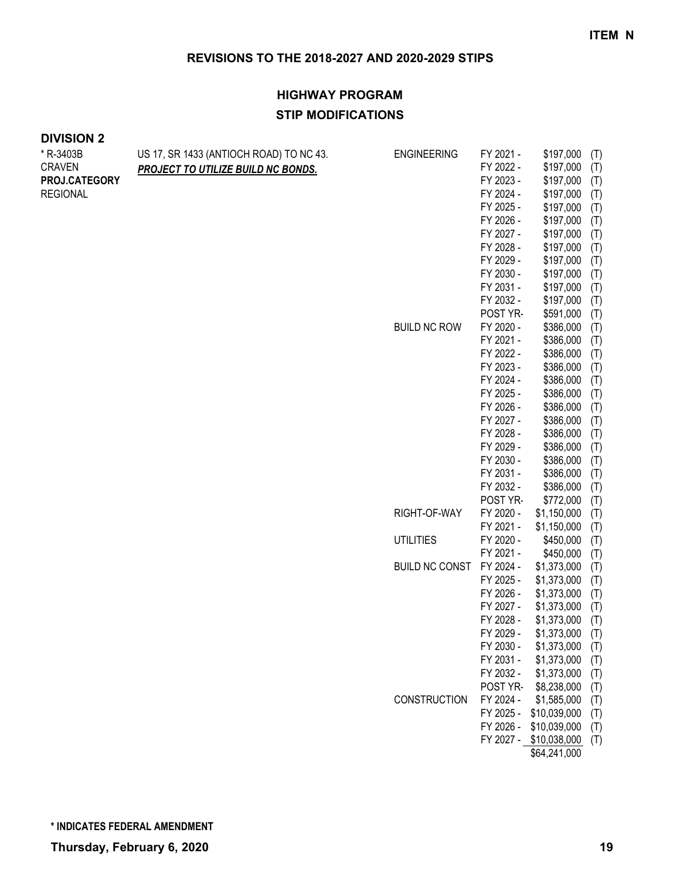**ITEM N**

## REVISIONS TO THE 2018-2027 AND 2020-2029 STIPS

### HIGHWAY PROGRAM
### STIP MODIFICATIONS

**DIVISION 2**

| Project | Description | Category | Year | Amount | Source |
|---|---|---|---|---|---|
| * R-3403B | US 17, SR 1433 (ANTIOCH ROAD) TO NC 43. | ENGINEERING | FY 2021 - | $197,000 | (T) |
| CRAVEN | ***PROJECT TO UTILIZE BUILD NC BONDS.*** | | FY 2022 - | $197,000 | (T) |
| **PROJ.CATEGORY** | | | FY 2023 - | $197,000 | (T) |
| REGIONAL | | | FY 2024 - | $197,000 | (T) |
| | | | FY 2025 - | $197,000 | (T) |
| | | | FY 2026 - | $197,000 | (T) |
| | | | FY 2027 - | $197,000 | (T) |
| | | | FY 2028 - | $197,000 | (T) |
| | | | FY 2029 - | $197,000 | (T) |
| | | | FY 2030 - | $197,000 | (T) |
| | | | FY 2031 - | $197,000 | (T) |
| | | | FY 2032 - | $197,000 | (T) |
| | | | POST YR- | $591,000 | (T) |
| | | BUILD NC ROW | FY 2020 - | $386,000 | (T) |
| | | | FY 2021 - | $386,000 | (T) |
| | | | FY 2022 - | $386,000 | (T) |
| | | | FY 2023 - | $386,000 | (T) |
| | | | FY 2024 - | $386,000 | (T) |
| | | | FY 2025 - | $386,000 | (T) |
| | | | FY 2026 - | $386,000 | (T) |
| | | | FY 2027 - | $386,000 | (T) |
| | | | FY 2028 - | $386,000 | (T) |
| | | | FY 2029 - | $386,000 | (T) |
| | | | FY 2030 - | $386,000 | (T) |
| | | | FY 2031 - | $386,000 | (T) |
| | | | FY 2032 - | $386,000 | (T) |
| | | | POST YR- | $772,000 | (T) |
| | | RIGHT-OF-WAY | FY 2020 - | $1,150,000 | (T) |
| | | | FY 2021 - | $1,150,000 | (T) |
| | | UTILITIES | FY 2020 - | $450,000 | (T) |
| | | | FY 2021 - | $450,000 | (T) |
| | | BUILD NC CONST | FY 2024 - | $1,373,000 | (T) |
| | | | FY 2025 - | $1,373,000 | (T) |
| | | | FY 2026 - | $1,373,000 | (T) |
| | | | FY 2027 - | $1,373,000 | (T) |
| | | | FY 2028 - | $1,373,000 | (T) |
| | | | FY 2029 - | $1,373,000 | (T) |
| | | | FY 2030 - | $1,373,000 | (T) |
| | | | FY 2031 - | $1,373,000 | (T) |
| | | | FY 2032 - | $1,373,000 | (T) |
| | | | POST YR- | $8,238,000 | (T) |
| | | CONSTRUCTION | FY 2024 - | $1,585,000 | (T) |
| | | | FY 2025 - | $10,039,000 | (T) |
| | | | FY 2026 - | $10,039,000 | (T) |
| | | | FY 2027 - | $10,038,000 | (T) |
| | | | | $64,241,000 | |

**\* INDICATES FEDERAL AMENDMENT**

**Thursday, February 6, 2020**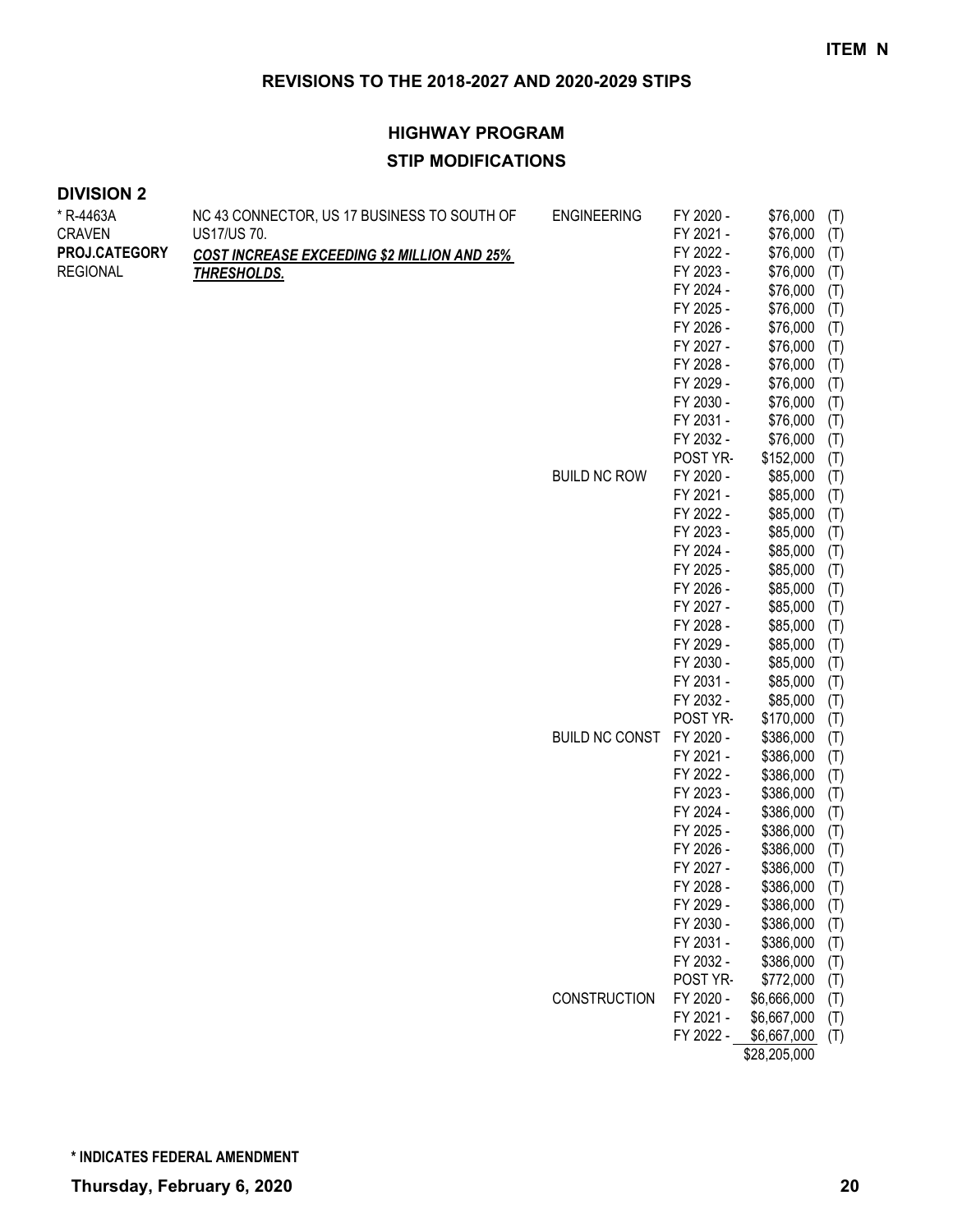**ITEM N**

## REVISIONS TO THE 2018-2027 AND 2020-2029 STIPS

### HIGHWAY PROGRAM

### STIP MODIFICATIONS

**DIVISION 2**

| | | | | | |
|---|---|---|---|---|---|
| * R-4463A<br>CRAVEN<br>**PROJ.CATEGORY**<br>REGIONAL | NC 43 CONNECTOR, US 17 BUSINESS TO SOUTH OF US17/US 70.<br>***COST INCREASE EXCEEDING $2 MILLION AND 25% THRESHOLDS.*** | ENGINEERING | FY 2020 - | $76,000 | (T) |
| | | | FY 2021 - | $76,000 | (T) |
| | | | FY 2022 - | $76,000 | (T) |
| | | | FY 2023 - | $76,000 | (T) |
| | | | FY 2024 - | $76,000 | (T) |
| | | | FY 2025 - | $76,000 | (T) |
| | | | FY 2026 - | $76,000 | (T) |
| | | | FY 2027 - | $76,000 | (T) |
| | | | FY 2028 - | $76,000 | (T) |
| | | | FY 2029 - | $76,000 | (T) |
| | | | FY 2030 - | $76,000 | (T) |
| | | | FY 2031 - | $76,000 | (T) |
| | | | FY 2032 - | $76,000 | (T) |
| | | | POST YR- | $152,000 | (T) |
| | | BUILD NC ROW | FY 2020 - | $85,000 | (T) |
| | | | FY 2021 - | $85,000 | (T) |
| | | | FY 2022 - | $85,000 | (T) |
| | | | FY 2023 - | $85,000 | (T) |
| | | | FY 2024 - | $85,000 | (T) |
| | | | FY 2025 - | $85,000 | (T) |
| | | | FY 2026 - | $85,000 | (T) |
| | | | FY 2027 - | $85,000 | (T) |
| | | | FY 2028 - | $85,000 | (T) |
| | | | FY 2029 - | $85,000 | (T) |
| | | | FY 2030 - | $85,000 | (T) |
| | | | FY 2031 - | $85,000 | (T) |
| | | | FY 2032 - | $85,000 | (T) |
| | | | POST YR- | $170,000 | (T) |
| | | BUILD NC CONST | FY 2020 - | $386,000 | (T) |
| | | | FY 2021 - | $386,000 | (T) |
| | | | FY 2022 - | $386,000 | (T) |
| | | | FY 2023 - | $386,000 | (T) |
| | | | FY 2024 - | $386,000 | (T) |
| | | | FY 2025 - | $386,000 | (T) |
| | | | FY 2026 - | $386,000 | (T) |
| | | | FY 2027 - | $386,000 | (T) |
| | | | FY 2028 - | $386,000 | (T) |
| | | | FY 2029 - | $386,000 | (T) |
| | | | FY 2030 - | $386,000 | (T) |
| | | | FY 2031 - | $386,000 | (T) |
| | | | FY 2032 - | $386,000 | (T) |
| | | | POST YR- | $772,000 | (T) |
| | | CONSTRUCTION | FY 2020 - | $6,666,000 | (T) |
| | | | FY 2021 - | $6,667,000 | (T) |
| | | | FY 2022 - | $6,667,000 | (T) |
| | | | | $28,205,000 | |

**\* INDICATES FEDERAL AMENDMENT**

**Thursday, February 6, 2020**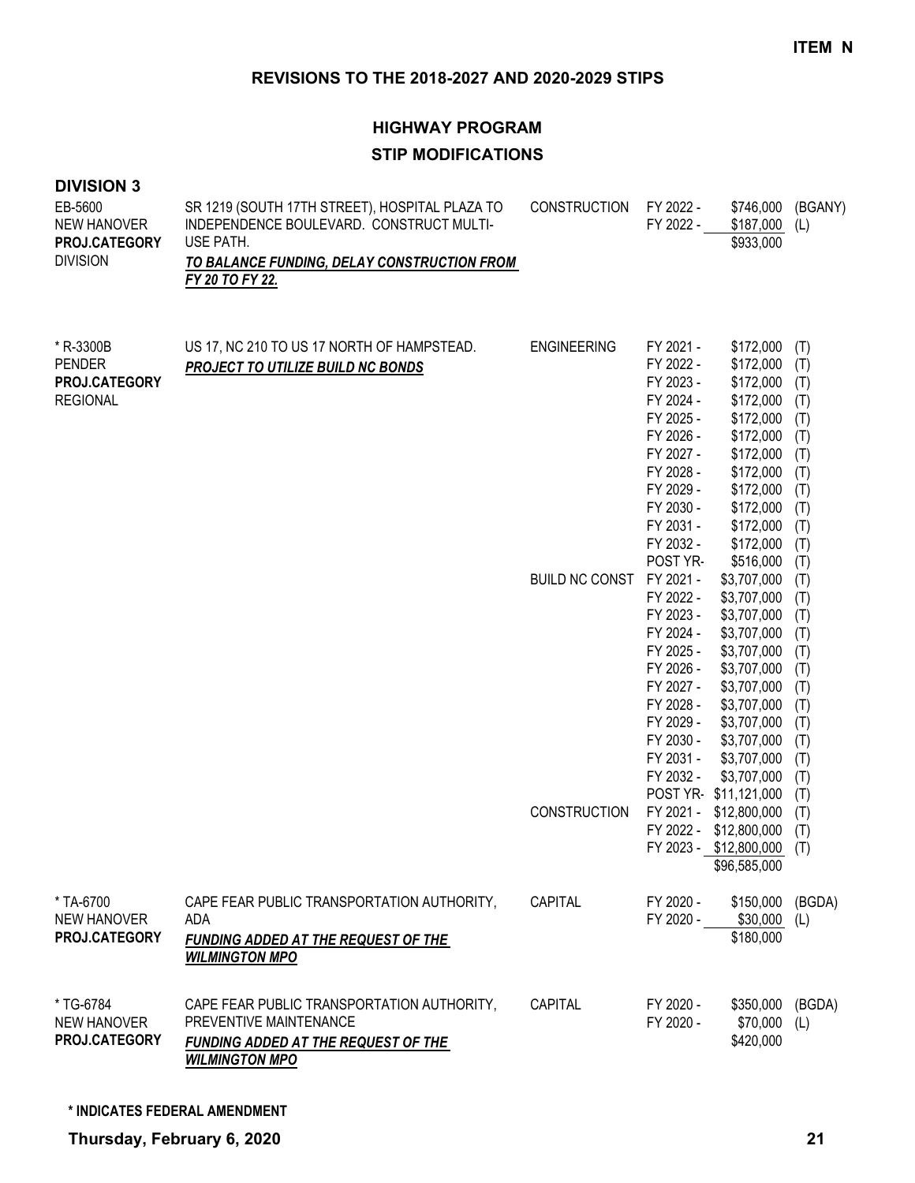**ITEM N**

## REVISIONS TO THE 2018-2027 AND 2020-2029 STIPS

### HIGHWAY PROGRAM

### STIP MODIFICATIONS

**DIVISION 3**

| Project | Description | Work Type | Year | Amount | Source |
|---|---|---|---|---|---|
| EB-5600<br>NEW HANOVER<br>**PROJ.CATEGORY**<br>DIVISION | SR 1219 (SOUTH 17TH STREET), HOSPITAL PLAZA TO INDEPENDENCE BOULEVARD. CONSTRUCT MULTI-USE PATH.<br>***TO BALANCE FUNDING, DELAY CONSTRUCTION FROM FY 20 TO FY 22.*** | CONSTRUCTION | FY 2022 - | $746,000 | (BGANY) |
| | | | FY 2022 - | $187,000 | (L) |
| | | | | $933,000 | |
| * R-3300B<br>PENDER<br>**PROJ.CATEGORY**<br>REGIONAL | US 17, NC 210 TO US 17 NORTH OF HAMPSTEAD.<br>***PROJECT TO UTILIZE BUILD NC BONDS*** | ENGINEERING | FY 2021 - | $172,000 | (T) |
| | | | FY 2022 - | $172,000 | (T) |
| | | | FY 2023 - | $172,000 | (T) |
| | | | FY 2024 - | $172,000 | (T) |
| | | | FY 2025 - | $172,000 | (T) |
| | | | FY 2026 - | $172,000 | (T) |
| | | | FY 2027 - | $172,000 | (T) |
| | | | FY 2028 - | $172,000 | (T) |
| | | | FY 2029 - | $172,000 | (T) |
| | | | FY 2030 - | $172,000 | (T) |
| | | | FY 2031 - | $172,000 | (T) |
| | | | FY 2032 - | $172,000 | (T) |
| | | | POST YR- | $516,000 | (T) |
| | | BUILD NC CONST | FY 2021 - | $3,707,000 | (T) |
| | | | FY 2022 - | $3,707,000 | (T) |
| | | | FY 2023 - | $3,707,000 | (T) |
| | | | FY 2024 - | $3,707,000 | (T) |
| | | | FY 2025 - | $3,707,000 | (T) |
| | | | FY 2026 - | $3,707,000 | (T) |
| | | | FY 2027 - | $3,707,000 | (T) |
| | | | FY 2028 - | $3,707,000 | (T) |
| | | | FY 2029 - | $3,707,000 | (T) |
| | | | FY 2030 - | $3,707,000 | (T) |
| | | | FY 2031 - | $3,707,000 | (T) |
| | | | FY 2032 - | $3,707,000 | (T) |
| | | | POST YR- | $11,121,000 | (T) |
| | | CONSTRUCTION | FY 2021 - | $12,800,000 | (T) |
| | | | FY 2022 - | $12,800,000 | (T) |
| | | | FY 2023 - | $12,800,000 | (T) |
| | | | | $96,585,000 | |
| * TA-6700<br>NEW HANOVER<br>**PROJ.CATEGORY** | CAPE FEAR PUBLIC TRANSPORTATION AUTHORITY, ADA<br>***FUNDING ADDED AT THE REQUEST OF THE WILMINGTON MPO*** | CAPITAL | FY 2020 - | $150,000 | (BGDA) |
| | | | FY 2020 - | $30,000 | (L) |
| | | | | $180,000 | |
| * TG-6784<br>NEW HANOVER<br>**PROJ.CATEGORY** | CAPE FEAR PUBLIC TRANSPORTATION AUTHORITY, PREVENTIVE MAINTENANCE<br>***FUNDING ADDED AT THE REQUEST OF THE WILMINGTON MPO*** | CAPITAL | FY 2020 - | $350,000 | (BGDA) |
| | | | FY 2020 - | $70,000 | (L) |
| | | | | $420,000 | |

**\* INDICATES FEDERAL AMENDMENT**

**Thursday, February 6, 2020**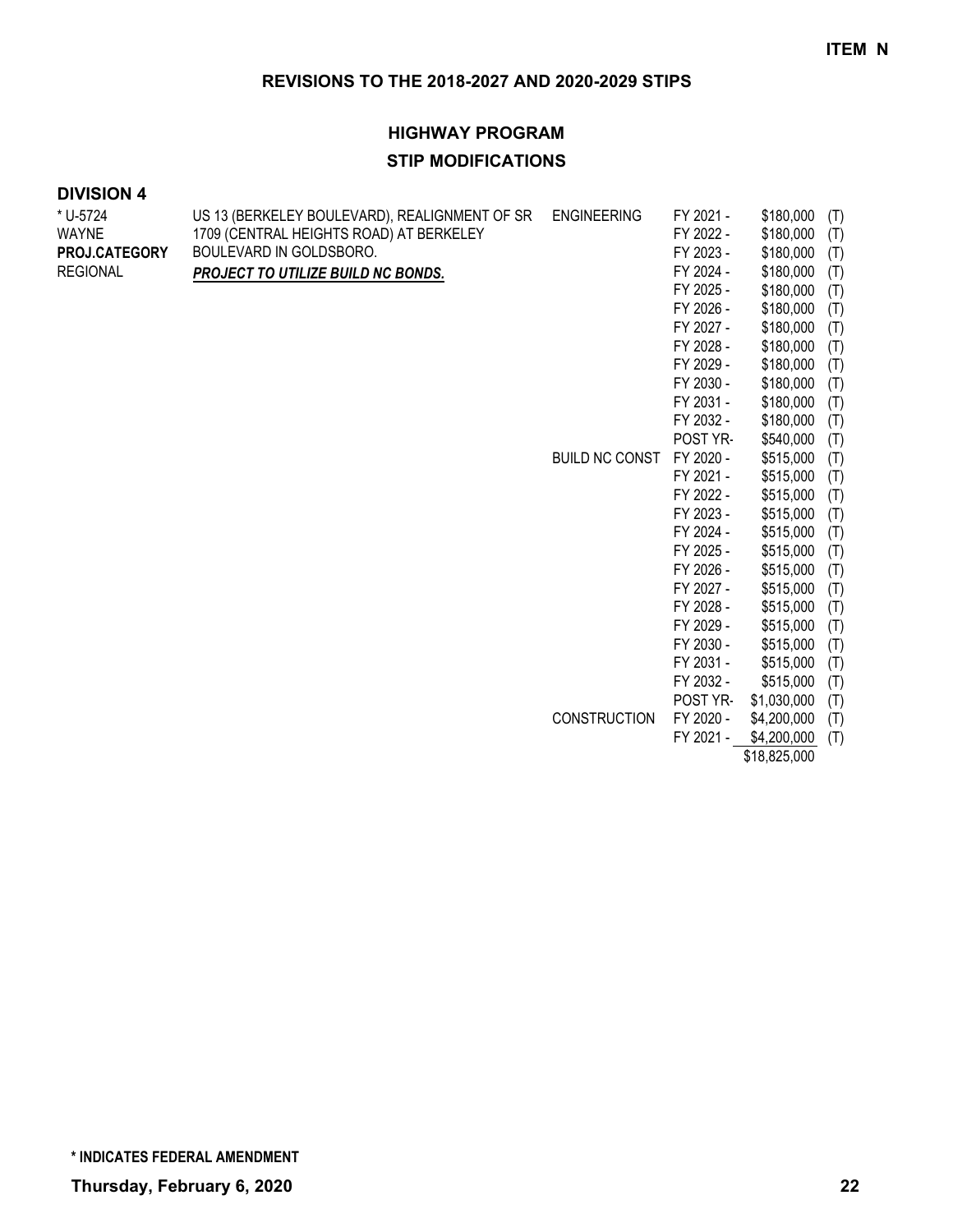**ITEM N**

## REVISIONS TO THE 2018-2027 AND 2020-2029 STIPS

### HIGHWAY PROGRAM

### STIP MODIFICATIONS

**DIVISION 4**

| Project | Description | Work Type | Year | Amount | Fund |
|---|---|---|---|---|---|
| * U-5724<br>WAYNE<br>**PROJ.CATEGORY**<br>REGIONAL | US 13 (BERKELEY BOULEVARD), REALIGNMENT OF SR 1709 (CENTRAL HEIGHTS ROAD) AT BERKELEY BOULEVARD IN GOLDSBORO.<br>***PROJECT TO UTILIZE BUILD NC BONDS.*** | ENGINEERING | FY 2021 - | $180,000 | (T) |
| | | | FY 2022 - | $180,000 | (T) |
| | | | FY 2023 - | $180,000 | (T) |
| | | | FY 2024 - | $180,000 | (T) |
| | | | FY 2025 - | $180,000 | (T) |
| | | | FY 2026 - | $180,000 | (T) |
| | | | FY 2027 - | $180,000 | (T) |
| | | | FY 2028 - | $180,000 | (T) |
| | | | FY 2029 - | $180,000 | (T) |
| | | | FY 2030 - | $180,000 | (T) |
| | | | FY 2031 - | $180,000 | (T) |
| | | | FY 2032 - | $180,000 | (T) |
| | | | POST YR- | $540,000 | (T) |
| | | BUILD NC CONST | FY 2020 - | $515,000 | (T) |
| | | | FY 2021 - | $515,000 | (T) |
| | | | FY 2022 - | $515,000 | (T) |
| | | | FY 2023 - | $515,000 | (T) |
| | | | FY 2024 - | $515,000 | (T) |
| | | | FY 2025 - | $515,000 | (T) |
| | | | FY 2026 - | $515,000 | (T) |
| | | | FY 2027 - | $515,000 | (T) |
| | | | FY 2028 - | $515,000 | (T) |
| | | | FY 2029 - | $515,000 | (T) |
| | | | FY 2030 - | $515,000 | (T) |
| | | | FY 2031 - | $515,000 | (T) |
| | | | FY 2032 - | $515,000 | (T) |
| | | | POST YR- | $1,030,000 | (T) |
| | | CONSTRUCTION | FY 2020 - | $4,200,000 | (T) |
| | | | FY 2021 - | $4,200,000 | (T) |
| | | | | $18,825,000 | |

**\* INDICATES FEDERAL AMENDMENT**

**Thursday, February 6, 2020**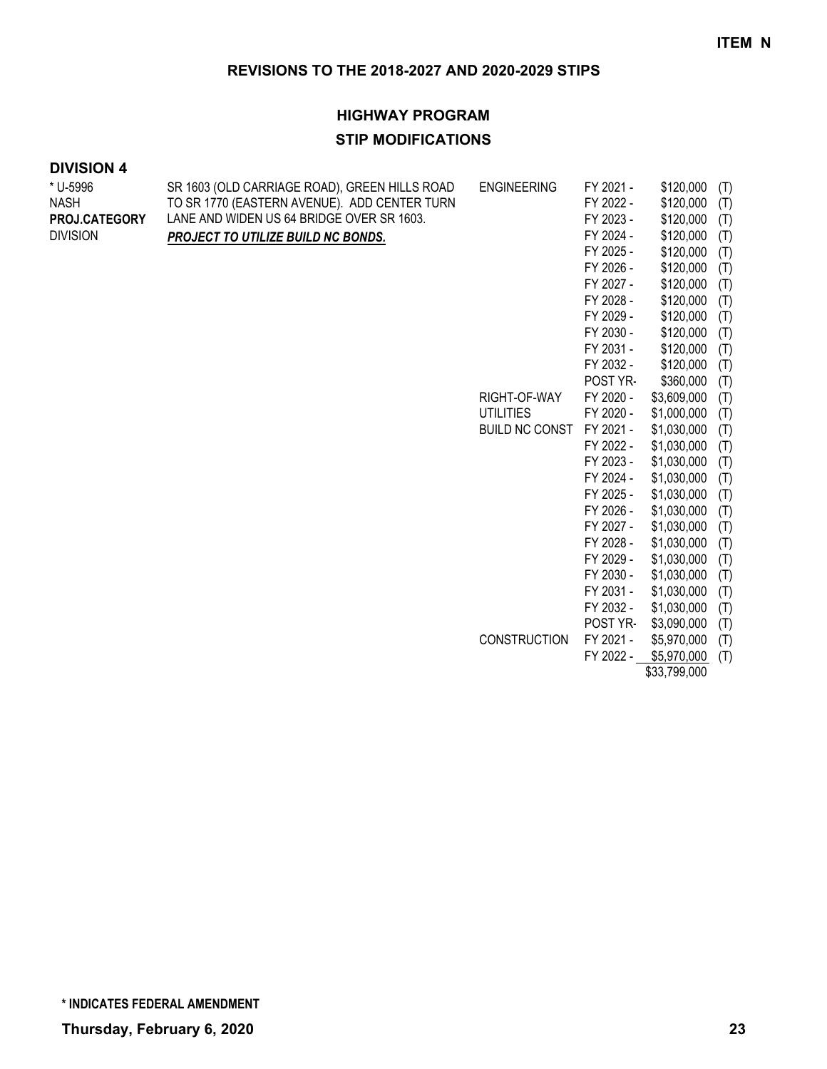**ITEM N**

## REVISIONS TO THE 2018-2027 AND 2020-2029 STIPS

### HIGHWAY PROGRAM

### STIP MODIFICATIONS

**DIVISION 4**

| Project | Description | Work Type | Fiscal Year | Amount | Source |
|---|---|---|---|---|---|
| * U-5996<br>NASH<br>**PROJ.CATEGORY**<br>DIVISION | SR 1603 (OLD CARRIAGE ROAD), GREEN HILLS ROAD TO SR 1770 (EASTERN AVENUE). ADD CENTER TURN LANE AND WIDEN US 64 BRIDGE OVER SR 1603.<br>***PROJECT TO UTILIZE BUILD NC BONDS.*** | ENGINEERING | FY 2021 - | $120,000 | (T) |
| | | | FY 2022 - | $120,000 | (T) |
| | | | FY 2023 - | $120,000 | (T) |
| | | | FY 2024 - | $120,000 | (T) |
| | | | FY 2025 - | $120,000 | (T) |
| | | | FY 2026 - | $120,000 | (T) |
| | | | FY 2027 - | $120,000 | (T) |
| | | | FY 2028 - | $120,000 | (T) |
| | | | FY 2029 - | $120,000 | (T) |
| | | | FY 2030 - | $120,000 | (T) |
| | | | FY 2031 - | $120,000 | (T) |
| | | | FY 2032 - | $120,000 | (T) |
| | | | POST YR- | $360,000 | (T) |
| | | RIGHT-OF-WAY | FY 2020 - | $3,609,000 | (T) |
| | | UTILITIES | FY 2020 - | $1,000,000 | (T) |
| | | BUILD NC CONST | FY 2021 - | $1,030,000 | (T) |
| | | | FY 2022 - | $1,030,000 | (T) |
| | | | FY 2023 - | $1,030,000 | (T) |
| | | | FY 2024 - | $1,030,000 | (T) |
| | | | FY 2025 - | $1,030,000 | (T) |
| | | | FY 2026 - | $1,030,000 | (T) |
| | | | FY 2027 - | $1,030,000 | (T) |
| | | | FY 2028 - | $1,030,000 | (T) |
| | | | FY 2029 - | $1,030,000 | (T) |
| | | | FY 2030 - | $1,030,000 | (T) |
| | | | FY 2031 - | $1,030,000 | (T) |
| | | | FY 2032 - | $1,030,000 | (T) |
| | | | POST YR- | $3,090,000 | (T) |
| | | CONSTRUCTION | FY 2021 - | $5,970,000 | (T) |
| | | | FY 2022 - | $5,970,000 | (T) |
| | | | | $33,799,000 | |

**\* INDICATES FEDERAL AMENDMENT**

**Thursday, February 6, 2020**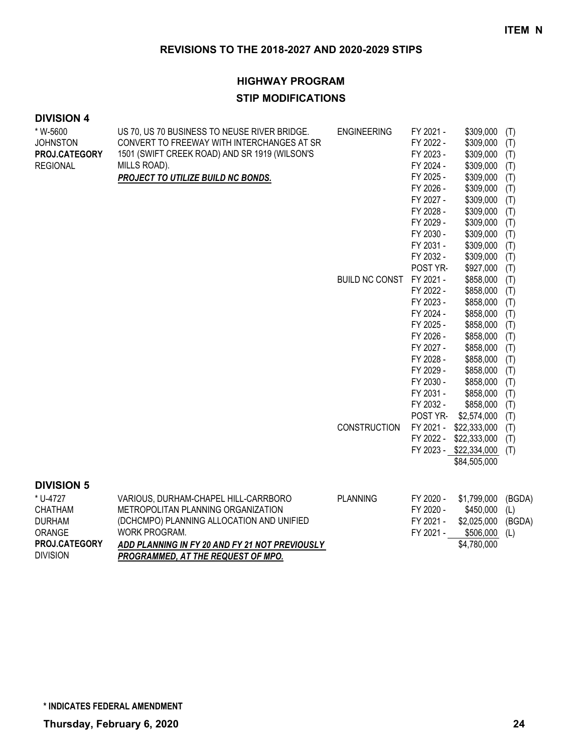**ITEM N**

## REVISIONS TO THE 2018-2027 AND 2020-2029 STIPS

### HIGHWAY PROGRAM
### STIP MODIFICATIONS

**DIVISION 4**

* W-5600
JOHNSTON
**PROJ.CATEGORY**
REGIONAL

US 70, US 70 BUSINESS TO NEUSE RIVER BRIDGE. CONVERT TO FREEWAY WITH INTERCHANGES AT SR 1501 (SWIFT CREEK ROAD) AND SR 1919 (WILSON'S MILLS ROAD).
***PROJECT TO UTILIZE BUILD NC BONDS.***

| Phase | Year | Amount | Source |
|---|---|---|---|
| ENGINEERING | FY 2021 - | $309,000 | (T) |
| | FY 2022 - | $309,000 | (T) |
| | FY 2023 - | $309,000 | (T) |
| | FY 2024 - | $309,000 | (T) |
| | FY 2025 - | $309,000 | (T) |
| | FY 2026 - | $309,000 | (T) |
| | FY 2027 - | $309,000 | (T) |
| | FY 2028 - | $309,000 | (T) |
| | FY 2029 - | $309,000 | (T) |
| | FY 2030 - | $309,000 | (T) |
| | FY 2031 - | $309,000 | (T) |
| | FY 2032 - | $309,000 | (T) |
| | POST YR- | $927,000 | (T) |
| BUILD NC CONST | FY 2021 - | $858,000 | (T) |
| | FY 2022 - | $858,000 | (T) |
| | FY 2023 - | $858,000 | (T) |
| | FY 2024 - | $858,000 | (T) |
| | FY 2025 - | $858,000 | (T) |
| | FY 2026 - | $858,000 | (T) |
| | FY 2027 - | $858,000 | (T) |
| | FY 2028 - | $858,000 | (T) |
| | FY 2029 - | $858,000 | (T) |
| | FY 2030 - | $858,000 | (T) |
| | FY 2031 - | $858,000 | (T) |
| | FY 2032 - | $858,000 | (T) |
| | POST YR- | $2,574,000 | (T) |
| CONSTRUCTION | FY 2021 - | $22,333,000 | (T) |
| | FY 2022 - | $22,333,000 | (T) |
| | FY 2023 - | $22,334,000 | (T) |
| | | $84,505,000 | |

**DIVISION 5**

* U-4727
CHATHAM
DURHAM
ORANGE
**PROJ.CATEGORY**
DIVISION

VARIOUS, DURHAM-CHAPEL HILL-CARRBORO METROPOLITAN PLANNING ORGANIZATION (DCHCMPO) PLANNING ALLOCATION AND UNIFIED WORK PROGRAM.
***ADD PLANNING IN FY 20 AND FY 21 NOT PREVIOUSLY PROGRAMMED, AT THE REQUEST OF MPO.***

| Phase | Year | Amount | Source |
|---|---|---|---|
| PLANNING | FY 2020 - | $1,799,000 | (BGDA) |
| | FY 2020 - | $450,000 | (L) |
| | FY 2021 - | $2,025,000 | (BGDA) |
| | FY 2021 - | $506,000 | (L) |
| | | $4,780,000 | |

**\* INDICATES FEDERAL AMENDMENT**

**Thursday, February 6, 2020**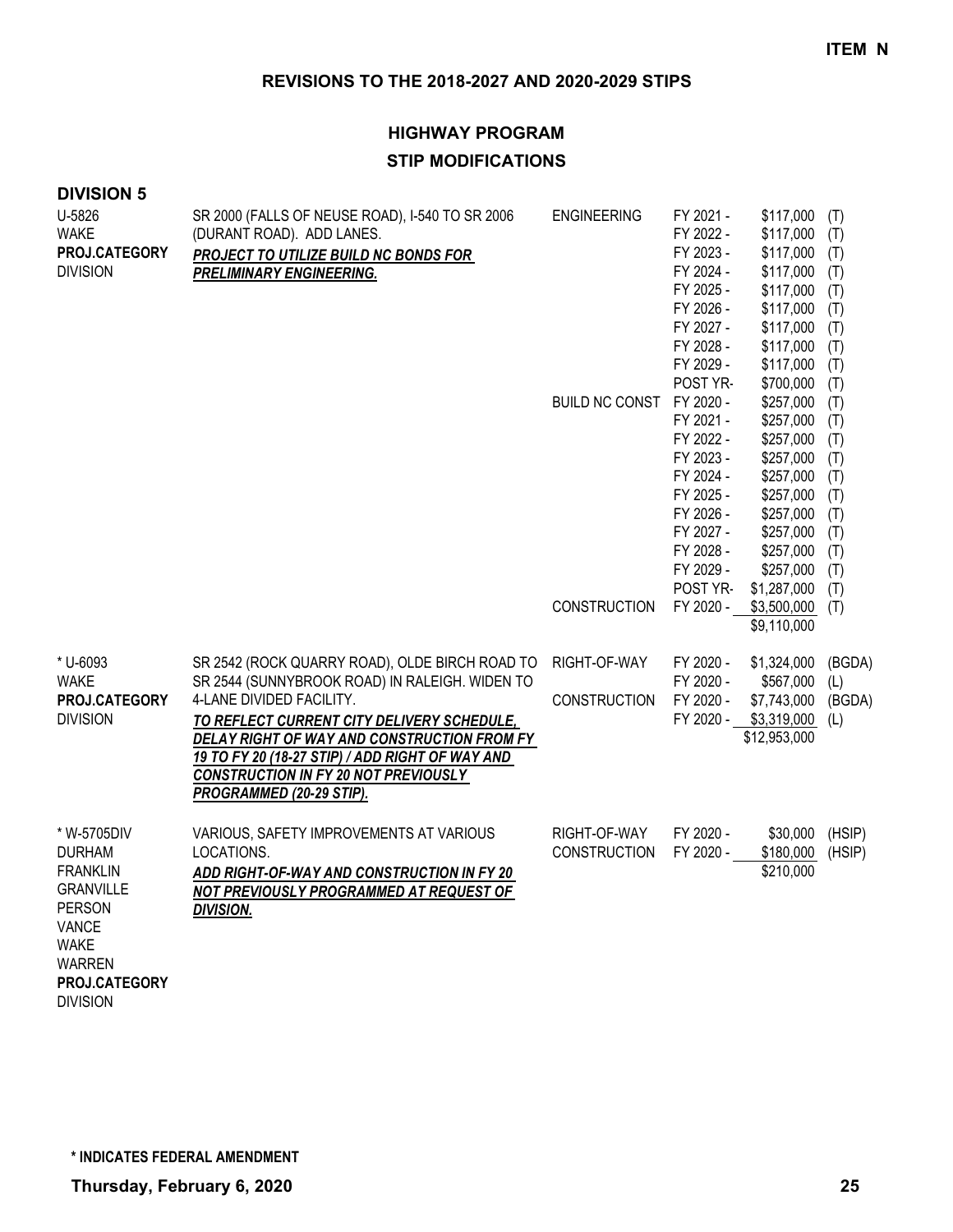**ITEM N**

## REVISIONS TO THE 2018-2027 AND 2020-2029 STIPS

### HIGHWAY PROGRAM
### STIP MODIFICATIONS

**DIVISION 5**

| Project | Description | Work Type | Year | Amount | Fund |
|---|---|---|---|---|---|
| U-5826<br>WAKE<br>**PROJ.CATEGORY**<br>DIVISION | SR 2000 (FALLS OF NEUSE ROAD), I-540 TO SR 2006 (DURANT ROAD). ADD LANES.<br>***PROJECT TO UTILIZE BUILD NC BONDS FOR PRELIMINARY ENGINEERING.*** | ENGINEERING | FY 2021 - | $117,000 | (T) |
| | | | FY 2022 - | $117,000 | (T) |
| | | | FY 2023 - | $117,000 | (T) |
| | | | FY 2024 - | $117,000 | (T) |
| | | | FY 2025 - | $117,000 | (T) |
| | | | FY 2026 - | $117,000 | (T) |
| | | | FY 2027 - | $117,000 | (T) |
| | | | FY 2028 - | $117,000 | (T) |
| | | | FY 2029 - | $117,000 | (T) |
| | | | POST YR- | $700,000 | (T) |
| | | BUILD NC CONST | FY 2020 - | $257,000 | (T) |
| | | | FY 2021 - | $257,000 | (T) |
| | | | FY 2022 - | $257,000 | (T) |
| | | | FY 2023 - | $257,000 | (T) |
| | | | FY 2024 - | $257,000 | (T) |
| | | | FY 2025 - | $257,000 | (T) |
| | | | FY 2026 - | $257,000 | (T) |
| | | | FY 2027 - | $257,000 | (T) |
| | | | FY 2028 - | $257,000 | (T) |
| | | | FY 2029 - | $257,000 | (T) |
| | | | POST YR- | $1,287,000 | (T) |
| | | CONSTRUCTION | FY 2020 - | $3,500,000 | (T) |
| | | | | $9,110,000 | |
| * U-6093<br>WAKE<br>**PROJ.CATEGORY**<br>DIVISION | SR 2542 (ROCK QUARRY ROAD), OLDE BIRCH ROAD TO SR 2544 (SUNNYBROOK ROAD) IN RALEIGH. WIDEN TO 4-LANE DIVIDED FACILITY.<br>***TO REFLECT CURRENT CITY DELIVERY SCHEDULE, DELAY RIGHT OF WAY AND CONSTRUCTION FROM FY 19 TO FY 20 (18-27 STIP) / ADD RIGHT OF WAY AND CONSTRUCTION IN FY 20 NOT PREVIOUSLY PROGRAMMED (20-29 STIP).*** | RIGHT-OF-WAY | FY 2020 - | $1,324,000 | (BGDA) |
| | | | FY 2020 - | $567,000 | (L) |
| | | CONSTRUCTION | FY 2020 - | $7,743,000 | (BGDA) |
| | | | FY 2020 - | $3,319,000 | (L) |
| | | | | $12,953,000 | |
| * W-5705DIV<br>DURHAM<br>FRANKLIN<br>GRANVILLE<br>PERSON<br>VANCE<br>WAKE<br>WARREN<br>**PROJ.CATEGORY**<br>DIVISION | VARIOUS, SAFETY IMPROVEMENTS AT VARIOUS LOCATIONS.<br>***ADD RIGHT-OF-WAY AND CONSTRUCTION IN FY 20 NOT PREVIOUSLY PROGRAMMED AT REQUEST OF DIVISION.*** | RIGHT-OF-WAY | FY 2020 - | $30,000 | (HSIP) |
| | | CONSTRUCTION | FY 2020 - | $180,000 | (HSIP) |
| | | | | $210,000 | |

**\* INDICATES FEDERAL AMENDMENT**

**Thursday, February 6, 2020**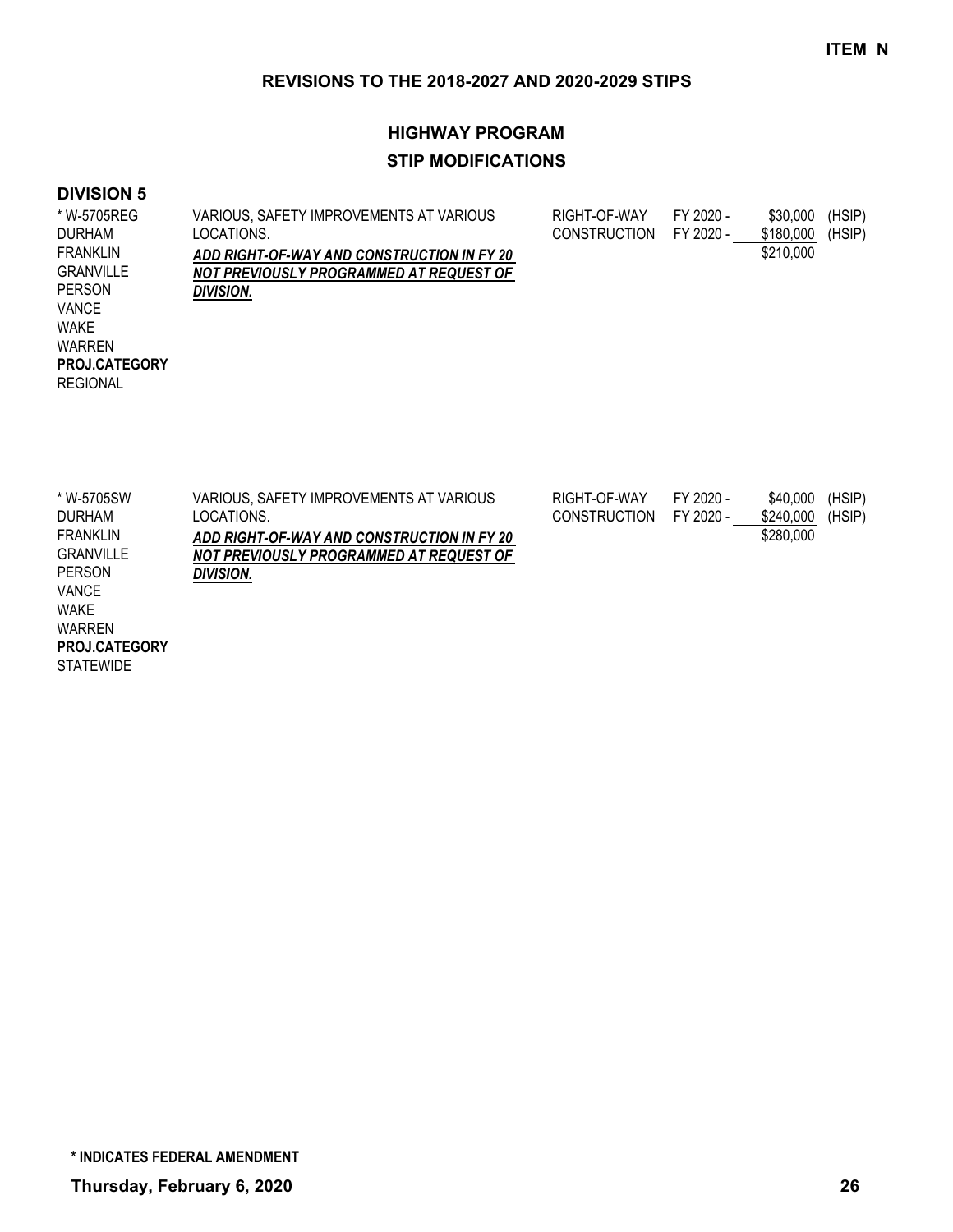**ITEM N**

## REVISIONS TO THE 2018-2027 AND 2020-2029 STIPS

## HIGHWAY PROGRAM

### STIP MODIFICATIONS

### DIVISION 5

| Project | Description | Phase | Year | Amount | Source |
|---|---|---|---|---|---|
| * W-5705REG<br>DURHAM<br>FRANKLIN<br>GRANVILLE<br>PERSON<br>VANCE<br>WAKE<br>WARREN<br>**PROJ.CATEGORY**<br>REGIONAL | VARIOUS, SAFETY IMPROVEMENTS AT VARIOUS LOCATIONS.<br>***ADD RIGHT-OF-WAY AND CONSTRUCTION IN FY 20 NOT PREVIOUSLY PROGRAMMED AT REQUEST OF DIVISION.*** | RIGHT-OF-WAY | FY 2020 - | $30,000 | (HSIP) |
| | | CONSTRUCTION | FY 2020 - | $180,000 | (HSIP) |
| | | | | $210,000 | |
| * W-5705SW<br>DURHAM<br>FRANKLIN<br>GRANVILLE<br>PERSON<br>VANCE<br>WAKE<br>WARREN<br>**PROJ.CATEGORY**<br>STATEWIDE | VARIOUS, SAFETY IMPROVEMENTS AT VARIOUS LOCATIONS.<br>***ADD RIGHT-OF-WAY AND CONSTRUCTION IN FY 20 NOT PREVIOUSLY PROGRAMMED AT REQUEST OF DIVISION.*** | RIGHT-OF-WAY | FY 2020 - | $40,000 | (HSIP) |
| | | CONSTRUCTION | FY 2020 - | $240,000 | (HSIP) |
| | | | | $280,000 | |

**\* INDICATES FEDERAL AMENDMENT**

**Thursday, February 6, 2020**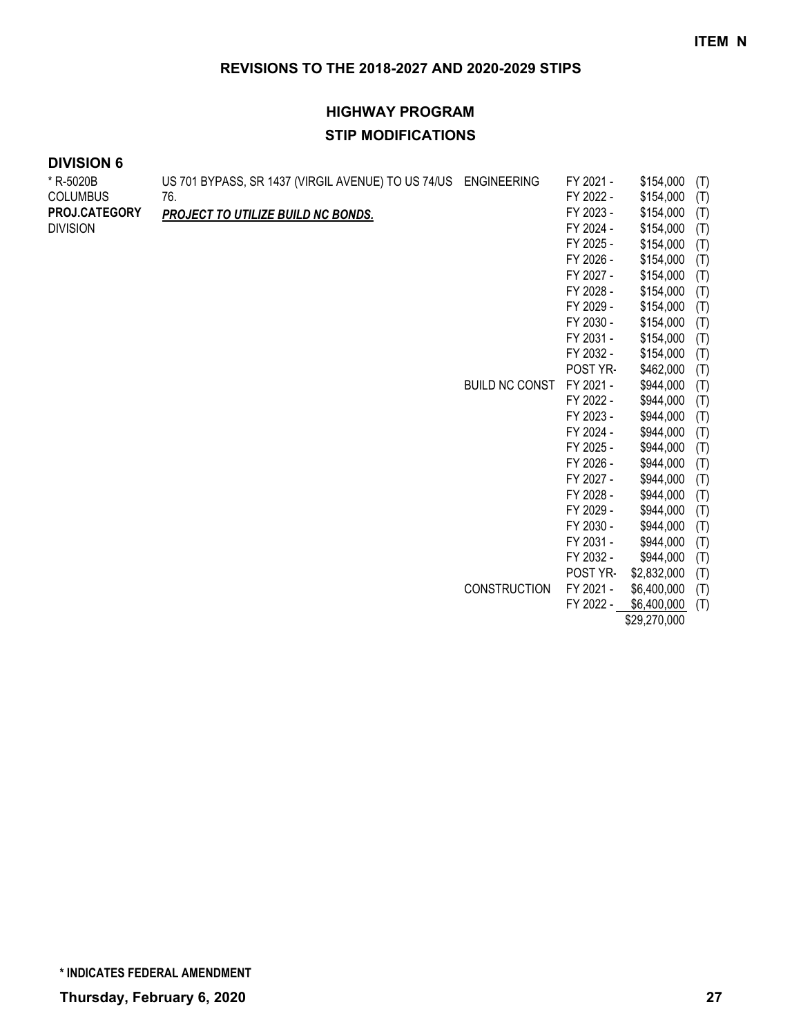**ITEM N**

## REVISIONS TO THE 2018-2027 AND 2020-2029 STIPS

## HIGHWAY PROGRAM
## STIP MODIFICATIONS

### DIVISION 6

| | | | | | |
|---|---|---|---|---|---|
| * R-5020B<br>COLUMBUS<br>**PROJ.CATEGORY**<br>DIVISION | US 701 BYPASS, SR 1437 (VIRGIL AVENUE) TO US 74/US 76.<br>***PROJECT TO UTILIZE BUILD NC BONDS.*** | ENGINEERING | FY 2021 - | $154,000 | (T) |
| | | | FY 2022 - | $154,000 | (T) |
| | | | FY 2023 - | $154,000 | (T) |
| | | | FY 2024 - | $154,000 | (T) |
| | | | FY 2025 - | $154,000 | (T) |
| | | | FY 2026 - | $154,000 | (T) |
| | | | FY 2027 - | $154,000 | (T) |
| | | | FY 2028 - | $154,000 | (T) |
| | | | FY 2029 - | $154,000 | (T) |
| | | | FY 2030 - | $154,000 | (T) |
| | | | FY 2031 - | $154,000 | (T) |
| | | | FY 2032 - | $154,000 | (T) |
| | | | POST YR- | $462,000 | (T) |
| | | BUILD NC CONST | FY 2021 - | $944,000 | (T) |
| | | | FY 2022 - | $944,000 | (T) |
| | | | FY 2023 - | $944,000 | (T) |
| | | | FY 2024 - | $944,000 | (T) |
| | | | FY 2025 - | $944,000 | (T) |
| | | | FY 2026 - | $944,000 | (T) |
| | | | FY 2027 - | $944,000 | (T) |
| | | | FY 2028 - | $944,000 | (T) |
| | | | FY 2029 - | $944,000 | (T) |
| | | | FY 2030 - | $944,000 | (T) |
| | | | FY 2031 - | $944,000 | (T) |
| | | | FY 2032 - | $944,000 | (T) |
| | | | POST YR- | $2,832,000 | (T) |
| | | CONSTRUCTION | FY 2021 - | $6,400,000 | (T) |
| | | | FY 2022 - | $6,400,000 | (T) |
| | | | | $29,270,000 | |

**\* INDICATES FEDERAL AMENDMENT**

**Thursday, February 6, 2020**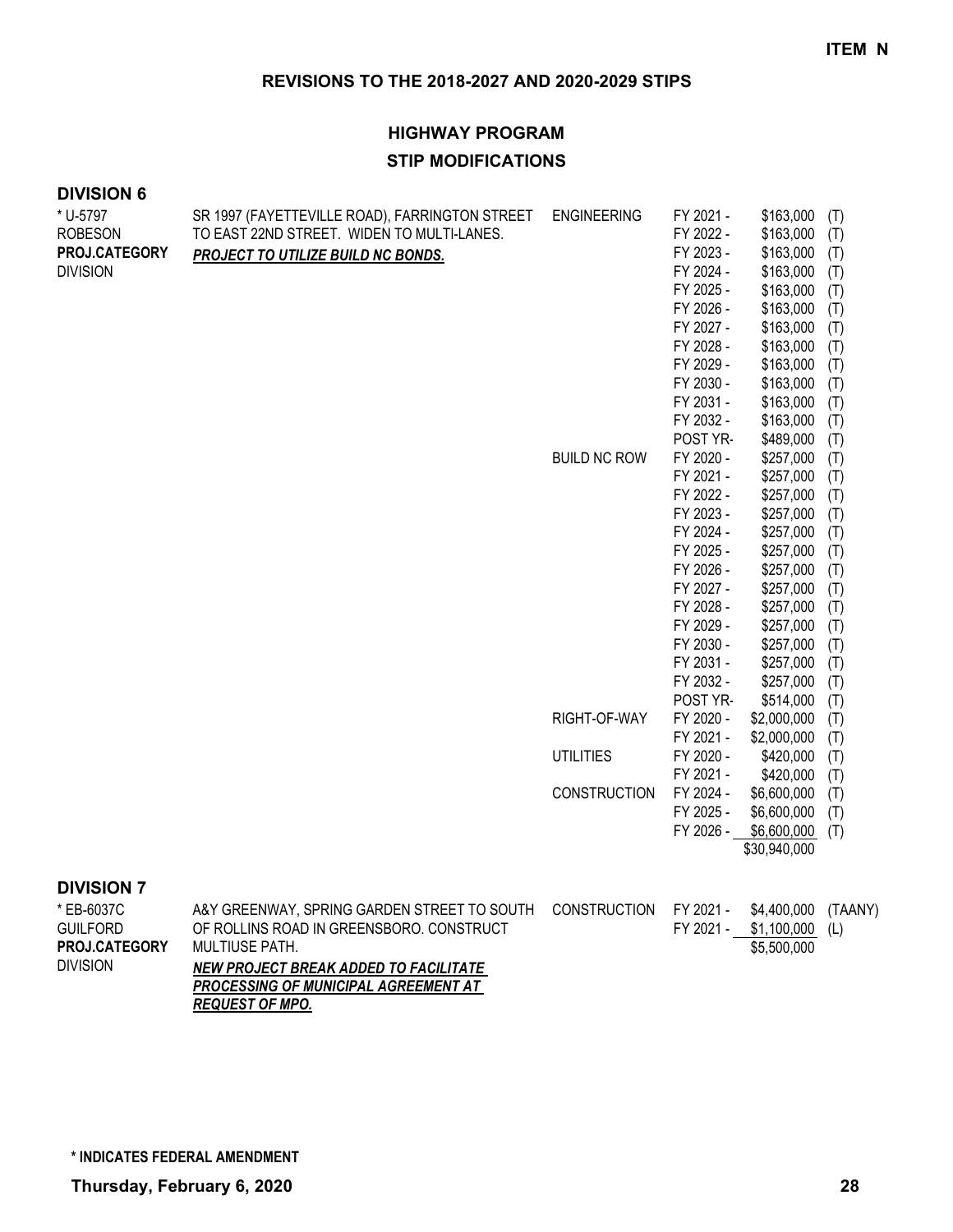**ITEM N**

## REVISIONS TO THE 2018-2027 AND 2020-2029 STIPS

## HIGHWAY PROGRAM

## STIP MODIFICATIONS

### DIVISION 6

| Project | Description | Work Type | Fiscal Year | Amount | Funding |
|---|---|---|---|---|---|
| * U-5797<br>ROBESON<br>**PROJ.CATEGORY**<br>DIVISION | SR 1997 (FAYETTEVILLE ROAD), FARRINGTON STREET TO EAST 22ND STREET. WIDEN TO MULTI-LANES.<br>***PROJECT TO UTILIZE BUILD NC BONDS.*** | ENGINEERING | FY 2021 - | $163,000 | (T) |
| | | | FY 2022 - | $163,000 | (T) |
| | | | FY 2023 - | $163,000 | (T) |
| | | | FY 2024 - | $163,000 | (T) |
| | | | FY 2025 - | $163,000 | (T) |
| | | | FY 2026 - | $163,000 | (T) |
| | | | FY 2027 - | $163,000 | (T) |
| | | | FY 2028 - | $163,000 | (T) |
| | | | FY 2029 - | $163,000 | (T) |
| | | | FY 2030 - | $163,000 | (T) |
| | | | FY 2031 - | $163,000 | (T) |
| | | | FY 2032 - | $163,000 | (T) |
| | | | POST YR- | $489,000 | (T) |
| | | BUILD NC ROW | FY 2020 - | $257,000 | (T) |
| | | | FY 2021 - | $257,000 | (T) |
| | | | FY 2022 - | $257,000 | (T) |
| | | | FY 2023 - | $257,000 | (T) |
| | | | FY 2024 - | $257,000 | (T) |
| | | | FY 2025 - | $257,000 | (T) |
| | | | FY 2026 - | $257,000 | (T) |
| | | | FY 2027 - | $257,000 | (T) |
| | | | FY 2028 - | $257,000 | (T) |
| | | | FY 2029 - | $257,000 | (T) |
| | | | FY 2030 - | $257,000 | (T) |
| | | | FY 2031 - | $257,000 | (T) |
| | | | FY 2032 - | $257,000 | (T) |
| | | | POST YR- | $514,000 | (T) |
| | | RIGHT-OF-WAY | FY 2020 - | $2,000,000 | (T) |
| | | | FY 2021 - | $2,000,000 | (T) |
| | | UTILITIES | FY 2020 - | $420,000 | (T) |
| | | | FY 2021 - | $420,000 | (T) |
| | | CONSTRUCTION | FY 2024 - | $6,600,000 | (T) |
| | | | FY 2025 - | $6,600,000 | (T) |
| | | | FY 2026 - | $6,600,000 | (T) |
| | | | | $30,940,000 | |

### DIVISION 7

| Project | Description | Work Type | Fiscal Year | Amount | Funding |
|---|---|---|---|---|---|
| * EB-6037C<br>GUILFORD<br>**PROJ.CATEGORY**<br>DIVISION | A&Y GREENWAY, SPRING GARDEN STREET TO SOUTH OF ROLLINS ROAD IN GREENSBORO. CONSTRUCT MULTIUSE PATH.<br>***NEW PROJECT BREAK ADDED TO FACILITATE PROCESSING OF MUNICIPAL AGREEMENT AT REQUEST OF MPO.*** | CONSTRUCTION | FY 2021 - | $4,400,000 | (TAANY) |
| | | | FY 2021 - | $1,100,000 | (L) |
| | | | | $5,500,000 | |

**\* INDICATES FEDERAL AMENDMENT**

**Thursday, February 6, 2020**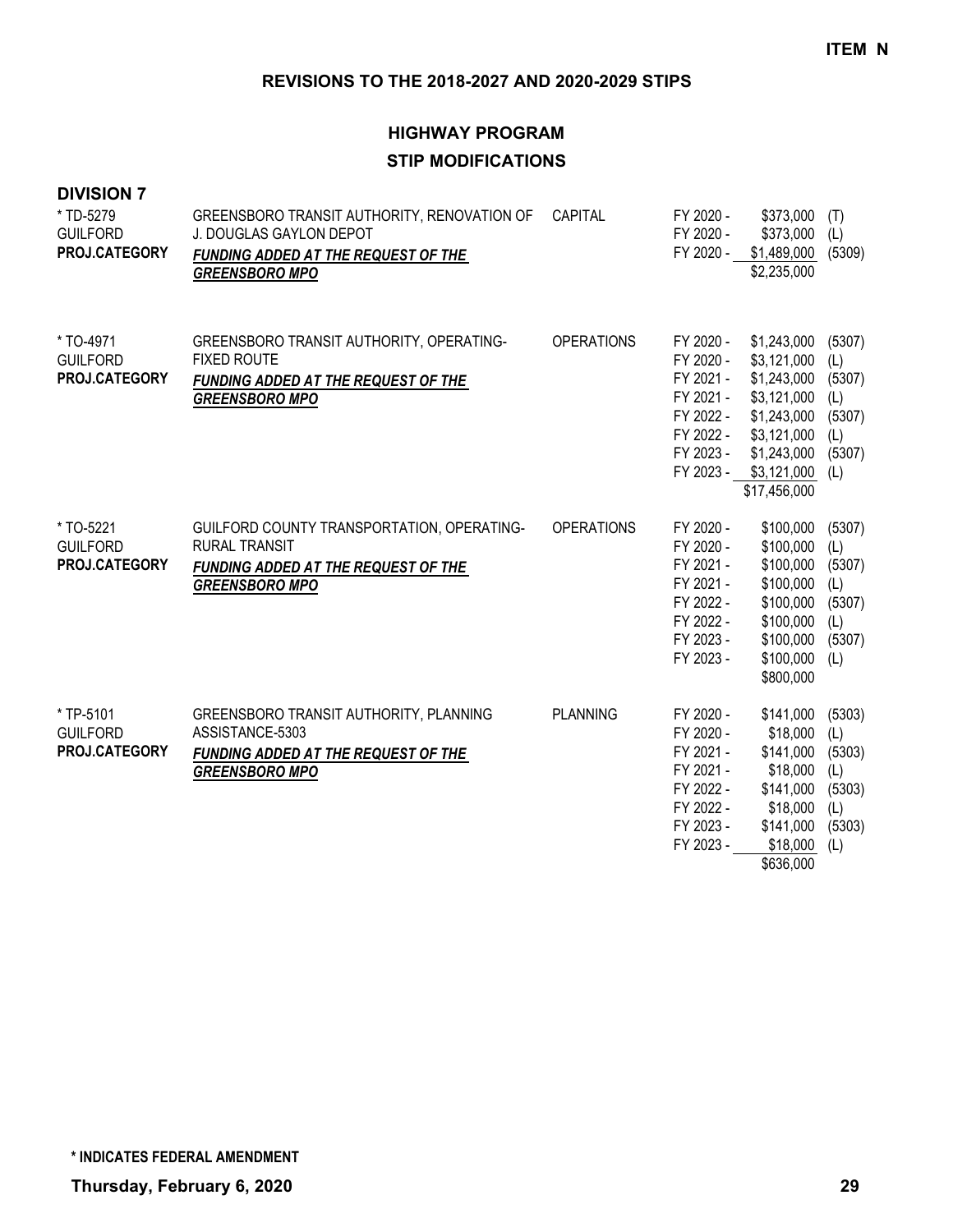**ITEM N**

## REVISIONS TO THE 2018-2027 AND 2020-2029 STIPS

### HIGHWAY PROGRAM

### STIP MODIFICATIONS

**DIVISION 7**

| Project | Description | Category | Fiscal Year | Amount | Source |
|---|---|---|---|---|---|
| * TD-5279<br>GUILFORD<br>**PROJ.CATEGORY** | GREENSBORO TRANSIT AUTHORITY, RENOVATION OF J. DOUGLAS GAYLON DEPOT<br>***FUNDING ADDED AT THE REQUEST OF THE GREENSBORO MPO*** | CAPITAL | FY 2020 - | $373,000 | (T) |
| | | | FY 2020 - | $373,000 | (L) |
| | | | FY 2020 - | $1,489,000 | (5309) |
| | | | | $2,235,000 | |
| * TO-4971<br>GUILFORD<br>**PROJ.CATEGORY** | GREENSBORO TRANSIT AUTHORITY, OPERATING-FIXED ROUTE<br>***FUNDING ADDED AT THE REQUEST OF THE GREENSBORO MPO*** | OPERATIONS | FY 2020 - | $1,243,000 | (5307) |
| | | | FY 2020 - | $3,121,000 | (L) |
| | | | FY 2021 - | $1,243,000 | (5307) |
| | | | FY 2021 - | $3,121,000 | (L) |
| | | | FY 2022 - | $1,243,000 | (5307) |
| | | | FY 2022 - | $3,121,000 | (L) |
| | | | FY 2023 - | $1,243,000 | (5307) |
| | | | FY 2023 - | $3,121,000 | (L) |
| | | | | $17,456,000 | |
| * TO-5221<br>GUILFORD<br>**PROJ.CATEGORY** | GUILFORD COUNTY TRANSPORTATION, OPERATING-RURAL TRANSIT<br>***FUNDING ADDED AT THE REQUEST OF THE GREENSBORO MPO*** | OPERATIONS | FY 2020 - | $100,000 | (5307) |
| | | | FY 2020 - | $100,000 | (L) |
| | | | FY 2021 - | $100,000 | (5307) |
| | | | FY 2021 - | $100,000 | (L) |
| | | | FY 2022 - | $100,000 | (5307) |
| | | | FY 2022 - | $100,000 | (L) |
| | | | FY 2023 - | $100,000 | (5307) |
| | | | FY 2023 - | $100,000 | (L) |
| | | | | $800,000 | |
| * TP-5101<br>GUILFORD<br>**PROJ.CATEGORY** | GREENSBORO TRANSIT AUTHORITY, PLANNING ASSISTANCE-5303<br>***FUNDING ADDED AT THE REQUEST OF THE GREENSBORO MPO*** | PLANNING | FY 2020 - | $141,000 | (5303) |
| | | | FY 2020 - | $18,000 | (L) |
| | | | FY 2021 - | $141,000 | (5303) |
| | | | FY 2021 - | $18,000 | (L) |
| | | | FY 2022 - | $141,000 | (5303) |
| | | | FY 2022 - | $18,000 | (L) |
| | | | FY 2023 - | $141,000 | (5303) |
| | | | FY 2023 - | $18,000 | (L) |
| | | | | $636,000 | |

**\* INDICATES FEDERAL AMENDMENT**

**Thursday, February 6, 2020**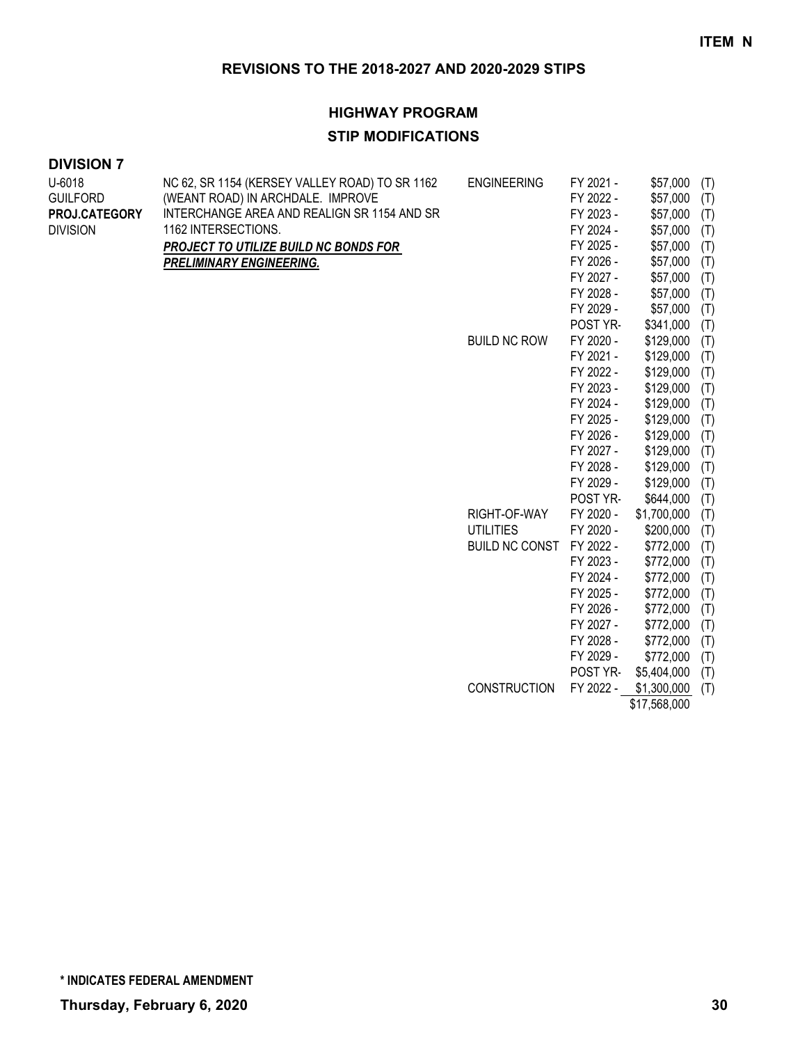**ITEM N**

## REVISIONS TO THE 2018-2027 AND 2020-2029 STIPS

### HIGHWAY PROGRAM

### STIP MODIFICATIONS

**DIVISION 7**

| | | | | | |
|---|---|---|---|---|---|
| U-6018<br>GUILFORD<br>**PROJ.CATEGORY**<br>DIVISION | NC 62, SR 1154 (KERSEY VALLEY ROAD) TO SR 1162 (WEANT ROAD) IN ARCHDALE. IMPROVE INTERCHANGE AREA AND REALIGN SR 1154 AND SR 1162 INTERSECTIONS.<br>***PROJECT TO UTILIZE BUILD NC BONDS FOR PRELIMINARY ENGINEERING.*** | ENGINEERING | FY 2021 - | $57,000 | (T) |
| | | | FY 2022 - | $57,000 | (T) |
| | | | FY 2023 - | $57,000 | (T) |
| | | | FY 2024 - | $57,000 | (T) |
| | | | FY 2025 - | $57,000 | (T) |
| | | | FY 2026 - | $57,000 | (T) |
| | | | FY 2027 - | $57,000 | (T) |
| | | | FY 2028 - | $57,000 | (T) |
| | | | FY 2029 - | $57,000 | (T) |
| | | | POST YR- | $341,000 | (T) |
| | | BUILD NC ROW | FY 2020 - | $129,000 | (T) |
| | | | FY 2021 - | $129,000 | (T) |
| | | | FY 2022 - | $129,000 | (T) |
| | | | FY 2023 - | $129,000 | (T) |
| | | | FY 2024 - | $129,000 | (T) |
| | | | FY 2025 - | $129,000 | (T) |
| | | | FY 2026 - | $129,000 | (T) |
| | | | FY 2027 - | $129,000 | (T) |
| | | | FY 2028 - | $129,000 | (T) |
| | | | FY 2029 - | $129,000 | (T) |
| | | | POST YR- | $644,000 | (T) |
| | | RIGHT-OF-WAY | FY 2020 - | $1,700,000 | (T) |
| | | UTILITIES | FY 2020 - | $200,000 | (T) |
| | | BUILD NC CONST | FY 2022 - | $772,000 | (T) |
| | | | FY 2023 - | $772,000 | (T) |
| | | | FY 2024 - | $772,000 | (T) |
| | | | FY 2025 - | $772,000 | (T) |
| | | | FY 2026 - | $772,000 | (T) |
| | | | FY 2027 - | $772,000 | (T) |
| | | | FY 2028 - | $772,000 | (T) |
| | | | FY 2029 - | $772,000 | (T) |
| | | | POST YR- | $5,404,000 | (T) |
| | | CONSTRUCTION | FY 2022 - | $1,300,000 | (T) |
| | | | | $17,568,000 | |

**\* INDICATES FEDERAL AMENDMENT**

**Thursday, February 6, 2020**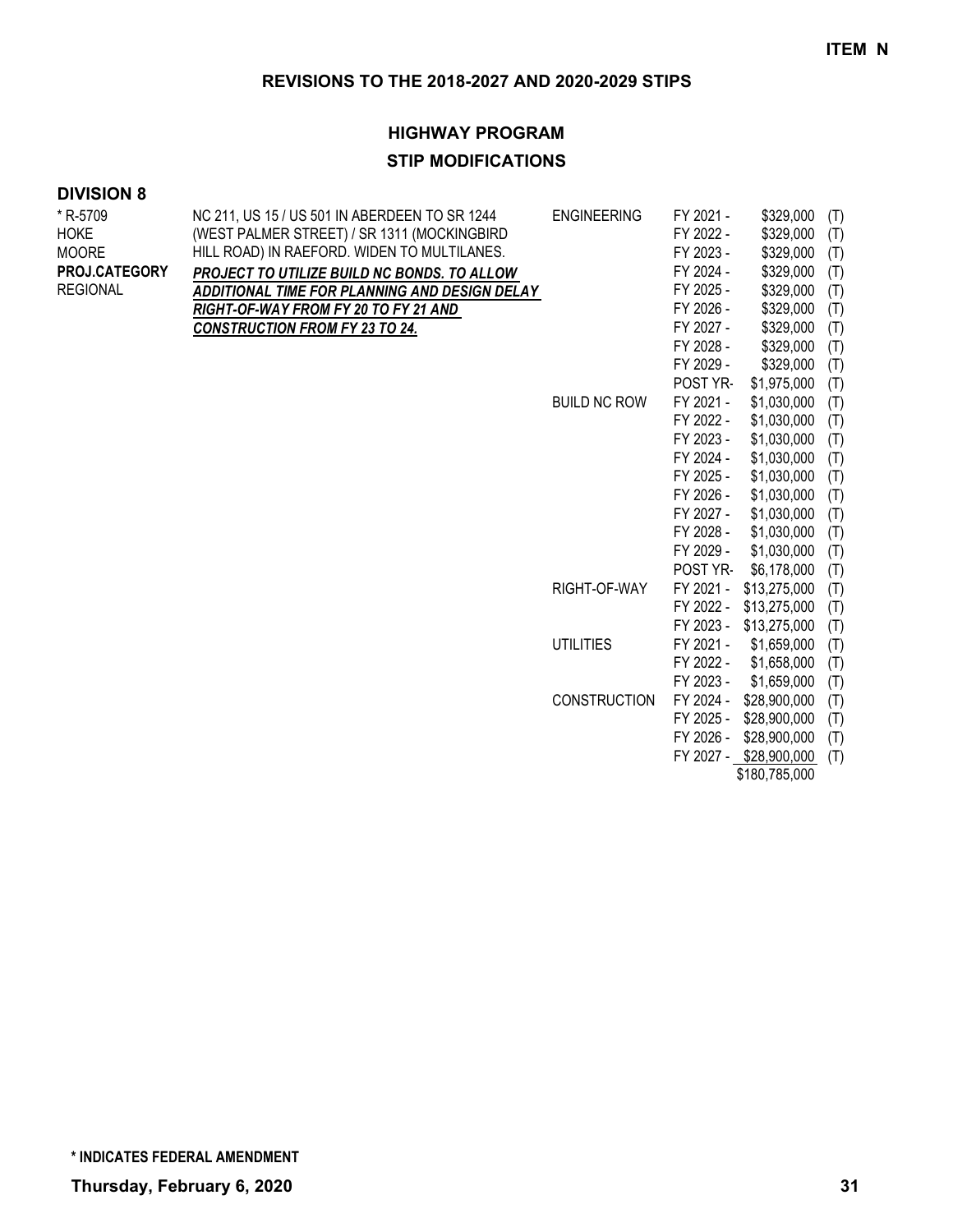ITEM N

## REVISIONS TO THE 2018-2027 AND 2020-2029 STIPS

### HIGHWAY PROGRAM

### STIP MODIFICATIONS

**DIVISION 8**

| | | | | | |
|---|---|---|---|---|---|
| * R-5709<br>HOKE<br>MOORE<br>**PROJ.CATEGORY**<br>REGIONAL | NC 211, US 15 / US 501 IN ABERDEEN TO SR 1244 (WEST PALMER STREET) / SR 1311 (MOCKINGBIRD HILL ROAD) IN RAEFORD. WIDEN TO MULTILANES.<br>***PROJECT TO UTILIZE BUILD NC BONDS. TO ALLOW ADDITIONAL TIME FOR PLANNING AND DESIGN DELAY RIGHT-OF-WAY FROM FY 20 TO FY 21 AND CONSTRUCTION FROM FY 23 TO 24.*** | ENGINEERING | FY 2021 - | $329,000 | (T) |
| | | | FY 2022 - | $329,000 | (T) |
| | | | FY 2023 - | $329,000 | (T) |
| | | | FY 2024 - | $329,000 | (T) |
| | | | FY 2025 - | $329,000 | (T) |
| | | | FY 2026 - | $329,000 | (T) |
| | | | FY 2027 - | $329,000 | (T) |
| | | | FY 2028 - | $329,000 | (T) |
| | | | FY 2029 - | $329,000 | (T) |
| | | | POST YR- | $1,975,000 | (T) |
| | | BUILD NC ROW | FY 2021 - | $1,030,000 | (T) |
| | | | FY 2022 - | $1,030,000 | (T) |
| | | | FY 2023 - | $1,030,000 | (T) |
| | | | FY 2024 - | $1,030,000 | (T) |
| | | | FY 2025 - | $1,030,000 | (T) |
| | | | FY 2026 - | $1,030,000 | (T) |
| | | | FY 2027 - | $1,030,000 | (T) |
| | | | FY 2028 - | $1,030,000 | (T) |
| | | | FY 2029 - | $1,030,000 | (T) |
| | | | POST YR- | $6,178,000 | (T) |
| | | RIGHT-OF-WAY | FY 2021 - | $13,275,000 | (T) |
| | | | FY 2022 - | $13,275,000 | (T) |
| | | | FY 2023 - | $13,275,000 | (T) |
| | | UTILITIES | FY 2021 - | $1,659,000 | (T) |
| | | | FY 2022 - | $1,658,000 | (T) |
| | | | FY 2023 - | $1,659,000 | (T) |
| | | CONSTRUCTION | FY 2024 - | $28,900,000 | (T) |
| | | | FY 2025 - | $28,900,000 | (T) |
| | | | FY 2026 - | $28,900,000 | (T) |
| | | | FY 2027 - | $28,900,000 | (T) |
| | | | | $180,785,000 | |

**\* INDICATES FEDERAL AMENDMENT**

**Thursday, February 6, 2020**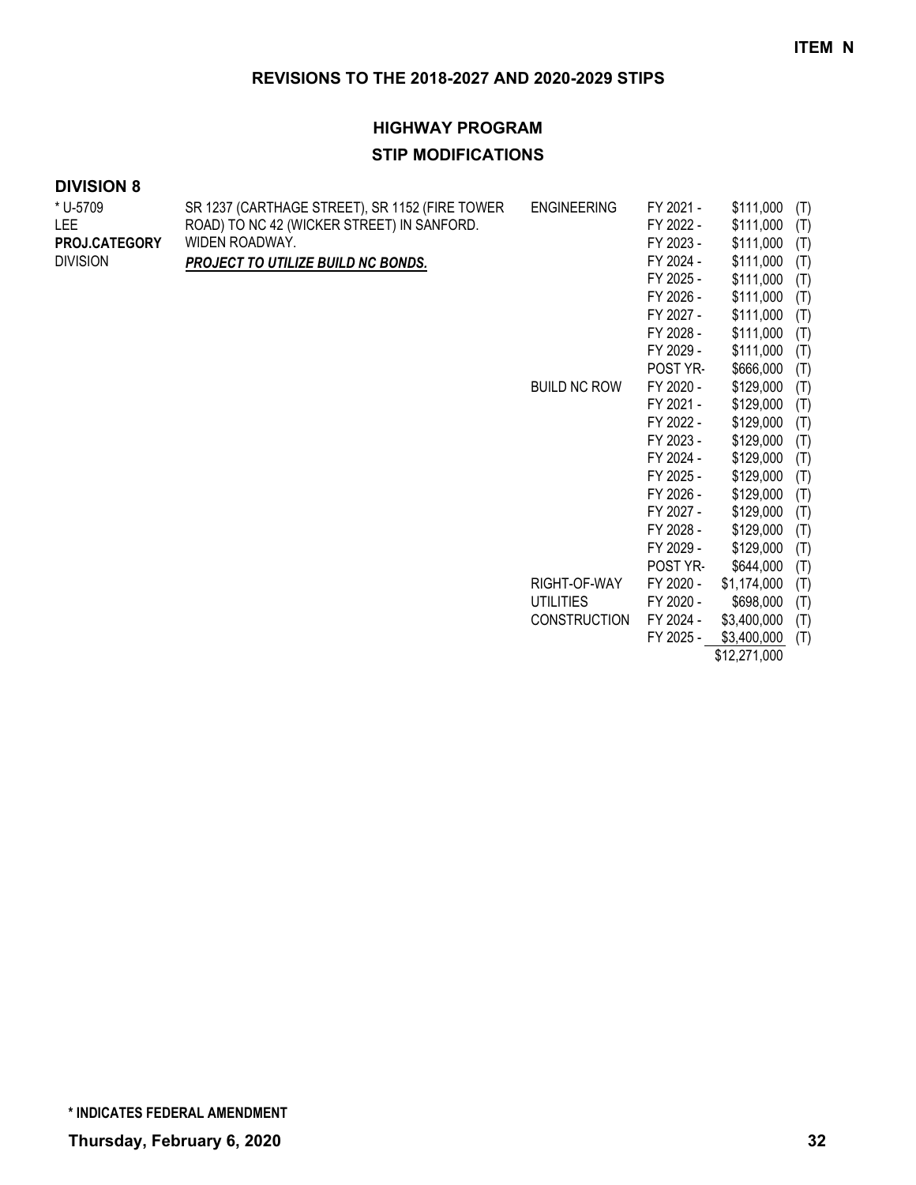**ITEM N**

## REVISIONS TO THE 2018-2027 AND 2020-2029 STIPS

### HIGHWAY PROGRAM

### STIP MODIFICATIONS

**DIVISION 8**

| Project | Description | Phase | Fiscal Year | Amount | |
|---|---|---|---|---|---|
| * U-5709<br>LEE<br>**PROJ.CATEGORY**<br>DIVISION | SR 1237 (CARTHAGE STREET), SR 1152 (FIRE TOWER ROAD) TO NC 42 (WICKER STREET) IN SANFORD. WIDEN ROADWAY.<br>***PROJECT TO UTILIZE BUILD NC BONDS.*** | ENGINEERING | FY 2021 - | $111,000 | (T) |
| | | | FY 2022 - | $111,000 | (T) |
| | | | FY 2023 - | $111,000 | (T) |
| | | | FY 2024 - | $111,000 | (T) |
| | | | FY 2025 - | $111,000 | (T) |
| | | | FY 2026 - | $111,000 | (T) |
| | | | FY 2027 - | $111,000 | (T) |
| | | | FY 2028 - | $111,000 | (T) |
| | | | FY 2029 - | $111,000 | (T) |
| | | | POST YR- | $666,000 | (T) |
| | | BUILD NC ROW | FY 2020 - | $129,000 | (T) |
| | | | FY 2021 - | $129,000 | (T) |
| | | | FY 2022 - | $129,000 | (T) |
| | | | FY 2023 - | $129,000 | (T) |
| | | | FY 2024 - | $129,000 | (T) |
| | | | FY 2025 - | $129,000 | (T) |
| | | | FY 2026 - | $129,000 | (T) |
| | | | FY 2027 - | $129,000 | (T) |
| | | | FY 2028 - | $129,000 | (T) |
| | | | FY 2029 - | $129,000 | (T) |
| | | | POST YR- | $644,000 | (T) |
| | | RIGHT-OF-WAY | FY 2020 - | $1,174,000 | (T) |
| | | UTILITIES | FY 2020 - | $698,000 | (T) |
| | | CONSTRUCTION | FY 2024 - | $3,400,000 | (T) |
| | | | FY 2025 - | $3,400,000 | (T) |
| | | | | $12,271,000 | |

**\* INDICATES FEDERAL AMENDMENT**

**Thursday, February 6, 2020**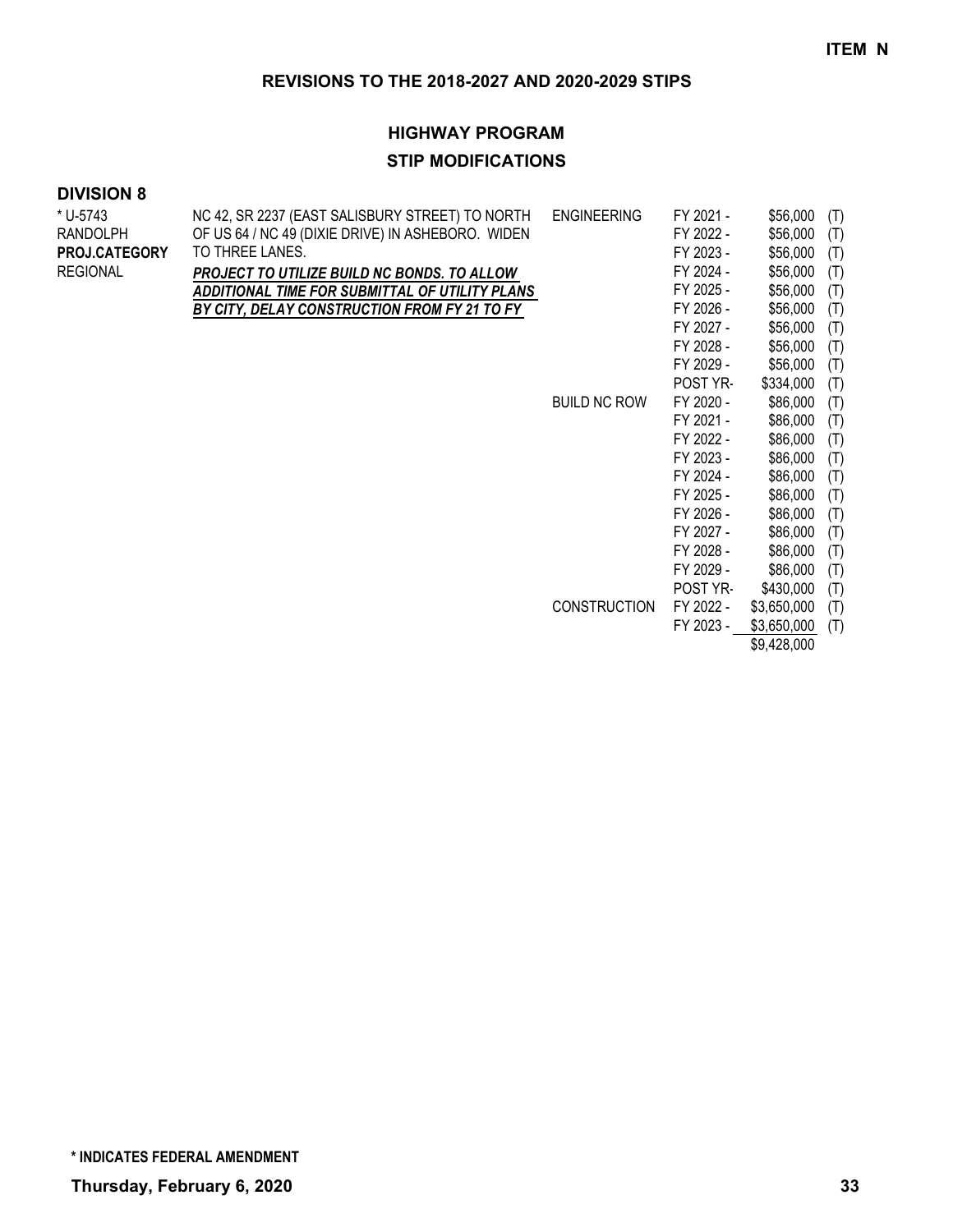**ITEM N**

## REVISIONS TO THE 2018-2027 AND 2020-2029 STIPS

### HIGHWAY PROGRAM

### STIP MODIFICATIONS

**DIVISION 8**

| | | | | | |
|---|---|---|---|---|---|
| * U-5743<br>RANDOLPH<br>**PROJ.CATEGORY**<br>REGIONAL | NC 42, SR 2237 (EAST SALISBURY STREET) TO NORTH OF US 64 / NC 49 (DIXIE DRIVE) IN ASHEBORO. WIDEN TO THREE LANES.<br>***PROJECT TO UTILIZE BUILD NC BONDS. TO ALLOW ADDITIONAL TIME FOR SUBMITTAL OF UTILITY PLANS BY CITY, DELAY CONSTRUCTION FROM FY 21 TO FY*** | ENGINEERING | FY 2021 - | $56,000 | (T) |
| | | | FY 2022 - | $56,000 | (T) |
| | | | FY 2023 - | $56,000 | (T) |
| | | | FY 2024 - | $56,000 | (T) |
| | | | FY 2025 - | $56,000 | (T) |
| | | | FY 2026 - | $56,000 | (T) |
| | | | FY 2027 - | $56,000 | (T) |
| | | | FY 2028 - | $56,000 | (T) |
| | | | FY 2029 - | $56,000 | (T) |
| | | | POST YR- | $334,000 | (T) |
| | | BUILD NC ROW | FY 2020 - | $86,000 | (T) |
| | | | FY 2021 - | $86,000 | (T) |
| | | | FY 2022 - | $86,000 | (T) |
| | | | FY 2023 - | $86,000 | (T) |
| | | | FY 2024 - | $86,000 | (T) |
| | | | FY 2025 - | $86,000 | (T) |
| | | | FY 2026 - | $86,000 | (T) |
| | | | FY 2027 - | $86,000 | (T) |
| | | | FY 2028 - | $86,000 | (T) |
| | | | FY 2029 - | $86,000 | (T) |
| | | | POST YR- | $430,000 | (T) |
| | | CONSTRUCTION | FY 2022 - | $3,650,000 | (T) |
| | | | FY 2023 - | $3,650,000 | (T) |
| | | | | $9,428,000 | |

**\* INDICATES FEDERAL AMENDMENT**

**Thursday, February 6, 2020**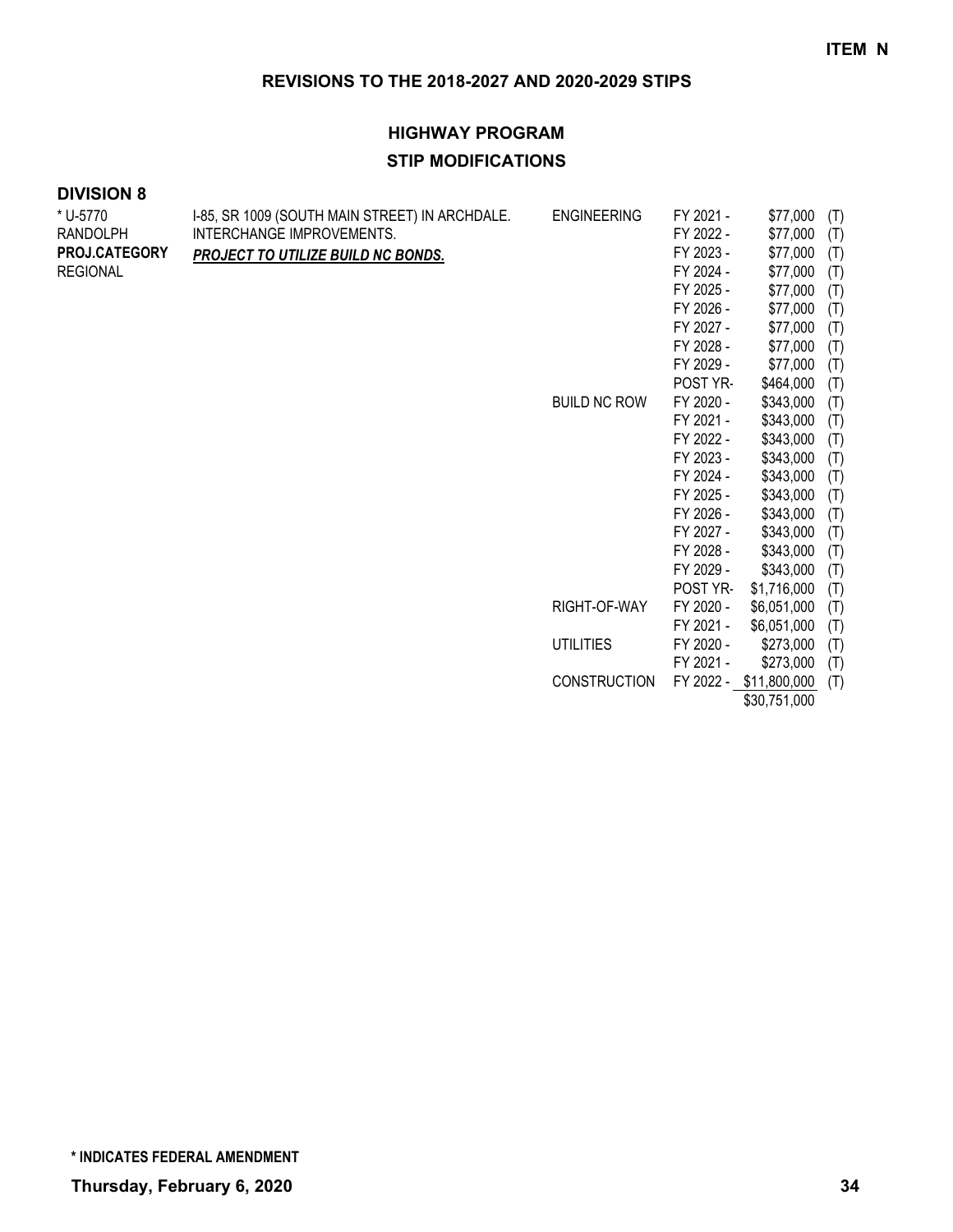**ITEM N**

## REVISIONS TO THE 2018-2027 AND 2020-2029 STIPS

## HIGHWAY PROGRAM

## STIP MODIFICATIONS

### DIVISION 8

| | | | | | |
|---|---|---|---|---|---|
| * U-5770<br>RANDOLPH<br>**PROJ.CATEGORY**<br>REGIONAL | I-85, SR 1009 (SOUTH MAIN STREET) IN ARCHDALE. INTERCHANGE IMPROVEMENTS.<br>***PROJECT TO UTILIZE BUILD NC BONDS.*** | ENGINEERING | FY 2021 - | $77,000 | (T) |
| | | | FY 2022 - | $77,000 | (T) |
| | | | FY 2023 - | $77,000 | (T) |
| | | | FY 2024 - | $77,000 | (T) |
| | | | FY 2025 - | $77,000 | (T) |
| | | | FY 2026 - | $77,000 | (T) |
| | | | FY 2027 - | $77,000 | (T) |
| | | | FY 2028 - | $77,000 | (T) |
| | | | FY 2029 - | $77,000 | (T) |
| | | | POST YR- | $464,000 | (T) |
| | | BUILD NC ROW | FY 2020 - | $343,000 | (T) |
| | | | FY 2021 - | $343,000 | (T) |
| | | | FY 2022 - | $343,000 | (T) |
| | | | FY 2023 - | $343,000 | (T) |
| | | | FY 2024 - | $343,000 | (T) |
| | | | FY 2025 - | $343,000 | (T) |
| | | | FY 2026 - | $343,000 | (T) |
| | | | FY 2027 - | $343,000 | (T) |
| | | | FY 2028 - | $343,000 | (T) |
| | | | FY 2029 - | $343,000 | (T) |
| | | | POST YR- | $1,716,000 | (T) |
| | | RIGHT-OF-WAY | FY 2020 - | $6,051,000 | (T) |
| | | | FY 2021 - | $6,051,000 | (T) |
| | | UTILITIES | FY 2020 - | $273,000 | (T) |
| | | | FY 2021 - | $273,000 | (T) |
| | | CONSTRUCTION | FY 2022 - | $11,800,000 | (T) |
| | | | | $30,751,000 | |

**\* INDICATES FEDERAL AMENDMENT**

**Thursday, February 6, 2020**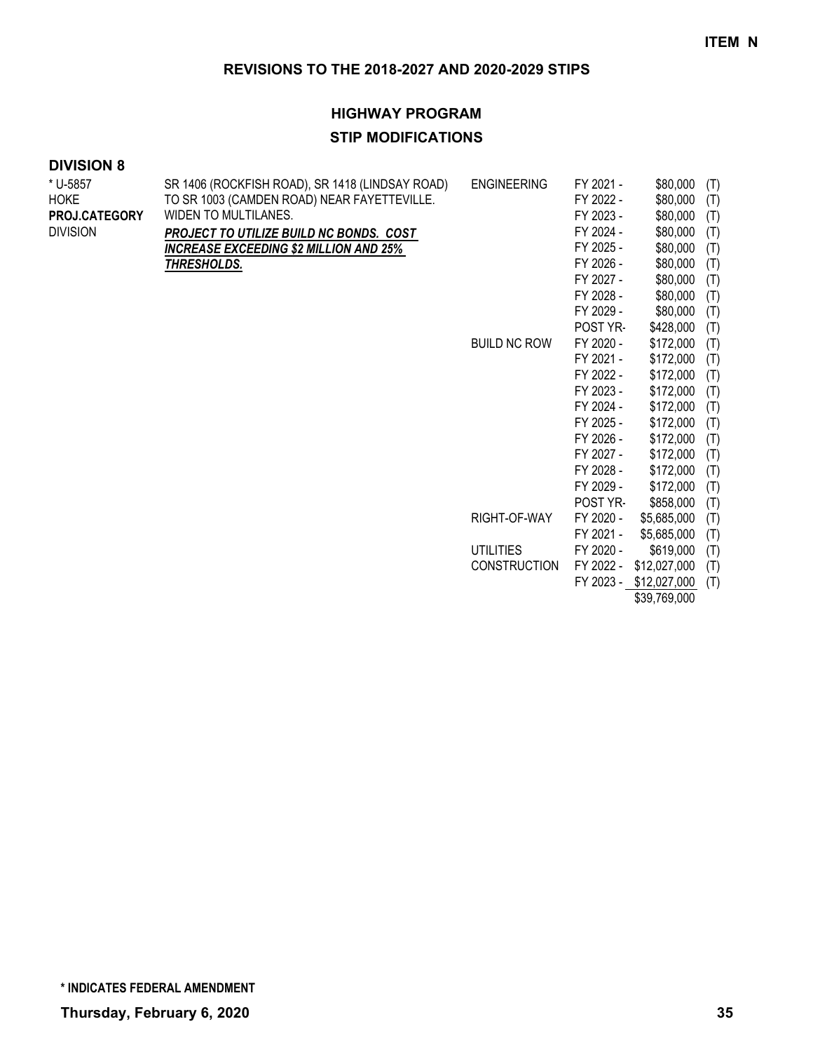**ITEM N**

## REVISIONS TO THE 2018-2027 AND 2020-2029 STIPS

## HIGHWAY PROGRAM

### STIP MODIFICATIONS

### DIVISION 8

| | | | | | |
|---|---|---|---|---|---|
| * U-5857 | SR 1406 (ROCKFISH ROAD), SR 1418 (LINDSAY ROAD) | ENGINEERING | FY 2021 - | $80,000 | (T) |
| HOKE | TO SR 1003 (CAMDEN ROAD) NEAR FAYETTEVILLE. | | FY 2022 - | $80,000 | (T) |
| **PROJ.CATEGORY** | WIDEN TO MULTILANES. | | FY 2023 - | $80,000 | (T) |
| DIVISION | ***PROJECT TO UTILIZE BUILD NC BONDS. COST INCREASE EXCEEDING $2 MILLION AND 25% THRESHOLDS.*** | | FY 2024 - | $80,000 | (T) |
| | | | FY 2025 - | $80,000 | (T) |
| | | | FY 2026 - | $80,000 | (T) |
| | | | FY 2027 - | $80,000 | (T) |
| | | | FY 2028 - | $80,000 | (T) |
| | | | FY 2029 - | $80,000 | (T) |
| | | | POST YR- | $428,000 | (T) |
| | | BUILD NC ROW | FY 2020 - | $172,000 | (T) |
| | | | FY 2021 - | $172,000 | (T) |
| | | | FY 2022 - | $172,000 | (T) |
| | | | FY 2023 - | $172,000 | (T) |
| | | | FY 2024 - | $172,000 | (T) |
| | | | FY 2025 - | $172,000 | (T) |
| | | | FY 2026 - | $172,000 | (T) |
| | | | FY 2027 - | $172,000 | (T) |
| | | | FY 2028 - | $172,000 | (T) |
| | | | FY 2029 - | $172,000 | (T) |
| | | | POST YR- | $858,000 | (T) |
| | | RIGHT-OF-WAY | FY 2020 - | $5,685,000 | (T) |
| | | | FY 2021 - | $5,685,000 | (T) |
| | | UTILITIES | FY 2020 - | $619,000 | (T) |
| | | CONSTRUCTION | FY 2022 - | $12,027,000 | (T) |
| | | | FY 2023 - | $12,027,000 | (T) |
| | | | | $39,769,000 | |

**\* INDICATES FEDERAL AMENDMENT**

**Thursday, February 6, 2020**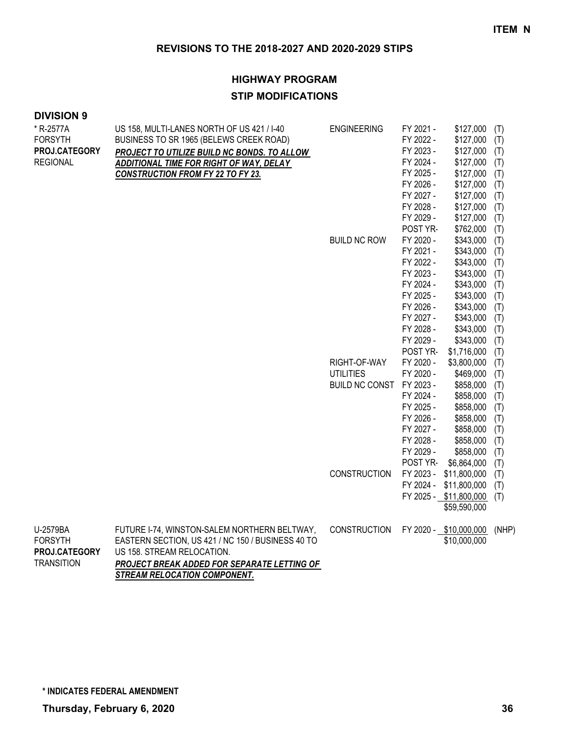**ITEM N**

## REVISIONS TO THE 2018-2027 AND 2020-2029 STIPS

## HIGHWAY PROGRAM

## STIP MODIFICATIONS

### DIVISION 9

| Project | Description | Phase | Year | Amount | Fund |
|---|---|---|---|---|---|
| * R-2577A<br>FORSYTH<br>**PROJ.CATEGORY**<br>REGIONAL | US 158, MULTI-LANES NORTH OF US 421 / I-40 BUSINESS TO SR 1965 (BELEWS CREEK ROAD)<br>***PROJECT TO UTILIZE BUILD NC BONDS. TO ALLOW ADDITIONAL TIME FOR RIGHT OF WAY, DELAY CONSTRUCTION FROM FY 22 TO FY 23.*** | ENGINEERING | FY 2021 - | $127,000 | (T) |
| | | | FY 2022 - | $127,000 | (T) |
| | | | FY 2023 - | $127,000 | (T) |
| | | | FY 2024 - | $127,000 | (T) |
| | | | FY 2025 - | $127,000 | (T) |
| | | | FY 2026 - | $127,000 | (T) |
| | | | FY 2027 - | $127,000 | (T) |
| | | | FY 2028 - | $127,000 | (T) |
| | | | FY 2029 - | $127,000 | (T) |
| | | | POST YR- | $762,000 | (T) |
| | | BUILD NC ROW | FY 2020 - | $343,000 | (T) |
| | | | FY 2021 - | $343,000 | (T) |
| | | | FY 2022 - | $343,000 | (T) |
| | | | FY 2023 - | $343,000 | (T) |
| | | | FY 2024 - | $343,000 | (T) |
| | | | FY 2025 - | $343,000 | (T) |
| | | | FY 2026 - | $343,000 | (T) |
| | | | FY 2027 - | $343,000 | (T) |
| | | | FY 2028 - | $343,000 | (T) |
| | | | FY 2029 - | $343,000 | (T) |
| | | | POST YR- | $1,716,000 | (T) |
| | | RIGHT-OF-WAY | FY 2020 - | $3,800,000 | (T) |
| | | UTILITIES | FY 2020 - | $469,000 | (T) |
| | | BUILD NC CONST | FY 2023 - | $858,000 | (T) |
| | | | FY 2024 - | $858,000 | (T) |
| | | | FY 2025 - | $858,000 | (T) |
| | | | FY 2026 - | $858,000 | (T) |
| | | | FY 2027 - | $858,000 | (T) |
| | | | FY 2028 - | $858,000 | (T) |
| | | | FY 2029 - | $858,000 | (T) |
| | | | POST YR- | $6,864,000 | (T) |
| | | CONSTRUCTION | FY 2023 - | $11,800,000 | (T) |
| | | | FY 2024 - | $11,800,000 | (T) |
| | | | FY 2025 - | $11,800,000 | (T) |
| | | | | $59,590,000 | |
| U-2579BA<br>FORSYTH<br>**PROJ.CATEGORY**<br>TRANSITION | FUTURE I-74, WINSTON-SALEM NORTHERN BELTWAY, EASTERN SECTION, US 421 / NC 150 / BUSINESS 40 TO US 158. STREAM RELOCATION.<br>***PROJECT BREAK ADDED FOR SEPARATE LETTING OF STREAM RELOCATION COMPONENT.*** | CONSTRUCTION | FY 2020 - | $10,000,000 | (NHP) |
| | | | | $10,000,000 | |

**\* INDICATES FEDERAL AMENDMENT**

**Thursday, February 6, 2020**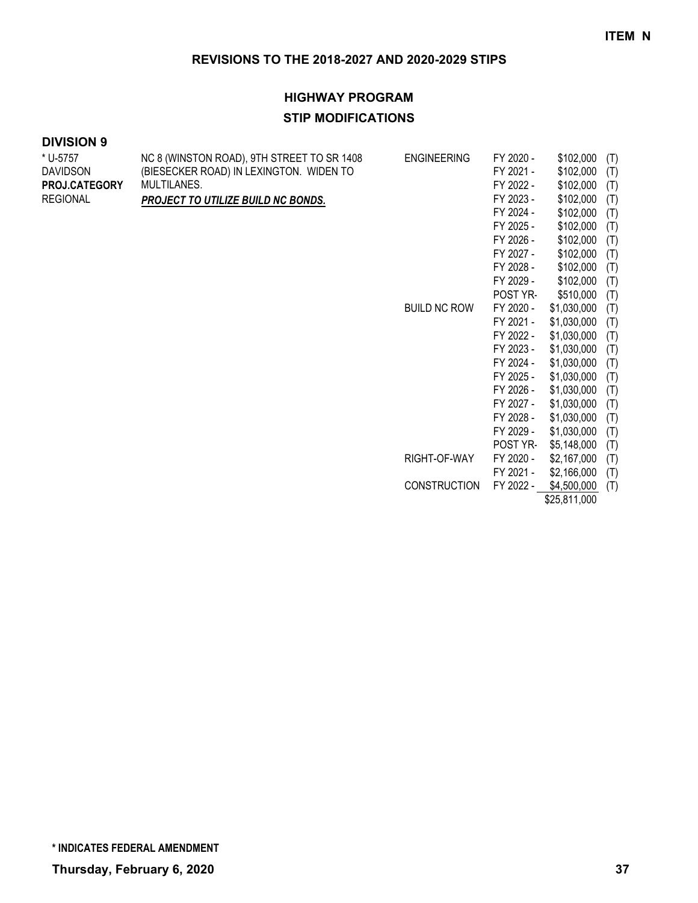**ITEM N**

## REVISIONS TO THE 2018-2027 AND 2020-2029 STIPS

### HIGHWAY PROGRAM

### STIP MODIFICATIONS

**DIVISION 9**

| Project | Description | Phase | Year | Amount | Source |
|---|---|---|---|---|---|
| * U-5757<br>DAVIDSON<br>**PROJ.CATEGORY**<br>REGIONAL | NC 8 (WINSTON ROAD), 9TH STREET TO SR 1408 (BIESECKER ROAD) IN LEXINGTON. WIDEN TO MULTILANES.<br>***PROJECT TO UTILIZE BUILD NC BONDS.*** | ENGINEERING | FY 2020 - | $102,000 | (T) |
| | | | FY 2021 - | $102,000 | (T) |
| | | | FY 2022 - | $102,000 | (T) |
| | | | FY 2023 - | $102,000 | (T) |
| | | | FY 2024 - | $102,000 | (T) |
| | | | FY 2025 - | $102,000 | (T) |
| | | | FY 2026 - | $102,000 | (T) |
| | | | FY 2027 - | $102,000 | (T) |
| | | | FY 2028 - | $102,000 | (T) |
| | | | FY 2029 - | $102,000 | (T) |
| | | | POST YR- | $510,000 | (T) |
| | | BUILD NC ROW | FY 2020 - | $1,030,000 | (T) |
| | | | FY 2021 - | $1,030,000 | (T) |
| | | | FY 2022 - | $1,030,000 | (T) |
| | | | FY 2023 - | $1,030,000 | (T) |
| | | | FY 2024 - | $1,030,000 | (T) |
| | | | FY 2025 - | $1,030,000 | (T) |
| | | | FY 2026 - | $1,030,000 | (T) |
| | | | FY 2027 - | $1,030,000 | (T) |
| | | | FY 2028 - | $1,030,000 | (T) |
| | | | FY 2029 - | $1,030,000 | (T) |
| | | | POST YR- | $5,148,000 | (T) |
| | | RIGHT-OF-WAY | FY 2020 - | $2,167,000 | (T) |
| | | | FY 2021 - | $2,166,000 | (T) |
| | | CONSTRUCTION | FY 2022 - | $4,500,000 | (T) |
| | | | | $25,811,000 | |

**\* INDICATES FEDERAL AMENDMENT**

**Thursday, February 6, 2020**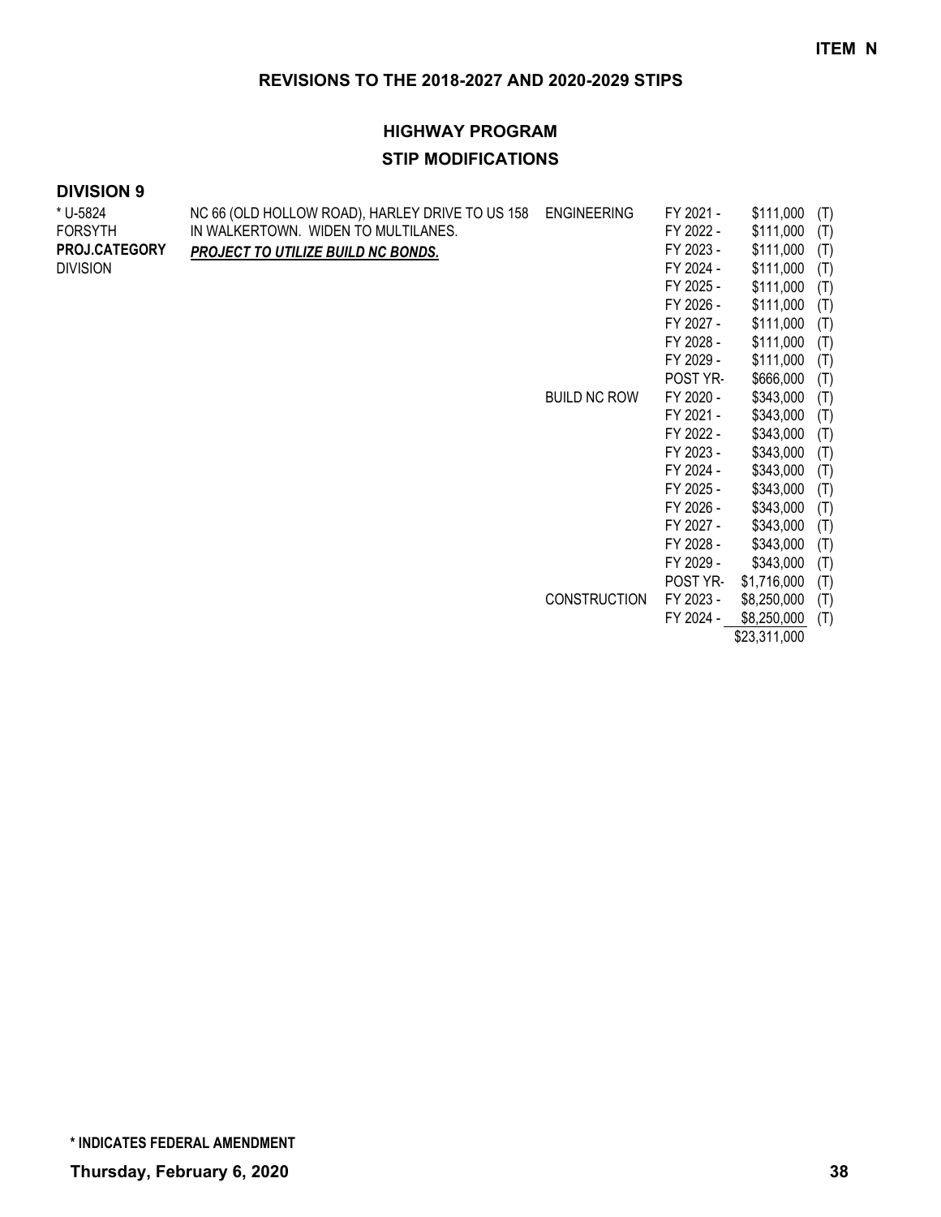**ITEM N**

## REVISIONS TO THE 2018-2027 AND 2020-2029 STIPS

### HIGHWAY PROGRAM

### STIP MODIFICATIONS

**DIVISION 9**

| Project | Description | Work Type | Fiscal Year | Amount | Source |
|---|---|---|---|---|---|
| * U-5824 | NC 66 (OLD HOLLOW ROAD), HARLEY DRIVE TO US 158 | ENGINEERING | FY 2021 - | $111,000 | (T) |
| FORSYTH | IN WALKERTOWN. WIDEN TO MULTILANES. | | FY 2022 - | $111,000 | (T) |
| **PROJ.CATEGORY** | ***PROJECT TO UTILIZE BUILD NC BONDS.*** | | FY 2023 - | $111,000 | (T) |
| DIVISION | | | FY 2024 - | $111,000 | (T) |
| | | | FY 2025 - | $111,000 | (T) |
| | | | FY 2026 - | $111,000 | (T) |
| | | | FY 2027 - | $111,000 | (T) |
| | | | FY 2028 - | $111,000 | (T) |
| | | | FY 2029 - | $111,000 | (T) |
| | | | POST YR- | $666,000 | (T) |
| | | BUILD NC ROW | FY 2020 - | $343,000 | (T) |
| | | | FY 2021 - | $343,000 | (T) |
| | | | FY 2022 - | $343,000 | (T) |
| | | | FY 2023 - | $343,000 | (T) |
| | | | FY 2024 - | $343,000 | (T) |
| | | | FY 2025 - | $343,000 | (T) |
| | | | FY 2026 - | $343,000 | (T) |
| | | | FY 2027 - | $343,000 | (T) |
| | | | FY 2028 - | $343,000 | (T) |
| | | | FY 2029 - | $343,000 | (T) |
| | | | POST YR- | $1,716,000 | (T) |
| | | CONSTRUCTION | FY 2023 - | $8,250,000 | (T) |
| | | | FY 2024 - | $8,250,000 | (T) |
| | | | | $23,311,000 | |

**\* INDICATES FEDERAL AMENDMENT**

**Thursday, February 6, 2020**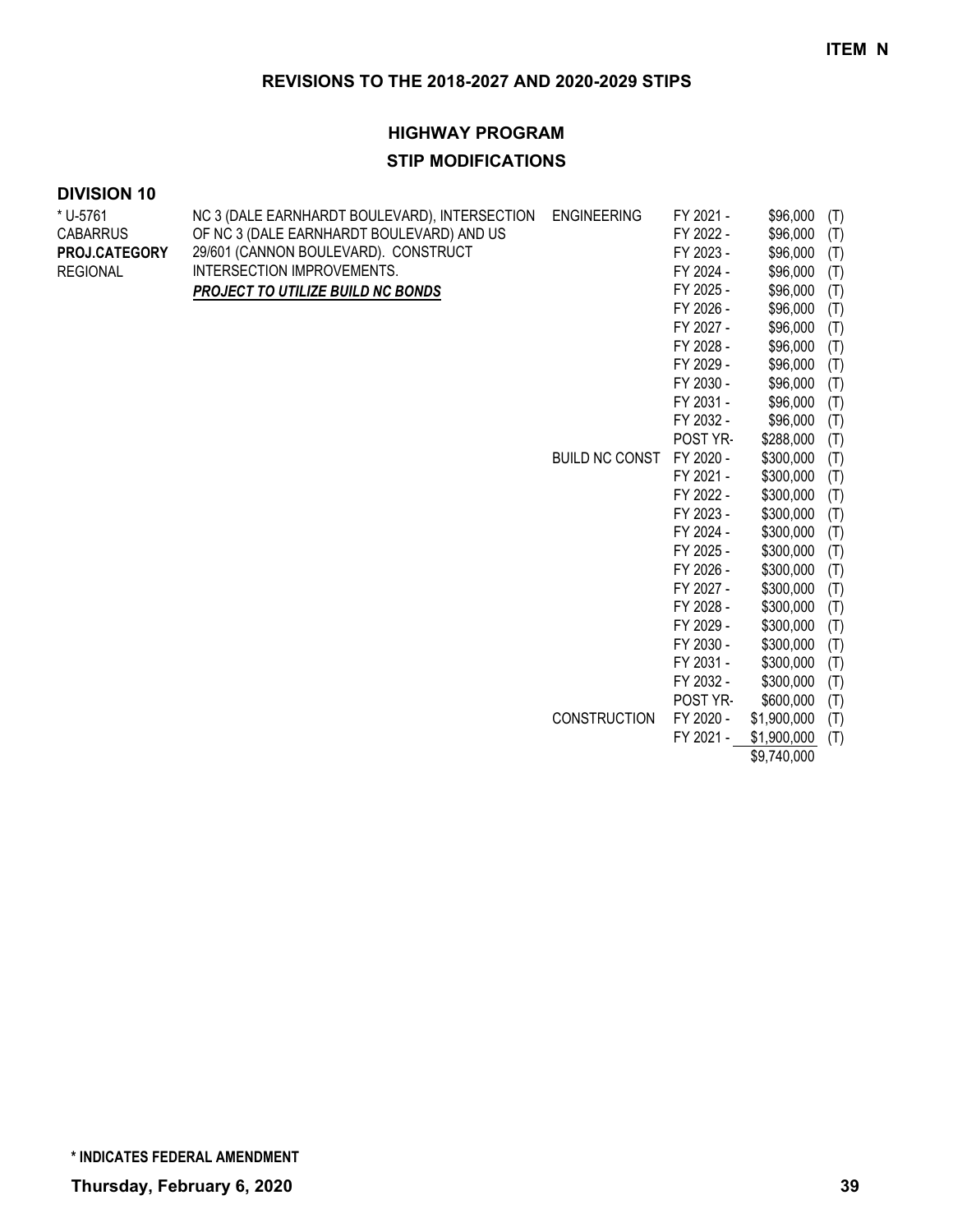**ITEM N**

## REVISIONS TO THE 2018-2027 AND 2020-2029 STIPS

### HIGHWAY PROGRAM

### STIP MODIFICATIONS

**DIVISION 10**

| | | | | | |
|---|---|---|---|---|---|
| * U-5761 | NC 3 (DALE EARNHARDT BOULEVARD), INTERSECTION | ENGINEERING | FY 2021 - | $96,000 | (T) |
| CABARRUS | OF NC 3 (DALE EARNHARDT BOULEVARD) AND US | | FY 2022 - | $96,000 | (T) |
| **PROJ.CATEGORY** | 29/601 (CANNON BOULEVARD). CONSTRUCT | | FY 2023 - | $96,000 | (T) |
| REGIONAL | INTERSECTION IMPROVEMENTS. | | FY 2024 - | $96,000 | (T) |
| | ***PROJECT TO UTILIZE BUILD NC BONDS*** | | FY 2025 - | $96,000 | (T) |
| | | | FY 2026 - | $96,000 | (T) |
| | | | FY 2027 - | $96,000 | (T) |
| | | | FY 2028 - | $96,000 | (T) |
| | | | FY 2029 - | $96,000 | (T) |
| | | | FY 2030 - | $96,000 | (T) |
| | | | FY 2031 - | $96,000 | (T) |
| | | | FY 2032 - | $96,000 | (T) |
| | | | POST YR- | $288,000 | (T) |
| | | BUILD NC CONST | FY 2020 - | $300,000 | (T) |
| | | | FY 2021 - | $300,000 | (T) |
| | | | FY 2022 - | $300,000 | (T) |
| | | | FY 2023 - | $300,000 | (T) |
| | | | FY 2024 - | $300,000 | (T) |
| | | | FY 2025 - | $300,000 | (T) |
| | | | FY 2026 - | $300,000 | (T) |
| | | | FY 2027 - | $300,000 | (T) |
| | | | FY 2028 - | $300,000 | (T) |
| | | | FY 2029 - | $300,000 | (T) |
| | | | FY 2030 - | $300,000 | (T) |
| | | | FY 2031 - | $300,000 | (T) |
| | | | FY 2032 - | $300,000 | (T) |
| | | | POST YR- | $600,000 | (T) |
| | | CONSTRUCTION | FY 2020 - | $1,900,000 | (T) |
| | | | FY 2021 - | $1,900,000 | (T) |
| | | | | $9,740,000 | |

**\* INDICATES FEDERAL AMENDMENT**

**Thursday, February 6, 2020**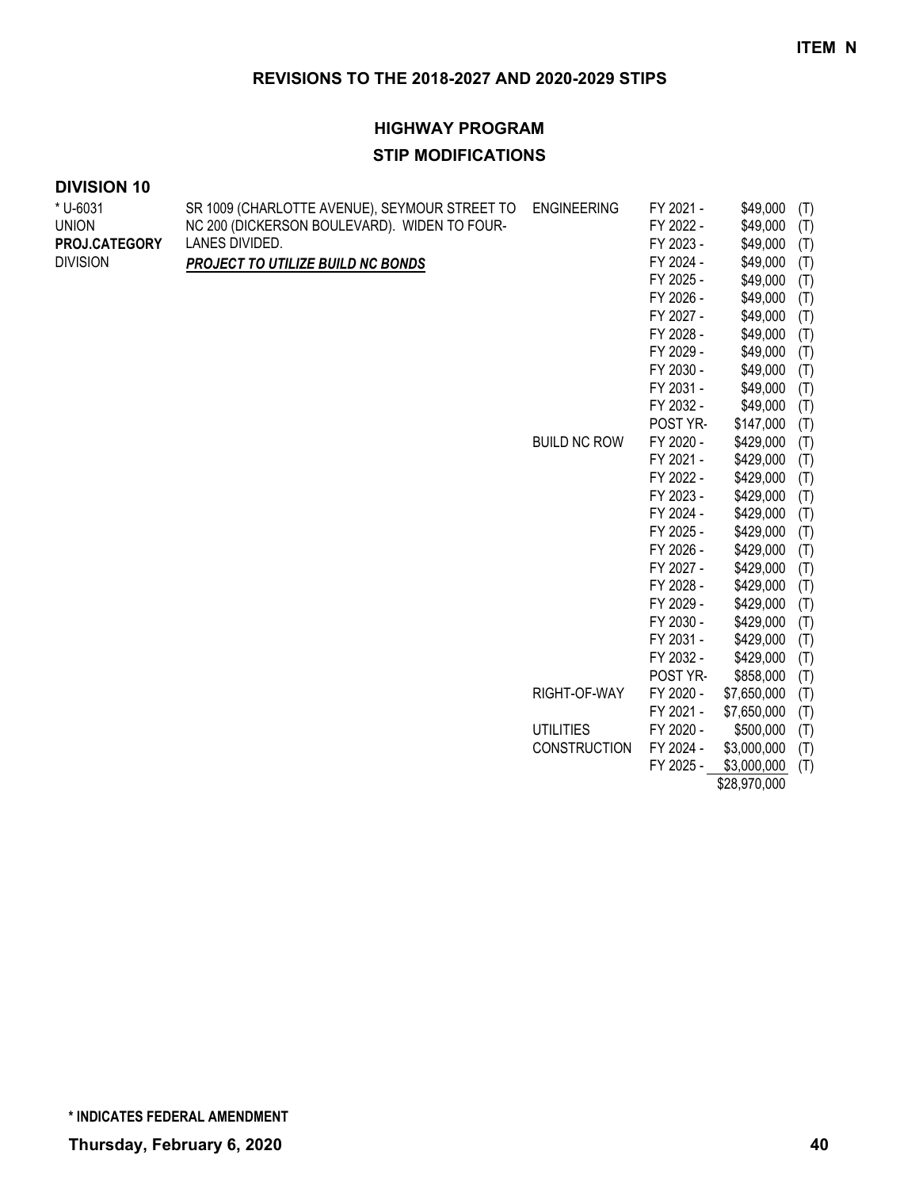**ITEM N**

## REVISIONS TO THE 2018-2027 AND 2020-2029 STIPS

### HIGHWAY PROGRAM

### STIP MODIFICATIONS

**DIVISION 10**

| Project | Description | Work Type | Year | Amount | Source |
|---|---|---|---|---|---|
| * U-6031 | SR 1009 (CHARLOTTE AVENUE), SEYMOUR STREET TO | ENGINEERING | FY 2021 - | $49,000 | (T) |
| UNION | NC 200 (DICKERSON BOULEVARD). WIDEN TO FOUR- | | FY 2022 - | $49,000 | (T) |
| **PROJ.CATEGORY** | LANES DIVIDED. | | FY 2023 - | $49,000 | (T) |
| DIVISION | ***PROJECT TO UTILIZE BUILD NC BONDS*** | | FY 2024 - | $49,000 | (T) |
| | | | FY 2025 - | $49,000 | (T) |
| | | | FY 2026 - | $49,000 | (T) |
| | | | FY 2027 - | $49,000 | (T) |
| | | | FY 2028 - | $49,000 | (T) |
| | | | FY 2029 - | $49,000 | (T) |
| | | | FY 2030 - | $49,000 | (T) |
| | | | FY 2031 - | $49,000 | (T) |
| | | | FY 2032 - | $49,000 | (T) |
| | | | POST YR- | $147,000 | (T) |
| | | BUILD NC ROW | FY 2020 - | $429,000 | (T) |
| | | | FY 2021 - | $429,000 | (T) |
| | | | FY 2022 - | $429,000 | (T) |
| | | | FY 2023 - | $429,000 | (T) |
| | | | FY 2024 - | $429,000 | (T) |
| | | | FY 2025 - | $429,000 | (T) |
| | | | FY 2026 - | $429,000 | (T) |
| | | | FY 2027 - | $429,000 | (T) |
| | | | FY 2028 - | $429,000 | (T) |
| | | | FY 2029 - | $429,000 | (T) |
| | | | FY 2030 - | $429,000 | (T) |
| | | | FY 2031 - | $429,000 | (T) |
| | | | FY 2032 - | $429,000 | (T) |
| | | | POST YR- | $858,000 | (T) |
| | | RIGHT-OF-WAY | FY 2020 - | $7,650,000 | (T) |
| | | | FY 2021 - | $7,650,000 | (T) |
| | | UTILITIES | FY 2020 - | $500,000 | (T) |
| | | CONSTRUCTION | FY 2024 - | $3,000,000 | (T) |
| | | | FY 2025 - | $3,000,000 | (T) |
| | | | | $28,970,000 | |

**\* INDICATES FEDERAL AMENDMENT**

**Thursday, February 6, 2020**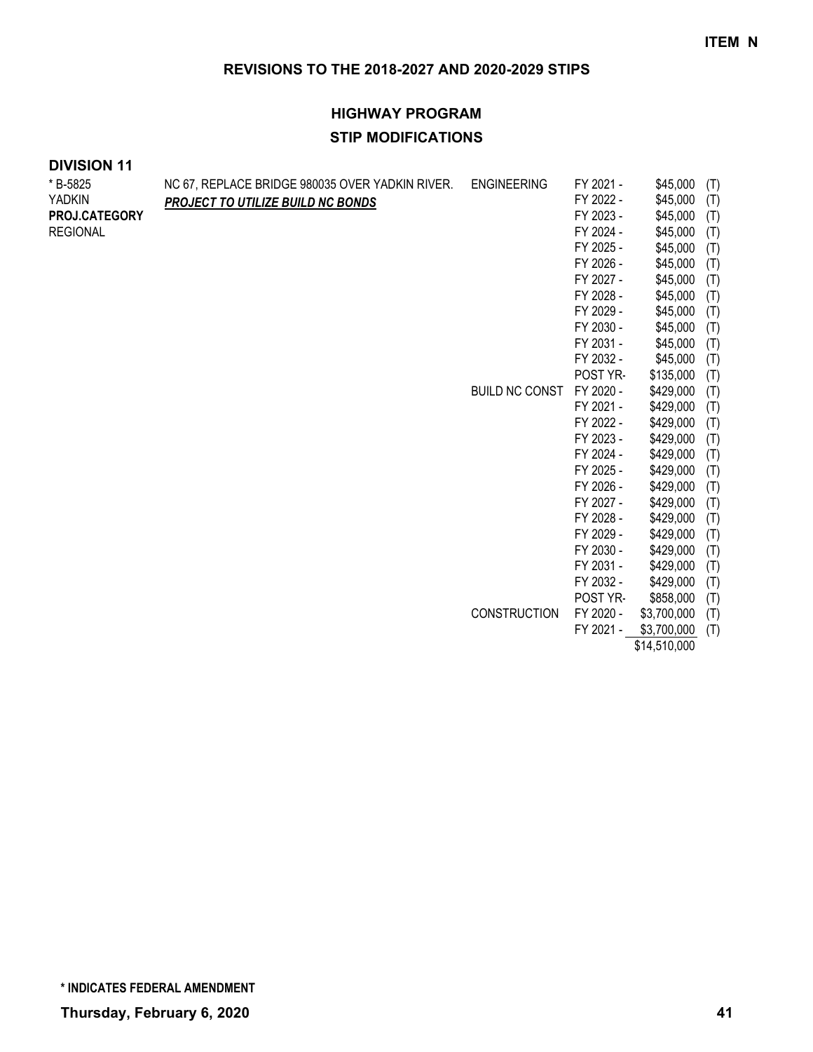**ITEM N**

## REVISIONS TO THE 2018-2027 AND 2020-2029 STIPS

## HIGHWAY PROGRAM

### STIP MODIFICATIONS

### DIVISION 11

| | | | | | |
|---|---|---|---|---|---|
| * B-5825 | NC 67, REPLACE BRIDGE 980035 OVER YADKIN RIVER. | ENGINEERING | FY 2021 - | $45,000 | (T) |
| YADKIN | ***PROJECT TO UTILIZE BUILD NC BONDS*** | | FY 2022 - | $45,000 | (T) |
| **PROJ.CATEGORY** | | | FY 2023 - | $45,000 | (T) |
| REGIONAL | | | FY 2024 - | $45,000 | (T) |
| | | | FY 2025 - | $45,000 | (T) |
| | | | FY 2026 - | $45,000 | (T) |
| | | | FY 2027 - | $45,000 | (T) |
| | | | FY 2028 - | $45,000 | (T) |
| | | | FY 2029 - | $45,000 | (T) |
| | | | FY 2030 - | $45,000 | (T) |
| | | | FY 2031 - | $45,000 | (T) |
| | | | FY 2032 - | $45,000 | (T) |
| | | | POST YR- | $135,000 | (T) |
| | | BUILD NC CONST | FY 2020 - | $429,000 | (T) |
| | | | FY 2021 - | $429,000 | (T) |
| | | | FY 2022 - | $429,000 | (T) |
| | | | FY 2023 - | $429,000 | (T) |
| | | | FY 2024 - | $429,000 | (T) |
| | | | FY 2025 - | $429,000 | (T) |
| | | | FY 2026 - | $429,000 | (T) |
| | | | FY 2027 - | $429,000 | (T) |
| | | | FY 2028 - | $429,000 | (T) |
| | | | FY 2029 - | $429,000 | (T) |
| | | | FY 2030 - | $429,000 | (T) |
| | | | FY 2031 - | $429,000 | (T) |
| | | | FY 2032 - | $429,000 | (T) |
| | | | POST YR- | $858,000 | (T) |
| | | CONSTRUCTION | FY 2020 - | $3,700,000 | (T) |
| | | | FY 2021 - | $3,700,000 | (T) |
| | | | | $14,510,000 | |

**\* INDICATES FEDERAL AMENDMENT**

**Thursday, February 6, 2020**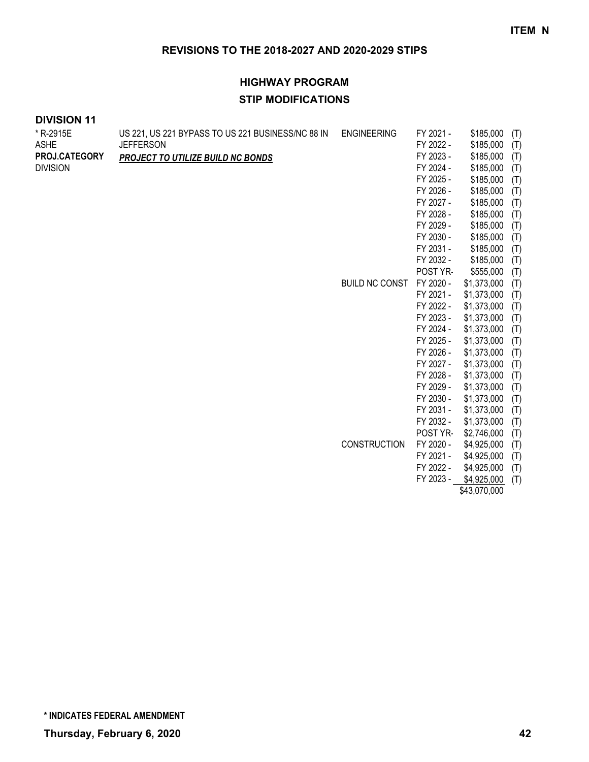**ITEM N**

## REVISIONS TO THE 2018-2027 AND 2020-2029 STIPS

### HIGHWAY PROGRAM

### STIP MODIFICATIONS

**DIVISION 11**

| | | | | | |
|---|---|---|---|---|---|
| * R-2915E | US 221, US 221 BYPASS TO US 221 BUSINESS/NC 88 IN | ENGINEERING | FY 2021 - | $185,000 | (T) |
| ASHE | JEFFERSON | | FY 2022 - | $185,000 | (T) |
| **PROJ.CATEGORY** | ***PROJECT TO UTILIZE BUILD NC BONDS*** | | FY 2023 - | $185,000 | (T) |
| DIVISION | | | FY 2024 - | $185,000 | (T) |
| | | | FY 2025 - | $185,000 | (T) |
| | | | FY 2026 - | $185,000 | (T) |
| | | | FY 2027 - | $185,000 | (T) |
| | | | FY 2028 - | $185,000 | (T) |
| | | | FY 2029 - | $185,000 | (T) |
| | | | FY 2030 - | $185,000 | (T) |
| | | | FY 2031 - | $185,000 | (T) |
| | | | FY 2032 - | $185,000 | (T) |
| | | | POST YR- | $555,000 | (T) |
| | | BUILD NC CONST | FY 2020 - | $1,373,000 | (T) |
| | | | FY 2021 - | $1,373,000 | (T) |
| | | | FY 2022 - | $1,373,000 | (T) |
| | | | FY 2023 - | $1,373,000 | (T) |
| | | | FY 2024 - | $1,373,000 | (T) |
| | | | FY 2025 - | $1,373,000 | (T) |
| | | | FY 2026 - | $1,373,000 | (T) |
| | | | FY 2027 - | $1,373,000 | (T) |
| | | | FY 2028 - | $1,373,000 | (T) |
| | | | FY 2029 - | $1,373,000 | (T) |
| | | | FY 2030 - | $1,373,000 | (T) |
| | | | FY 2031 - | $1,373,000 | (T) |
| | | | FY 2032 - | $1,373,000 | (T) |
| | | | POST YR- | $2,746,000 | (T) |
| | | CONSTRUCTION | FY 2020 - | $4,925,000 | (T) |
| | | | FY 2021 - | $4,925,000 | (T) |
| | | | FY 2022 - | $4,925,000 | (T) |
| | | | FY 2023 - | $4,925,000 | (T) |
| | | | | $43,070,000 | |

**\* INDICATES FEDERAL AMENDMENT**

**Thursday, February 6, 2020**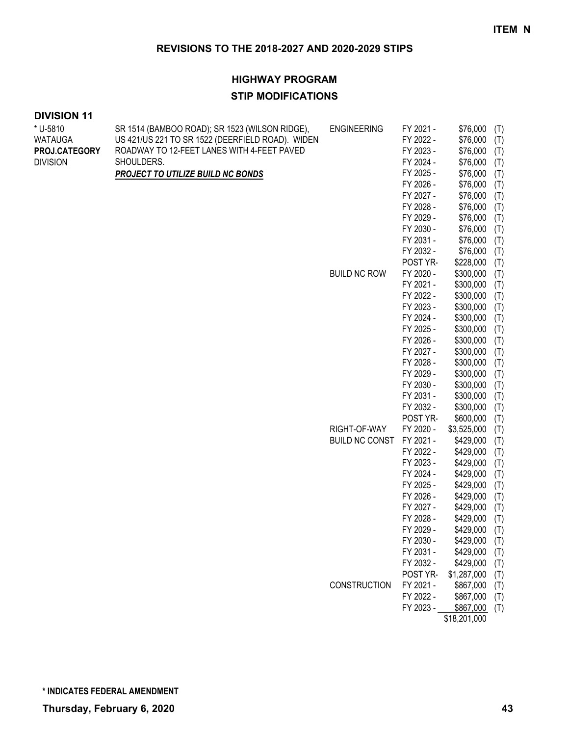**ITEM N**

## REVISIONS TO THE 2018-2027 AND 2020-2029 STIPS

### HIGHWAY PROGRAM

### STIP MODIFICATIONS

**DIVISION 11**

| Project | Description | Work Type | Fiscal Year | Amount | |
|---|---|---|---|---|---|
| * U-5810 | SR 1514 (BAMBOO ROAD); SR 1523 (WILSON RIDGE), | ENGINEERING | FY 2021 - | $76,000 | (T) |
| WATAUGA | US 421/US 221 TO SR 1522 (DEERFIELD ROAD). WIDEN | | FY 2022 - | $76,000 | (T) |
| **PROJ.CATEGORY** | ROADWAY TO 12-FEET LANES WITH 4-FEET PAVED | | FY 2023 - | $76,000 | (T) |
| DIVISION | SHOULDERS. | | FY 2024 - | $76,000 | (T) |
| | ***PROJECT TO UTILIZE BUILD NC BONDS*** | | FY 2025 - | $76,000 | (T) |
| | | | FY 2026 - | $76,000 | (T) |
| | | | FY 2027 - | $76,000 | (T) |
| | | | FY 2028 - | $76,000 | (T) |
| | | | FY 2029 - | $76,000 | (T) |
| | | | FY 2030 - | $76,000 | (T) |
| | | | FY 2031 - | $76,000 | (T) |
| | | | FY 2032 - | $76,000 | (T) |
| | | | POST YR- | $228,000 | (T) |
| | | BUILD NC ROW | FY 2020 - | $300,000 | (T) |
| | | | FY 2021 - | $300,000 | (T) |
| | | | FY 2022 - | $300,000 | (T) |
| | | | FY 2023 - | $300,000 | (T) |
| | | | FY 2024 - | $300,000 | (T) |
| | | | FY 2025 - | $300,000 | (T) |
| | | | FY 2026 - | $300,000 | (T) |
| | | | FY 2027 - | $300,000 | (T) |
| | | | FY 2028 - | $300,000 | (T) |
| | | | FY 2029 - | $300,000 | (T) |
| | | | FY 2030 - | $300,000 | (T) |
| | | | FY 2031 - | $300,000 | (T) |
| | | | FY 2032 - | $300,000 | (T) |
| | | | POST YR- | $600,000 | (T) |
| | | RIGHT-OF-WAY | FY 2020 - | $3,525,000 | (T) |
| | | BUILD NC CONST | FY 2021 - | $429,000 | (T) |
| | | | FY 2022 - | $429,000 | (T) |
| | | | FY 2023 - | $429,000 | (T) |
| | | | FY 2024 - | $429,000 | (T) |
| | | | FY 2025 - | $429,000 | (T) |
| | | | FY 2026 - | $429,000 | (T) |
| | | | FY 2027 - | $429,000 | (T) |
| | | | FY 2028 - | $429,000 | (T) |
| | | | FY 2029 - | $429,000 | (T) |
| | | | FY 2030 - | $429,000 | (T) |
| | | | FY 2031 - | $429,000 | (T) |
| | | | FY 2032 - | $429,000 | (T) |
| | | | POST YR- | $1,287,000 | (T) |
| | | CONSTRUCTION | FY 2021 - | $867,000 | (T) |
| | | | FY 2022 - | $867,000 | (T) |
| | | | FY 2023 - | $867,000 | (T) |
| | | | | $18,201,000 | |

**\* INDICATES FEDERAL AMENDMENT**

**Thursday, February 6, 2020**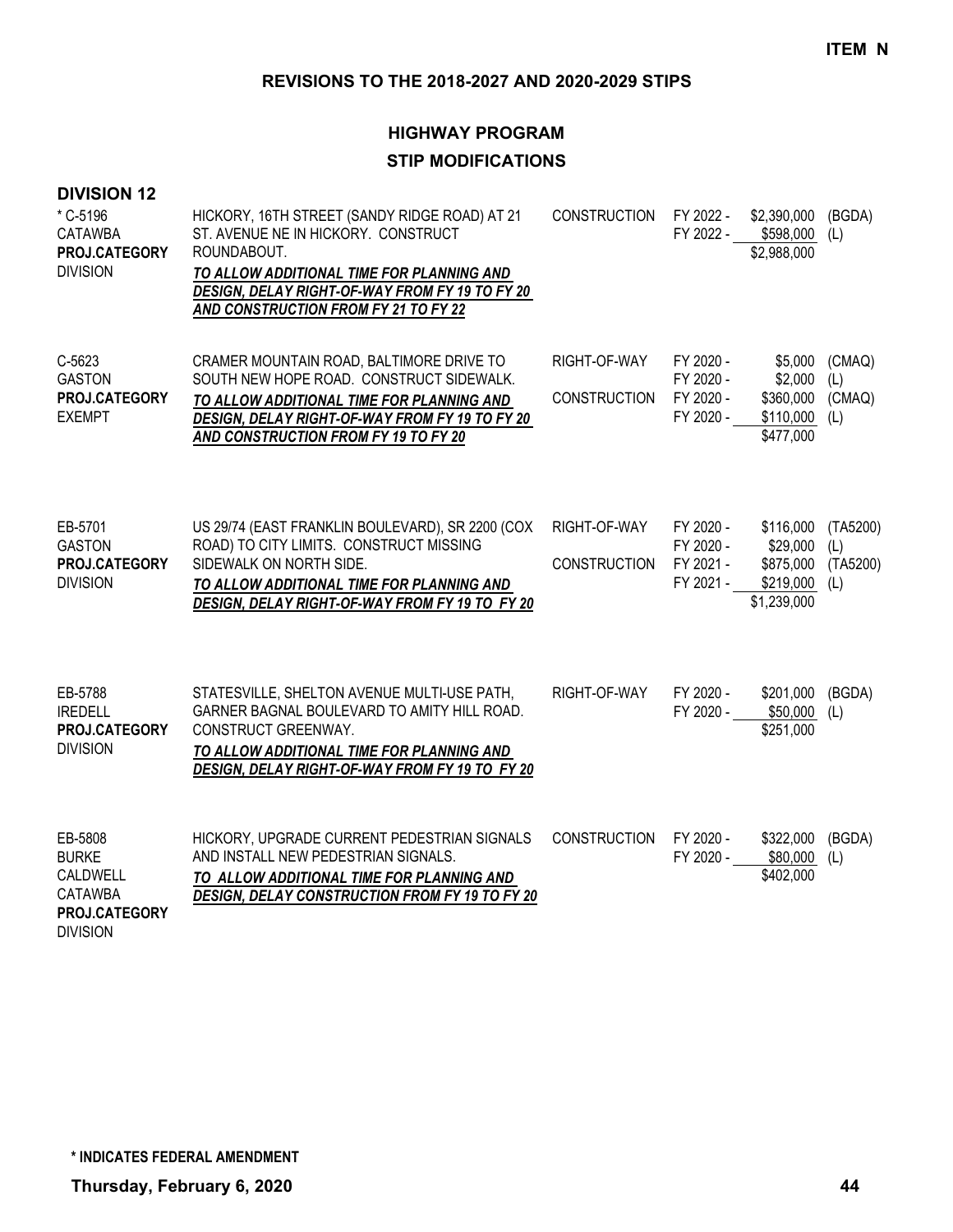**ITEM N**

## REVISIONS TO THE 2018-2027 AND 2020-2029 STIPS

### HIGHWAY PROGRAM

### STIP MODIFICATIONS

**DIVISION 12**

| Project | Description | Phase | Fiscal Year | Amount | Source |
|---|---|---|---|---|---|
| * C-5196<br>CATAWBA<br>**PROJ.CATEGORY**<br>DIVISION | HICKORY, 16TH STREET (SANDY RIDGE ROAD) AT 21 ST. AVENUE NE IN HICKORY. CONSTRUCT ROUNDABOUT.<br>***TO ALLOW ADDITIONAL TIME FOR PLANNING AND DESIGN, DELAY RIGHT-OF-WAY FROM FY 19 TO FY 20 AND CONSTRUCTION FROM FY 21 TO FY 22*** | CONSTRUCTION | FY 2022 - | $2,390,000 | (BGDA) |
| | | | FY 2022 - | $598,000 | (L) |
| | | | | $2,988,000 | |
| C-5623<br>GASTON<br>**PROJ.CATEGORY**<br>EXEMPT | CRAMER MOUNTAIN ROAD, BALTIMORE DRIVE TO SOUTH NEW HOPE ROAD. CONSTRUCT SIDEWALK.<br>***TO ALLOW ADDITIONAL TIME FOR PLANNING AND DESIGN, DELAY RIGHT-OF-WAY FROM FY 19 TO FY 20 AND CONSTRUCTION FROM FY 19 TO FY 20*** | RIGHT-OF-WAY | FY 2020 - | $5,000 | (CMAQ) |
| | | | FY 2020 - | $2,000 | (L) |
| | | CONSTRUCTION | FY 2020 - | $360,000 | (CMAQ) |
| | | | FY 2020 - | $110,000 | (L) |
| | | | | $477,000 | |
| EB-5701<br>GASTON<br>**PROJ.CATEGORY**<br>DIVISION | US 29/74 (EAST FRANKLIN BOULEVARD), SR 2200 (COX ROAD) TO CITY LIMITS. CONSTRUCT MISSING SIDEWALK ON NORTH SIDE.<br>***TO ALLOW ADDITIONAL TIME FOR PLANNING AND DESIGN, DELAY RIGHT-OF-WAY FROM FY 19 TO FY 20*** | RIGHT-OF-WAY | FY 2020 - | $116,000 | (TA5200) |
| | | | FY 2020 - | $29,000 | (L) |
| | | CONSTRUCTION | FY 2021 - | $875,000 | (TA5200) |
| | | | FY 2021 - | $219,000 | (L) |
| | | | | $1,239,000 | |
| EB-5788<br>IREDELL<br>**PROJ.CATEGORY**<br>DIVISION | STATESVILLE, SHELTON AVENUE MULTI-USE PATH, GARNER BAGNAL BOULEVARD TO AMITY HILL ROAD. CONSTRUCT GREENWAY.<br>***TO ALLOW ADDITIONAL TIME FOR PLANNING AND DESIGN, DELAY RIGHT-OF-WAY FROM FY 19 TO FY 20*** | RIGHT-OF-WAY | FY 2020 - | $201,000 | (BGDA) |
| | | | FY 2020 - | $50,000 | (L) |
| | | | | $251,000 | |
| EB-5808<br>BURKE<br>CALDWELL<br>CATAWBA<br>**PROJ.CATEGORY**<br>DIVISION | HICKORY, UPGRADE CURRENT PEDESTRIAN SIGNALS AND INSTALL NEW PEDESTRIAN SIGNALS.<br>***TO ALLOW ADDITIONAL TIME FOR PLANNING AND DESIGN, DELAY CONSTRUCTION FROM FY 19 TO FY 20*** | CONSTRUCTION | FY 2020 - | $322,000 | (BGDA) |
| | | | FY 2020 - | $80,000 | (L) |
| | | | | $402,000 | |

**\* INDICATES FEDERAL AMENDMENT**

**Thursday, February 6, 2020**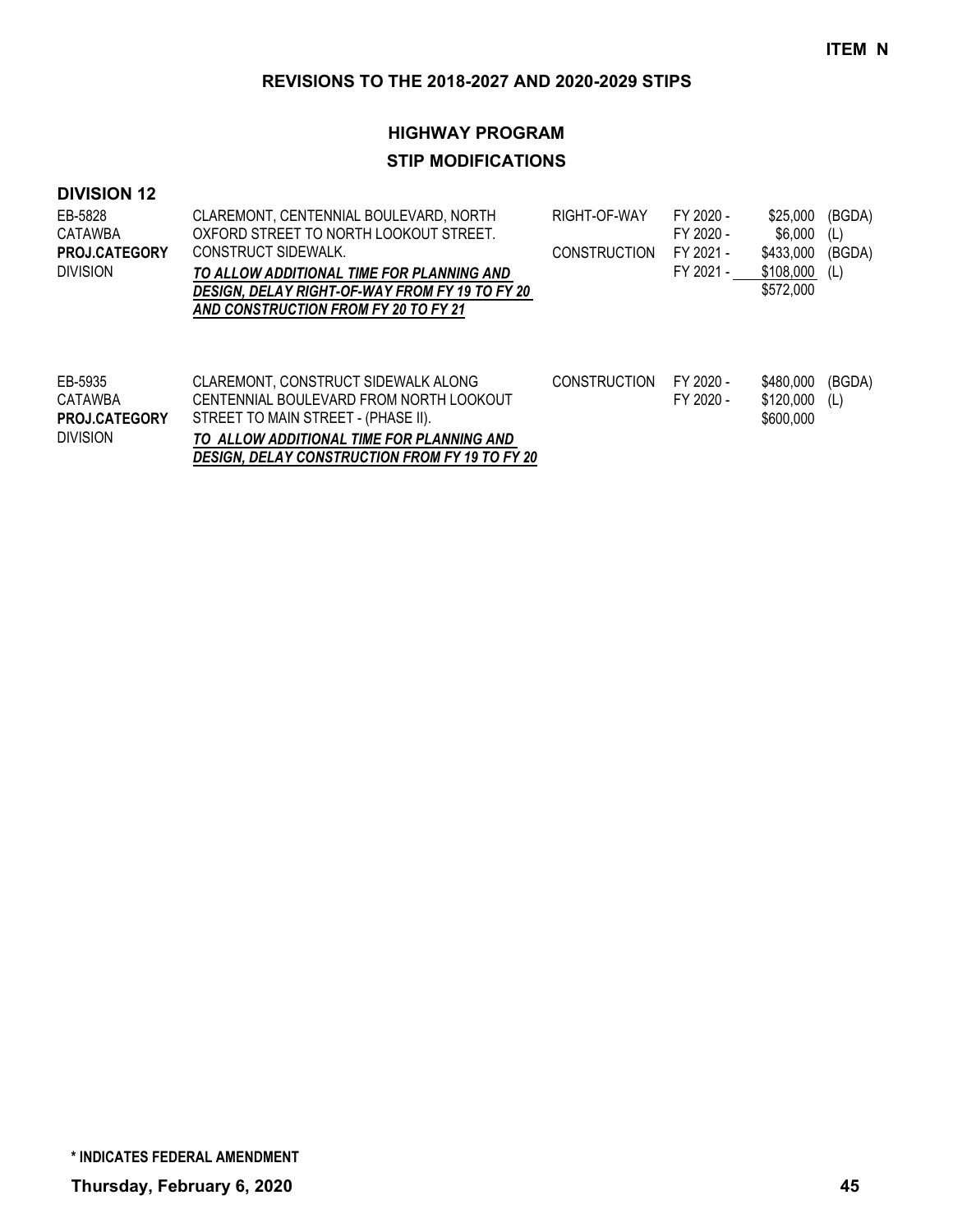**ITEM N**

## REVISIONS TO THE 2018-2027 AND 2020-2029 STIPS

### HIGHWAY PROGRAM

### STIP MODIFICATIONS

**DIVISION 12**

| | | | | | |
|---|---|---|---|---|---|
| EB-5828<br>CATAWBA<br>**PROJ.CATEGORY**<br>DIVISION | CLAREMONT, CENTENNIAL BOULEVARD, NORTH OXFORD STREET TO NORTH LOOKOUT STREET. CONSTRUCT SIDEWALK.<br>***TO ALLOW ADDITIONAL TIME FOR PLANNING AND DESIGN, DELAY RIGHT-OF-WAY FROM FY 19 TO FY 20 AND CONSTRUCTION FROM FY 20 TO FY 21*** | RIGHT-OF-WAY<br><br>CONSTRUCTION | FY 2020 -<br>FY 2020 -<br>FY 2021 -<br>FY 2021 - | \$25,000<br>\$6,000<br>\$433,000<br>\$108,000<br>\$572,000 | (BGDA)<br>(L)<br>(BGDA)<br>(L) |
| EB-5935<br>CATAWBA<br>**PROJ.CATEGORY**<br>DIVISION | CLAREMONT, CONSTRUCT SIDEWALK ALONG CENTENNIAL BOULEVARD FROM NORTH LOOKOUT STREET TO MAIN STREET - (PHASE II).<br>***TO ALLOW ADDITIONAL TIME FOR PLANNING AND DESIGN, DELAY CONSTRUCTION FROM FY 19 TO FY 20*** | CONSTRUCTION | FY 2020 -<br>FY 2020 - | \$480,000<br>\$120,000<br>\$600,000 | (BGDA)<br>(L) |

**\* INDICATES FEDERAL AMENDMENT**

**Thursday, February 6, 2020**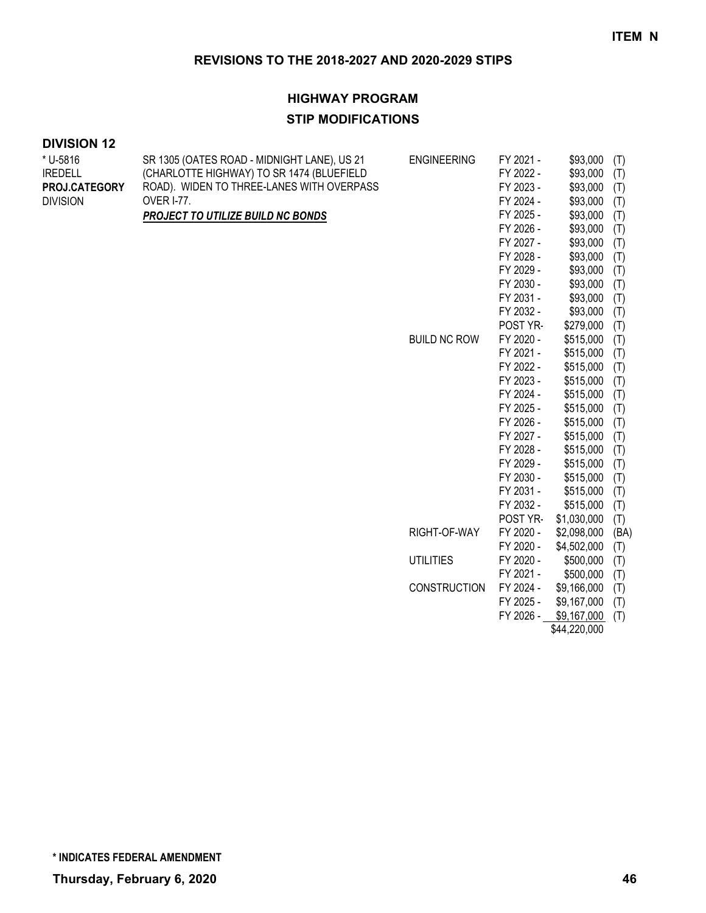**ITEM N**

## REVISIONS TO THE 2018-2027 AND 2020-2029 STIPS

### HIGHWAY PROGRAM

### STIP MODIFICATIONS

**DIVISION 12**

| | | | | | |
|---|---|---|---|---|---|
| * U-5816 | SR 1305 (OATES ROAD - MIDNIGHT LANE), US 21 | ENGINEERING | FY 2021 - | $93,000 | (T) |
| IREDELL | (CHARLOTTE HIGHWAY) TO SR 1474 (BLUEFIELD | | FY 2022 - | $93,000 | (T) |
| **PROJ.CATEGORY** | ROAD). WIDEN TO THREE-LANES WITH OVERPASS | | FY 2023 - | $93,000 | (T) |
| DIVISION | OVER I-77. | | FY 2024 - | $93,000 | (T) |
| | ***PROJECT TO UTILIZE BUILD NC BONDS*** | | FY 2025 - | $93,000 | (T) |
| | | | FY 2026 - | $93,000 | (T) |
| | | | FY 2027 - | $93,000 | (T) |
| | | | FY 2028 - | $93,000 | (T) |
| | | | FY 2029 - | $93,000 | (T) |
| | | | FY 2030 - | $93,000 | (T) |
| | | | FY 2031 - | $93,000 | (T) |
| | | | FY 2032 - | $93,000 | (T) |
| | | | POST YR- | $279,000 | (T) |
| | | BUILD NC ROW | FY 2020 - | $515,000 | (T) |
| | | | FY 2021 - | $515,000 | (T) |
| | | | FY 2022 - | $515,000 | (T) |
| | | | FY 2023 - | $515,000 | (T) |
| | | | FY 2024 - | $515,000 | (T) |
| | | | FY 2025 - | $515,000 | (T) |
| | | | FY 2026 - | $515,000 | (T) |
| | | | FY 2027 - | $515,000 | (T) |
| | | | FY 2028 - | $515,000 | (T) |
| | | | FY 2029 - | $515,000 | (T) |
| | | | FY 2030 - | $515,000 | (T) |
| | | | FY 2031 - | $515,000 | (T) |
| | | | FY 2032 - | $515,000 | (T) |
| | | | POST YR- | $1,030,000 | (T) |
| | | RIGHT-OF-WAY | FY 2020 - | $2,098,000 | (BA) |
| | | | FY 2020 - | $4,502,000 | (T) |
| | | UTILITIES | FY 2020 - | $500,000 | (T) |
| | | | FY 2021 - | $500,000 | (T) |
| | | CONSTRUCTION | FY 2024 - | $9,166,000 | (T) |
| | | | FY 2025 - | $9,167,000 | (T) |
| | | | FY 2026 - | $9,167,000 | (T) |
| | | | | $44,220,000 | |

**\* INDICATES FEDERAL AMENDMENT**

**Thursday, February 6, 2020**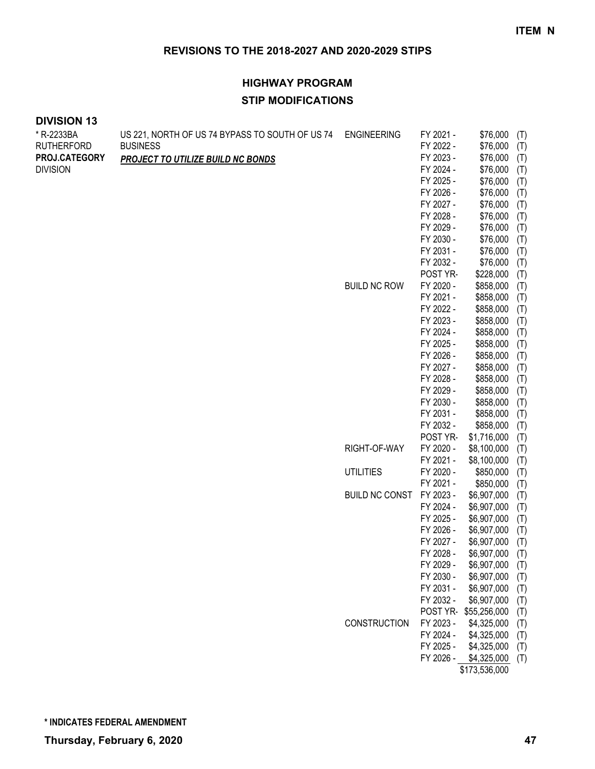**ITEM N**

## REVISIONS TO THE 2018-2027 AND 2020-2029 STIPS

### HIGHWAY PROGRAM

### STIP MODIFICATIONS

**DIVISION 13**

| Project | Description | Work Type | Year | Amount | Source |
|---|---|---|---|---|---|
| * R-2233BA | US 221, NORTH OF US 74 BYPASS TO SOUTH OF US 74 | ENGINEERING | FY 2021 - | $76,000 | (T) |
| RUTHERFORD | BUSINESS | | FY 2022 - | $76,000 | (T) |
| **PROJ.CATEGORY** | ***PROJECT TO UTILIZE BUILD NC BONDS*** | | FY 2023 - | $76,000 | (T) |
| DIVISION | | | FY 2024 - | $76,000 | (T) |
| | | | FY 2025 - | $76,000 | (T) |
| | | | FY 2026 - | $76,000 | (T) |
| | | | FY 2027 - | $76,000 | (T) |
| | | | FY 2028 - | $76,000 | (T) |
| | | | FY 2029 - | $76,000 | (T) |
| | | | FY 2030 - | $76,000 | (T) |
| | | | FY 2031 - | $76,000 | (T) |
| | | | FY 2032 - | $76,000 | (T) |
| | | | POST YR- | $228,000 | (T) |
| | | BUILD NC ROW | FY 2020 - | $858,000 | (T) |
| | | | FY 2021 - | $858,000 | (T) |
| | | | FY 2022 - | $858,000 | (T) |
| | | | FY 2023 - | $858,000 | (T) |
| | | | FY 2024 - | $858,000 | (T) |
| | | | FY 2025 - | $858,000 | (T) |
| | | | FY 2026 - | $858,000 | (T) |
| | | | FY 2027 - | $858,000 | (T) |
| | | | FY 2028 - | $858,000 | (T) |
| | | | FY 2029 - | $858,000 | (T) |
| | | | FY 2030 - | $858,000 | (T) |
| | | | FY 2031 - | $858,000 | (T) |
| | | | FY 2032 - | $858,000 | (T) |
| | | | POST YR- | $1,716,000 | (T) |
| | | RIGHT-OF-WAY | FY 2020 - | $8,100,000 | (T) |
| | | | FY 2021 - | $8,100,000 | (T) |
| | | UTILITIES | FY 2020 - | $850,000 | (T) |
| | | | FY 2021 - | $850,000 | (T) |
| | | BUILD NC CONST | FY 2023 - | $6,907,000 | (T) |
| | | | FY 2024 - | $6,907,000 | (T) |
| | | | FY 2025 - | $6,907,000 | (T) |
| | | | FY 2026 - | $6,907,000 | (T) |
| | | | FY 2027 - | $6,907,000 | (T) |
| | | | FY 2028 - | $6,907,000 | (T) |
| | | | FY 2029 - | $6,907,000 | (T) |
| | | | FY 2030 - | $6,907,000 | (T) |
| | | | FY 2031 - | $6,907,000 | (T) |
| | | | FY 2032 - | $6,907,000 | (T) |
| | | | POST YR- | $55,256,000 | (T) |
| | | CONSTRUCTION | FY 2023 - | $4,325,000 | (T) |
| | | | FY 2024 - | $4,325,000 | (T) |
| | | | FY 2025 - | $4,325,000 | (T) |
| | | | FY 2026 - | $4,325,000 | (T) |
| | | | | $173,536,000 | |

**\* INDICATES FEDERAL AMENDMENT**

**Thursday, February 6, 2020**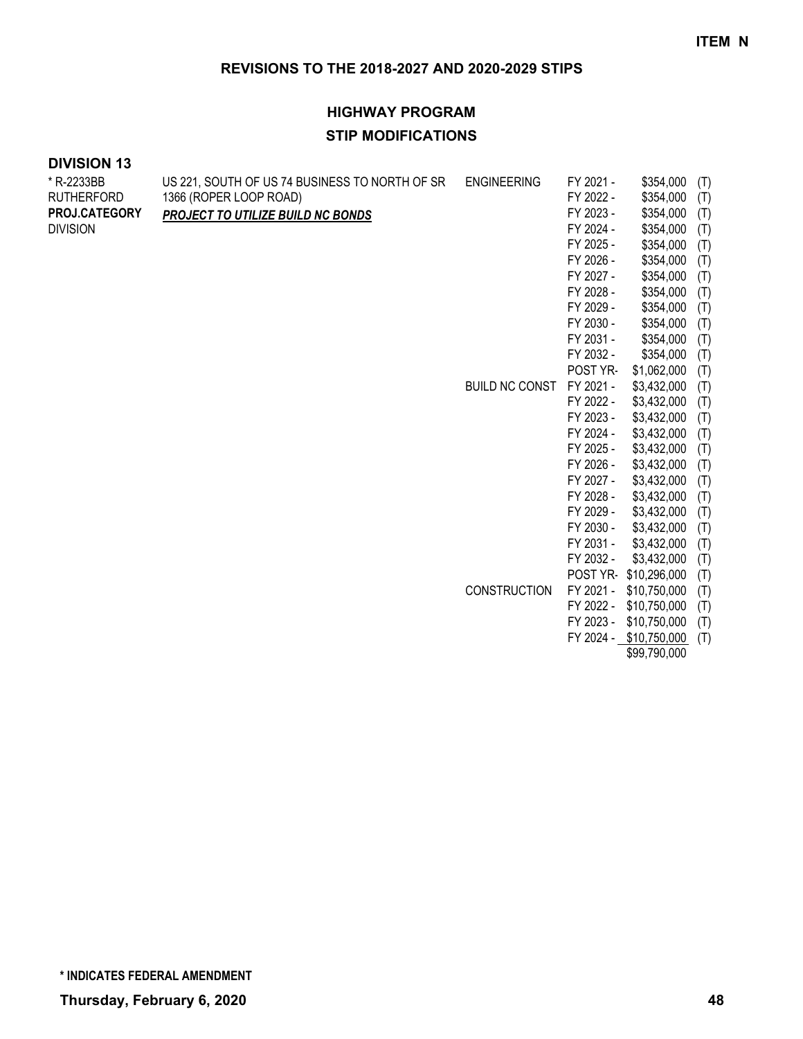**ITEM N**

## REVISIONS TO THE 2018-2027 AND 2020-2029 STIPS

### HIGHWAY PROGRAM

### STIP MODIFICATIONS

**DIVISION 13**

| | | | | | |
|---|---|---|---|---|---|
| * R-2233BB<br>RUTHERFORD<br>**PROJ.CATEGORY**<br>DIVISION | US 221, SOUTH OF US 74 BUSINESS TO NORTH OF SR 1366 (ROPER LOOP ROAD)<br>***PROJECT TO UTILIZE BUILD NC BONDS*** | ENGINEERING | FY 2021 - | $354,000 | (T) |
| | | | FY 2022 - | $354,000 | (T) |
| | | | FY 2023 - | $354,000 | (T) |
| | | | FY 2024 - | $354,000 | (T) |
| | | | FY 2025 - | $354,000 | (T) |
| | | | FY 2026 - | $354,000 | (T) |
| | | | FY 2027 - | $354,000 | (T) |
| | | | FY 2028 - | $354,000 | (T) |
| | | | FY 2029 - | $354,000 | (T) |
| | | | FY 2030 - | $354,000 | (T) |
| | | | FY 2031 - | $354,000 | (T) |
| | | | FY 2032 - | $354,000 | (T) |
| | | | POST YR- | $1,062,000 | (T) |
| | | BUILD NC CONST | FY 2021 - | $3,432,000 | (T) |
| | | | FY 2022 - | $3,432,000 | (T) |
| | | | FY 2023 - | $3,432,000 | (T) |
| | | | FY 2024 - | $3,432,000 | (T) |
| | | | FY 2025 - | $3,432,000 | (T) |
| | | | FY 2026 - | $3,432,000 | (T) |
| | | | FY 2027 - | $3,432,000 | (T) |
| | | | FY 2028 - | $3,432,000 | (T) |
| | | | FY 2029 - | $3,432,000 | (T) |
| | | | FY 2030 - | $3,432,000 | (T) |
| | | | FY 2031 - | $3,432,000 | (T) |
| | | | FY 2032 - | $3,432,000 | (T) |
| | | | POST YR- | $10,296,000 | (T) |
| | | CONSTRUCTION | FY 2021 - | $10,750,000 | (T) |
| | | | FY 2022 - | $10,750,000 | (T) |
| | | | FY 2023 - | $10,750,000 | (T) |
| | | | FY 2024 - | $10,750,000 | (T) |
| | | | | $99,790,000 | |

**\* INDICATES FEDERAL AMENDMENT**

**Thursday, February 6, 2020**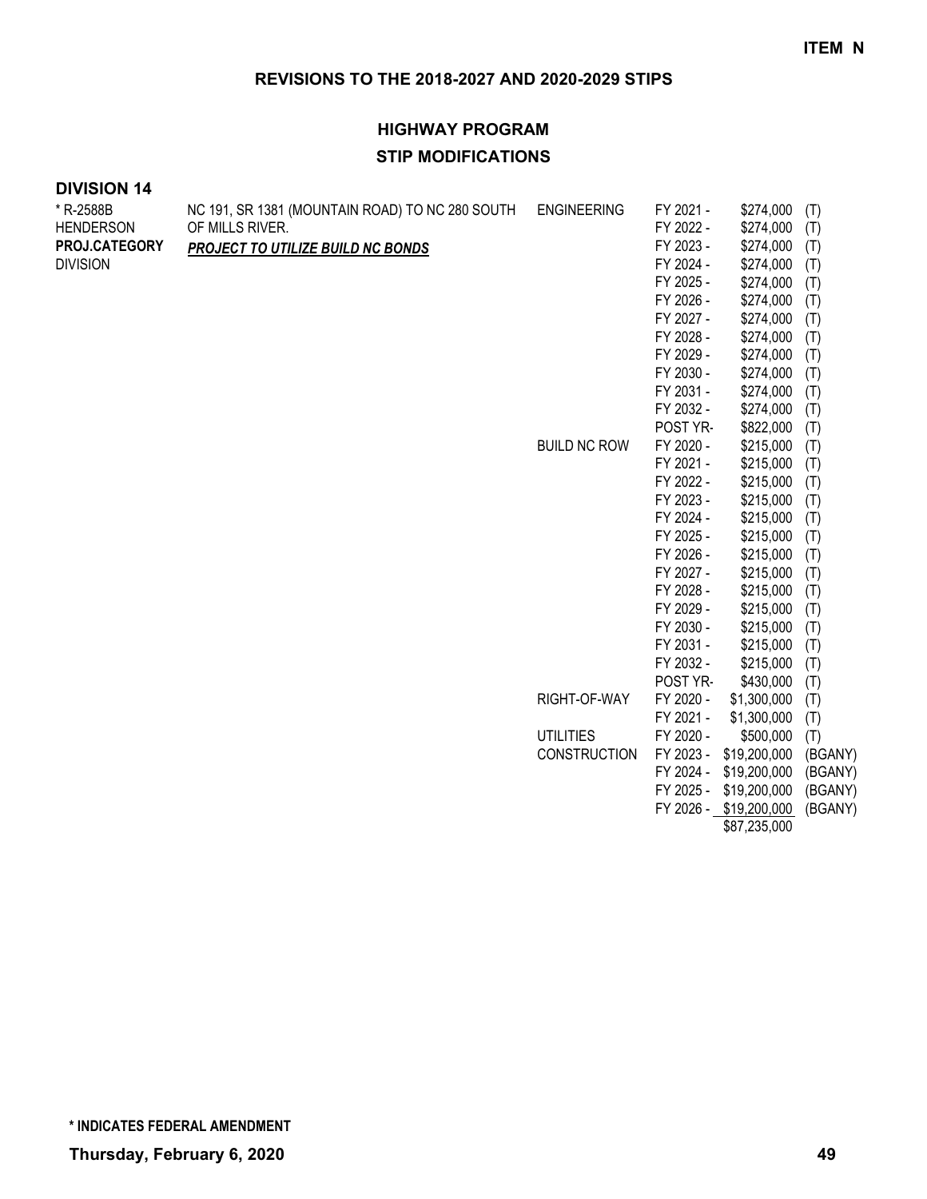**ITEM N**

## REVISIONS TO THE 2018-2027 AND 2020-2029 STIPS

### HIGHWAY PROGRAM

### STIP MODIFICATIONS

**DIVISION 14**

| Project | Description | Work Type | Fiscal Year | Amount | Fund |
|---|---|---|---|---|---|
| * R-2588B | NC 191, SR 1381 (MOUNTAIN ROAD) TO NC 280 SOUTH | ENGINEERING | FY 2021 - | $274,000 | (T) |
| HENDERSON | OF MILLS RIVER. | | FY 2022 - | $274,000 | (T) |
| **PROJ.CATEGORY** | ***PROJECT TO UTILIZE BUILD NC BONDS*** | | FY 2023 - | $274,000 | (T) |
| DIVISION | | | FY 2024 - | $274,000 | (T) |
| | | | FY 2025 - | $274,000 | (T) |
| | | | FY 2026 - | $274,000 | (T) |
| | | | FY 2027 - | $274,000 | (T) |
| | | | FY 2028 - | $274,000 | (T) |
| | | | FY 2029 - | $274,000 | (T) |
| | | | FY 2030 - | $274,000 | (T) |
| | | | FY 2031 - | $274,000 | (T) |
| | | | FY 2032 - | $274,000 | (T) |
| | | | POST YR- | $822,000 | (T) |
| | | BUILD NC ROW | FY 2020 - | $215,000 | (T) |
| | | | FY 2021 - | $215,000 | (T) |
| | | | FY 2022 - | $215,000 | (T) |
| | | | FY 2023 - | $215,000 | (T) |
| | | | FY 2024 - | $215,000 | (T) |
| | | | FY 2025 - | $215,000 | (T) |
| | | | FY 2026 - | $215,000 | (T) |
| | | | FY 2027 - | $215,000 | (T) |
| | | | FY 2028 - | $215,000 | (T) |
| | | | FY 2029 - | $215,000 | (T) |
| | | | FY 2030 - | $215,000 | (T) |
| | | | FY 2031 - | $215,000 | (T) |
| | | | FY 2032 - | $215,000 | (T) |
| | | | POST YR- | $430,000 | (T) |
| | | RIGHT-OF-WAY | FY 2020 - | $1,300,000 | (T) |
| | | | FY 2021 - | $1,300,000 | (T) |
| | | UTILITIES | FY 2020 - | $500,000 | (T) |
| | | CONSTRUCTION | FY 2023 - | $19,200,000 | (BGANY) |
| | | | FY 2024 - | $19,200,000 | (BGANY) |
| | | | FY 2025 - | $19,200,000 | (BGANY) |
| | | | FY 2026 - | $19,200,000 | (BGANY) |
| | | | | $87,235,000 | |

**\* INDICATES FEDERAL AMENDMENT**

**Thursday, February 6, 2020**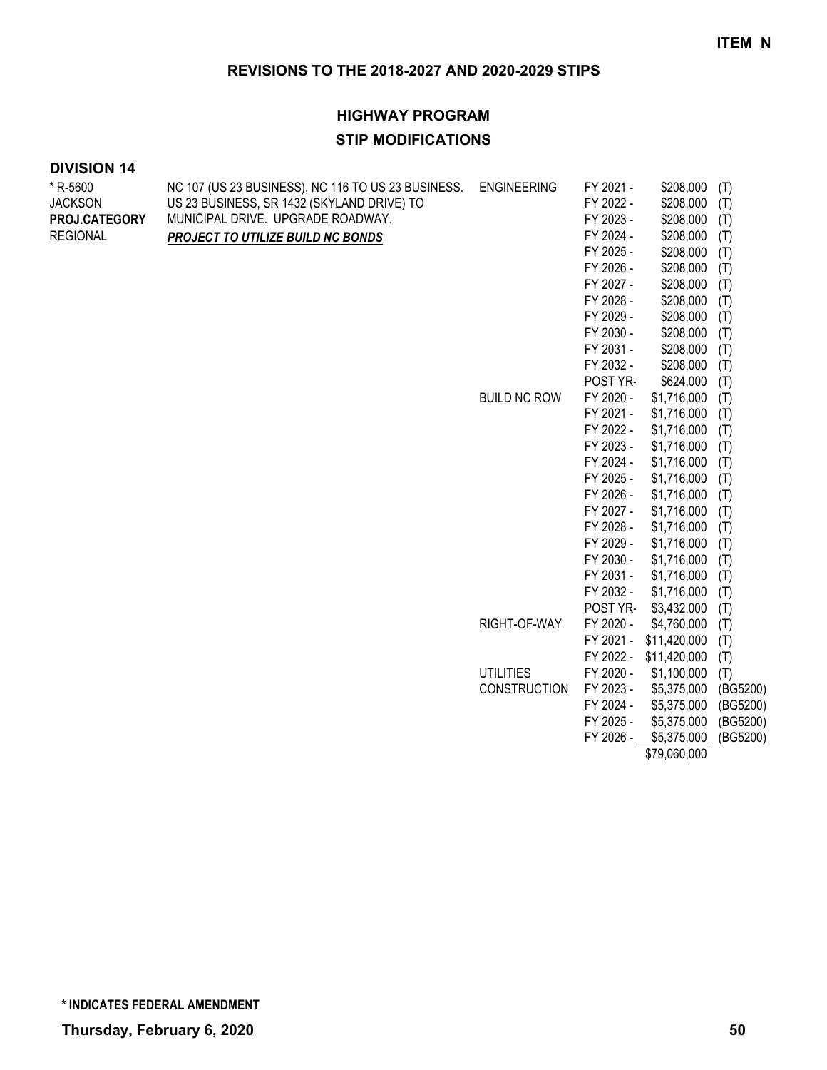**ITEM N**

## REVISIONS TO THE 2018-2027 AND 2020-2029 STIPS

### HIGHWAY PROGRAM

### STIP MODIFICATIONS

**DIVISION 14**

| | | | | | |
|---|---|---|---|---|---|
| * R-5600 | NC 107 (US 23 BUSINESS), NC 116 TO US 23 BUSINESS. | ENGINEERING | FY 2021 - | $208,000 | (T) |
| JACKSON | US 23 BUSINESS, SR 1432 (SKYLAND DRIVE) TO | | FY 2022 - | $208,000 | (T) |
| **PROJ.CATEGORY** | MUNICIPAL DRIVE. UPGRADE ROADWAY. | | FY 2023 - | $208,000 | (T) |
| REGIONAL | ***PROJECT TO UTILIZE BUILD NC BONDS*** | | FY 2024 - | $208,000 | (T) |
| | | | FY 2025 - | $208,000 | (T) |
| | | | FY 2026 - | $208,000 | (T) |
| | | | FY 2027 - | $208,000 | (T) |
| | | | FY 2028 - | $208,000 | (T) |
| | | | FY 2029 - | $208,000 | (T) |
| | | | FY 2030 - | $208,000 | (T) |
| | | | FY 2031 - | $208,000 | (T) |
| | | | FY 2032 - | $208,000 | (T) |
| | | | POST YR- | $624,000 | (T) |
| | | BUILD NC ROW | FY 2020 - | $1,716,000 | (T) |
| | | | FY 2021 - | $1,716,000 | (T) |
| | | | FY 2022 - | $1,716,000 | (T) |
| | | | FY 2023 - | $1,716,000 | (T) |
| | | | FY 2024 - | $1,716,000 | (T) |
| | | | FY 2025 - | $1,716,000 | (T) |
| | | | FY 2026 - | $1,716,000 | (T) |
| | | | FY 2027 - | $1,716,000 | (T) |
| | | | FY 2028 - | $1,716,000 | (T) |
| | | | FY 2029 - | $1,716,000 | (T) |
| | | | FY 2030 - | $1,716,000 | (T) |
| | | | FY 2031 - | $1,716,000 | (T) |
| | | | FY 2032 - | $1,716,000 | (T) |
| | | | POST YR- | $3,432,000 | (T) |
| | | RIGHT-OF-WAY | FY 2020 - | $4,760,000 | (T) |
| | | | FY 2021 - | $11,420,000 | (T) |
| | | | FY 2022 - | $11,420,000 | (T) |
| | | UTILITIES | FY 2020 - | $1,100,000 | (T) |
| | | CONSTRUCTION | FY 2023 - | $5,375,000 | (BG5200) |
| | | | FY 2024 - | $5,375,000 | (BG5200) |
| | | | FY 2025 - | $5,375,000 | (BG5200) |
| | | | FY 2026 - | $5,375,000 | (BG5200) |
| | | | | $79,060,000 | |

**\* INDICATES FEDERAL AMENDMENT**

**Thursday, February 6, 2020**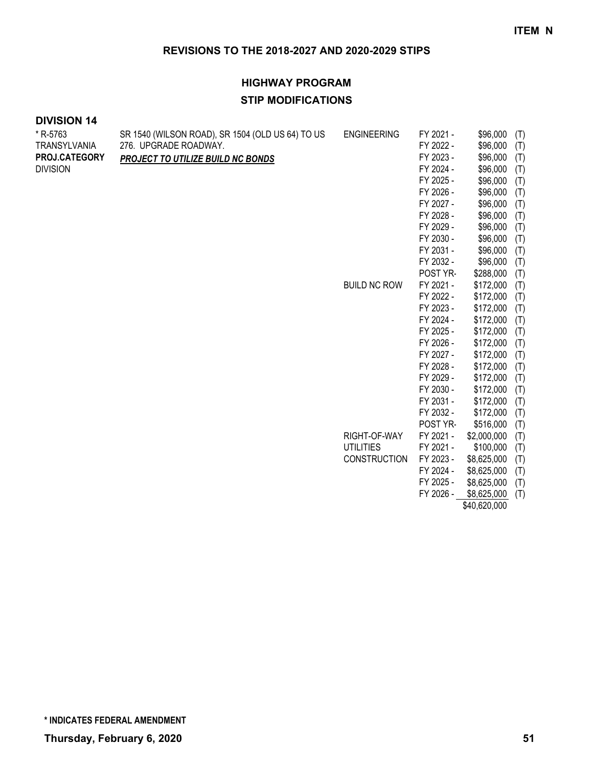**ITEM N**

## REVISIONS TO THE 2018-2027 AND 2020-2029 STIPS

### HIGHWAY PROGRAM

### STIP MODIFICATIONS

**DIVISION 14**

| | | | | | |
|---|---|---|---|---|---|
| * R-5763 | SR 1540 (WILSON ROAD), SR 1504 (OLD US 64) TO US | ENGINEERING | FY 2021 - | $96,000 | (T) |
| TRANSYLVANIA | 276. UPGRADE ROADWAY. | | FY 2022 - | $96,000 | (T) |
| **PROJ.CATEGORY** | ***PROJECT TO UTILIZE BUILD NC BONDS*** | | FY 2023 - | $96,000 | (T) |
| DIVISION | | | FY 2024 - | $96,000 | (T) |
| | | | FY 2025 - | $96,000 | (T) |
| | | | FY 2026 - | $96,000 | (T) |
| | | | FY 2027 - | $96,000 | (T) |
| | | | FY 2028 - | $96,000 | (T) |
| | | | FY 2029 - | $96,000 | (T) |
| | | | FY 2030 - | $96,000 | (T) |
| | | | FY 2031 - | $96,000 | (T) |
| | | | FY 2032 - | $96,000 | (T) |
| | | | POST YR- | $288,000 | (T) |
| | | BUILD NC ROW | FY 2021 - | $172,000 | (T) |
| | | | FY 2022 - | $172,000 | (T) |
| | | | FY 2023 - | $172,000 | (T) |
| | | | FY 2024 - | $172,000 | (T) |
| | | | FY 2025 - | $172,000 | (T) |
| | | | FY 2026 - | $172,000 | (T) |
| | | | FY 2027 - | $172,000 | (T) |
| | | | FY 2028 - | $172,000 | (T) |
| | | | FY 2029 - | $172,000 | (T) |
| | | | FY 2030 - | $172,000 | (T) |
| | | | FY 2031 - | $172,000 | (T) |
| | | | FY 2032 - | $172,000 | (T) |
| | | | POST YR- | $516,000 | (T) |
| | | RIGHT-OF-WAY | FY 2021 - | $2,000,000 | (T) |
| | | UTILITIES | FY 2021 - | $100,000 | (T) |
| | | CONSTRUCTION | FY 2023 - | $8,625,000 | (T) |
| | | | FY 2024 - | $8,625,000 | (T) |
| | | | FY 2025 - | $8,625,000 | (T) |
| | | | FY 2026 - | $8,625,000 | (T) |
| | | | | $40,620,000 | |

**\* INDICATES FEDERAL AMENDMENT**

**Thursday, February 6, 2020**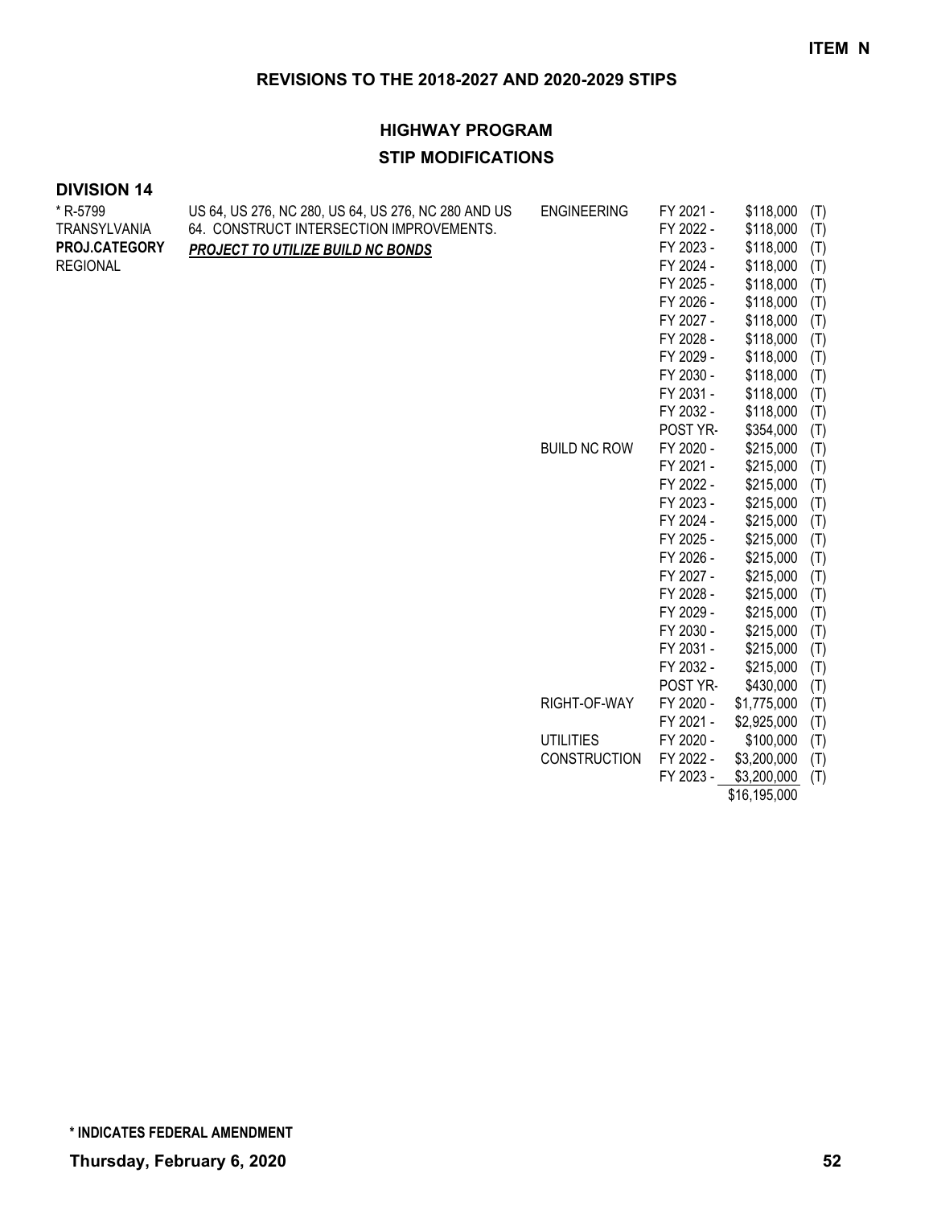ITEM N

## REVISIONS TO THE 2018-2027 AND 2020-2029 STIPS

## HIGHWAY PROGRAM

### STIP MODIFICATIONS

**DIVISION 14**

| Project | Description | Work Type | Fiscal Year | Amount | Source |
|---|---|---|---|---|---|
| * R-5799<br>TRANSYLVANIA<br>**PROJ.CATEGORY**<br>REGIONAL | US 64, US 276, NC 280, US 64, US 276, NC 280 AND US 64. CONSTRUCT INTERSECTION IMPROVEMENTS.<br>***PROJECT TO UTILIZE BUILD NC BONDS*** | ENGINEERING | FY 2021 - | $118,000 | (T) |
| | | | FY 2022 - | $118,000 | (T) |
| | | | FY 2023 - | $118,000 | (T) |
| | | | FY 2024 - | $118,000 | (T) |
| | | | FY 2025 - | $118,000 | (T) |
| | | | FY 2026 - | $118,000 | (T) |
| | | | FY 2027 - | $118,000 | (T) |
| | | | FY 2028 - | $118,000 | (T) |
| | | | FY 2029 - | $118,000 | (T) |
| | | | FY 2030 - | $118,000 | (T) |
| | | | FY 2031 - | $118,000 | (T) |
| | | | FY 2032 - | $118,000 | (T) |
| | | | POST YR- | $354,000 | (T) |
| | | BUILD NC ROW | FY 2020 - | $215,000 | (T) |
| | | | FY 2021 - | $215,000 | (T) |
| | | | FY 2022 - | $215,000 | (T) |
| | | | FY 2023 - | $215,000 | (T) |
| | | | FY 2024 - | $215,000 | (T) |
| | | | FY 2025 - | $215,000 | (T) |
| | | | FY 2026 - | $215,000 | (T) |
| | | | FY 2027 - | $215,000 | (T) |
| | | | FY 2028 - | $215,000 | (T) |
| | | | FY 2029 - | $215,000 | (T) |
| | | | FY 2030 - | $215,000 | (T) |
| | | | FY 2031 - | $215,000 | (T) |
| | | | FY 2032 - | $215,000 | (T) |
| | | | POST YR- | $430,000 | (T) |
| | | RIGHT-OF-WAY | FY 2020 - | $1,775,000 | (T) |
| | | | FY 2021 - | $2,925,000 | (T) |
| | | UTILITIES | FY 2020 - | $100,000 | (T) |
| | | CONSTRUCTION | FY 2022 - | $3,200,000 | (T) |
| | | | FY 2023 - | $3,200,000 | (T) |
| | | | | $16,195,000 | |

**\* INDICATES FEDERAL AMENDMENT**

**Thursday, February 6, 2020**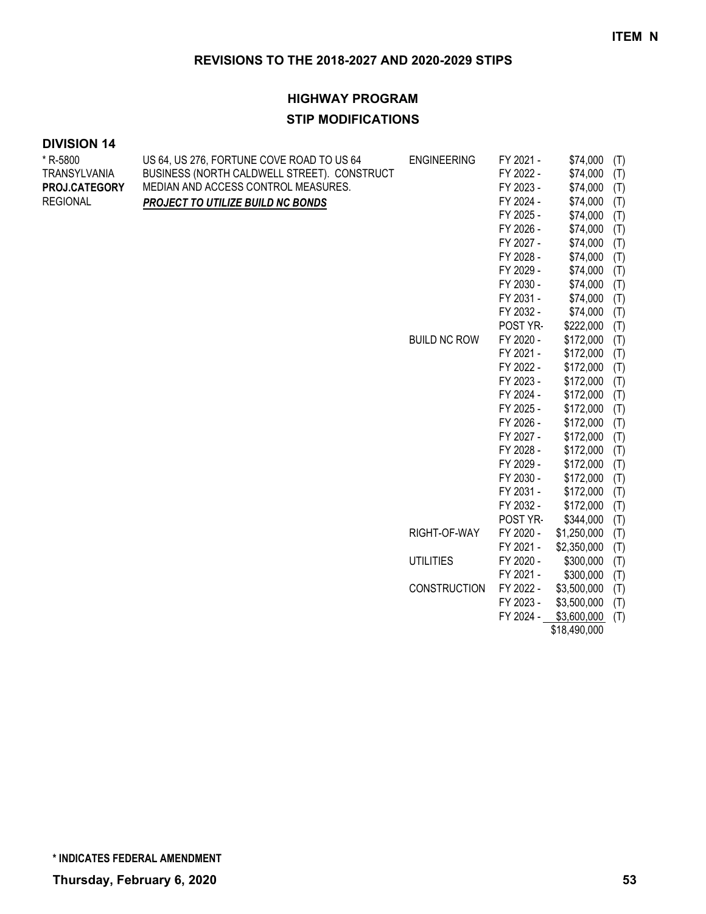**ITEM N**

## REVISIONS TO THE 2018-2027 AND 2020-2029 STIPS

### HIGHWAY PROGRAM

### STIP MODIFICATIONS

**DIVISION 14**

| | | | | | |
|---|---|---|---|---|---|
| * R-5800<br>TRANSYLVANIA<br>**PROJ.CATEGORY**<br>REGIONAL | US 64, US 276, FORTUNE COVE ROAD TO US 64 BUSINESS (NORTH CALDWELL STREET). CONSTRUCT MEDIAN AND ACCESS CONTROL MEASURES.<br>***PROJECT TO UTILIZE BUILD NC BONDS*** | ENGINEERING | FY 2021 - | $74,000 | (T) |
| | | | FY 2022 - | $74,000 | (T) |
| | | | FY 2023 - | $74,000 | (T) |
| | | | FY 2024 - | $74,000 | (T) |
| | | | FY 2025 - | $74,000 | (T) |
| | | | FY 2026 - | $74,000 | (T) |
| | | | FY 2027 - | $74,000 | (T) |
| | | | FY 2028 - | $74,000 | (T) |
| | | | FY 2029 - | $74,000 | (T) |
| | | | FY 2030 - | $74,000 | (T) |
| | | | FY 2031 - | $74,000 | (T) |
| | | | FY 2032 - | $74,000 | (T) |
| | | | POST YR- | $222,000 | (T) |
| | | BUILD NC ROW | FY 2020 - | $172,000 | (T) |
| | | | FY 2021 - | $172,000 | (T) |
| | | | FY 2022 - | $172,000 | (T) |
| | | | FY 2023 - | $172,000 | (T) |
| | | | FY 2024 - | $172,000 | (T) |
| | | | FY 2025 - | $172,000 | (T) |
| | | | FY 2026 - | $172,000 | (T) |
| | | | FY 2027 - | $172,000 | (T) |
| | | | FY 2028 - | $172,000 | (T) |
| | | | FY 2029 - | $172,000 | (T) |
| | | | FY 2030 - | $172,000 | (T) |
| | | | FY 2031 - | $172,000 | (T) |
| | | | FY 2032 - | $172,000 | (T) |
| | | | POST YR- | $344,000 | (T) |
| | | RIGHT-OF-WAY | FY 2020 - | $1,250,000 | (T) |
| | | | FY 2021 - | $2,350,000 | (T) |
| | | UTILITIES | FY 2020 - | $300,000 | (T) |
| | | | FY 2021 - | $300,000 | (T) |
| | | CONSTRUCTION | FY 2022 - | $3,500,000 | (T) |
| | | | FY 2023 - | $3,500,000 | (T) |
| | | | FY 2024 - | $3,600,000 | (T) |
| | | | | $18,490,000 | |

**\* INDICATES FEDERAL AMENDMENT**

**Thursday, February 6, 2020**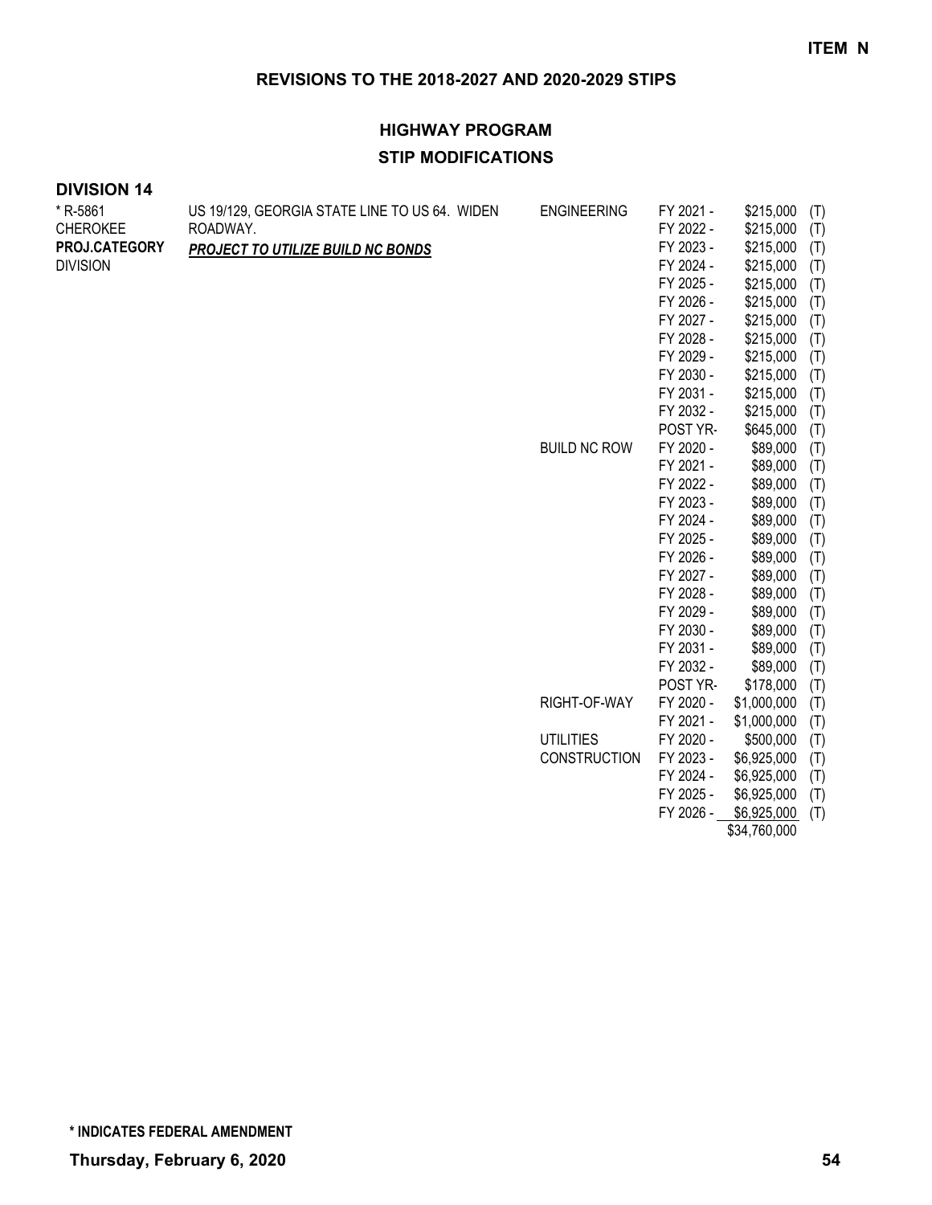**ITEM N**

## REVISIONS TO THE 2018-2027 AND 2020-2029 STIPS

### HIGHWAY PROGRAM

### STIP MODIFICATIONS

**DIVISION 14**

| | | | | | |
|---|---|---|---|---|---|
| * R-5861 | US 19/129, GEORGIA STATE LINE TO US 64. WIDEN | ENGINEERING | FY 2021 - | $215,000 | (T) |
| CHEROKEE | ROADWAY. | | FY 2022 - | $215,000 | (T) |
| **PROJ.CATEGORY** | ***PROJECT TO UTILIZE BUILD NC BONDS*** | | FY 2023 - | $215,000 | (T) |
| DIVISION | | | FY 2024 - | $215,000 | (T) |
| | | | FY 2025 - | $215,000 | (T) |
| | | | FY 2026 - | $215,000 | (T) |
| | | | FY 2027 - | $215,000 | (T) |
| | | | FY 2028 - | $215,000 | (T) |
| | | | FY 2029 - | $215,000 | (T) |
| | | | FY 2030 - | $215,000 | (T) |
| | | | FY 2031 - | $215,000 | (T) |
| | | | FY 2032 - | $215,000 | (T) |
| | | | POST YR- | $645,000 | (T) |
| | | BUILD NC ROW | FY 2020 - | $89,000 | (T) |
| | | | FY 2021 - | $89,000 | (T) |
| | | | FY 2022 - | $89,000 | (T) |
| | | | FY 2023 - | $89,000 | (T) |
| | | | FY 2024 - | $89,000 | (T) |
| | | | FY 2025 - | $89,000 | (T) |
| | | | FY 2026 - | $89,000 | (T) |
| | | | FY 2027 - | $89,000 | (T) |
| | | | FY 2028 - | $89,000 | (T) |
| | | | FY 2029 - | $89,000 | (T) |
| | | | FY 2030 - | $89,000 | (T) |
| | | | FY 2031 - | $89,000 | (T) |
| | | | FY 2032 - | $89,000 | (T) |
| | | | POST YR- | $178,000 | (T) |
| | | RIGHT-OF-WAY | FY 2020 - | $1,000,000 | (T) |
| | | | FY 2021 - | $1,000,000 | (T) |
| | | UTILITIES | FY 2020 - | $500,000 | (T) |
| | | CONSTRUCTION | FY 2023 - | $6,925,000 | (T) |
| | | | FY 2024 - | $6,925,000 | (T) |
| | | | FY 2025 - | $6,925,000 | (T) |
| | | | FY 2026 - | $6,925,000 | (T) |
| | | | | $34,760,000 | |

**\* INDICATES FEDERAL AMENDMENT**

**Thursday, February 6, 2020**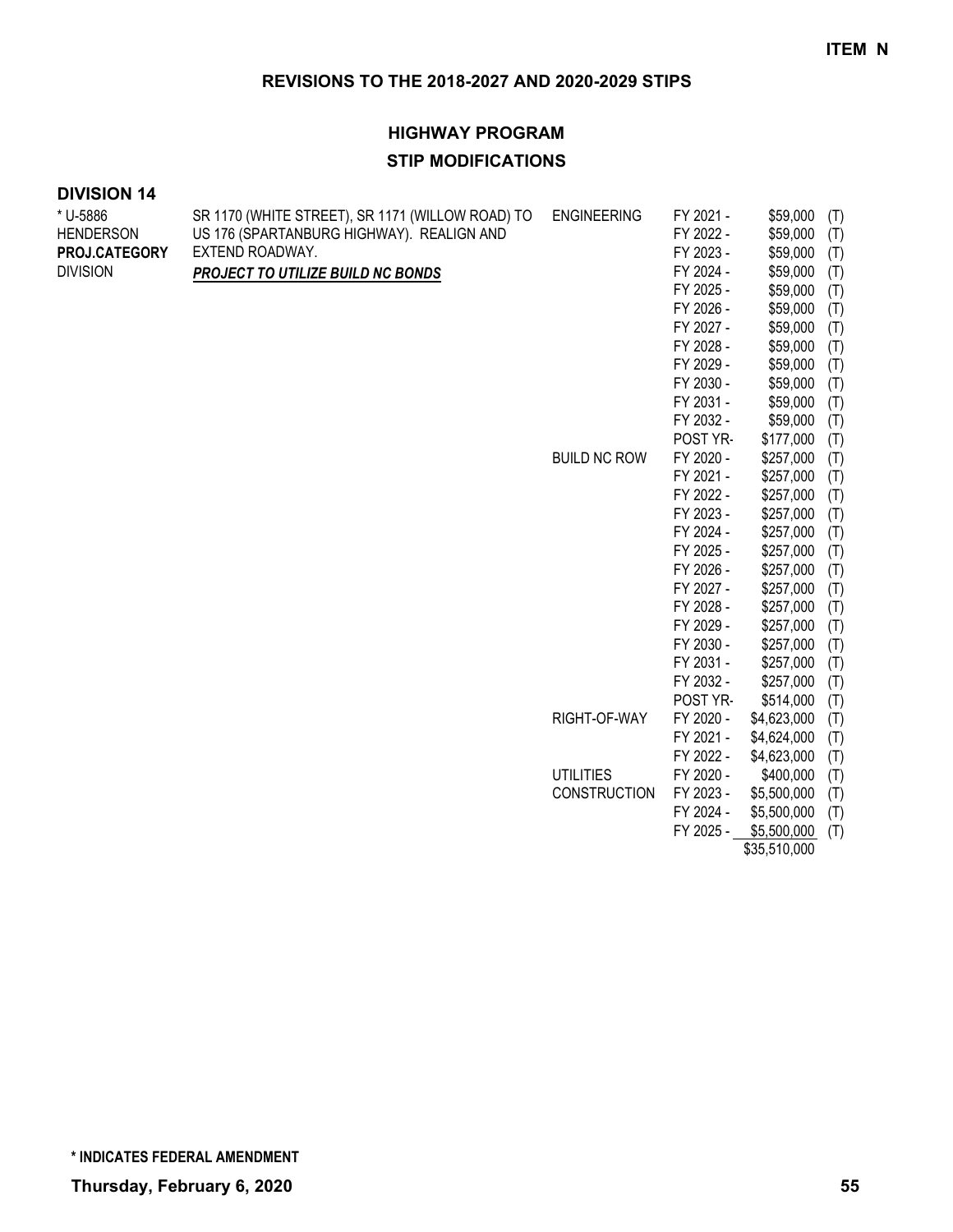**ITEM N**

## REVISIONS TO THE 2018-2027 AND 2020-2029 STIPS

### HIGHWAY PROGRAM

### STIP MODIFICATIONS

**DIVISION 14**

| Project | Description | Work Type | Year | Amount | Fund |
|---|---|---|---|---|---|
| * U-5886 | SR 1170 (WHITE STREET), SR 1171 (WILLOW ROAD) TO | ENGINEERING | FY 2021 - | $59,000 | (T) |
| HENDERSON | US 176 (SPARTANBURG HIGHWAY). REALIGN AND | | FY 2022 - | $59,000 | (T) |
| **PROJ.CATEGORY** | EXTEND ROADWAY. | | FY 2023 - | $59,000 | (T) |
| DIVISION | ***PROJECT TO UTILIZE BUILD NC BONDS*** | | FY 2024 - | $59,000 | (T) |
| | | | FY 2025 - | $59,000 | (T) |
| | | | FY 2026 - | $59,000 | (T) |
| | | | FY 2027 - | $59,000 | (T) |
| | | | FY 2028 - | $59,000 | (T) |
| | | | FY 2029 - | $59,000 | (T) |
| | | | FY 2030 - | $59,000 | (T) |
| | | | FY 2031 - | $59,000 | (T) |
| | | | FY 2032 - | $59,000 | (T) |
| | | | POST YR- | $177,000 | (T) |
| | | BUILD NC ROW | FY 2020 - | $257,000 | (T) |
| | | | FY 2021 - | $257,000 | (T) |
| | | | FY 2022 - | $257,000 | (T) |
| | | | FY 2023 - | $257,000 | (T) |
| | | | FY 2024 - | $257,000 | (T) |
| | | | FY 2025 - | $257,000 | (T) |
| | | | FY 2026 - | $257,000 | (T) |
| | | | FY 2027 - | $257,000 | (T) |
| | | | FY 2028 - | $257,000 | (T) |
| | | | FY 2029 - | $257,000 | (T) |
| | | | FY 2030 - | $257,000 | (T) |
| | | | FY 2031 - | $257,000 | (T) |
| | | | FY 2032 - | $257,000 | (T) |
| | | | POST YR- | $514,000 | (T) |
| | | RIGHT-OF-WAY | FY 2020 - | $4,623,000 | (T) |
| | | | FY 2021 - | $4,624,000 | (T) |
| | | | FY 2022 - | $4,623,000 | (T) |
| | | UTILITIES | FY 2020 - | $400,000 | (T) |
| | | CONSTRUCTION | FY 2023 - | $5,500,000 | (T) |
| | | | FY 2024 - | $5,500,000 | (T) |
| | | | FY 2025 - | $5,500,000 | (T) |
| | | | | $35,510,000 | |

**\* INDICATES FEDERAL AMENDMENT**

**Thursday, February 6, 2020**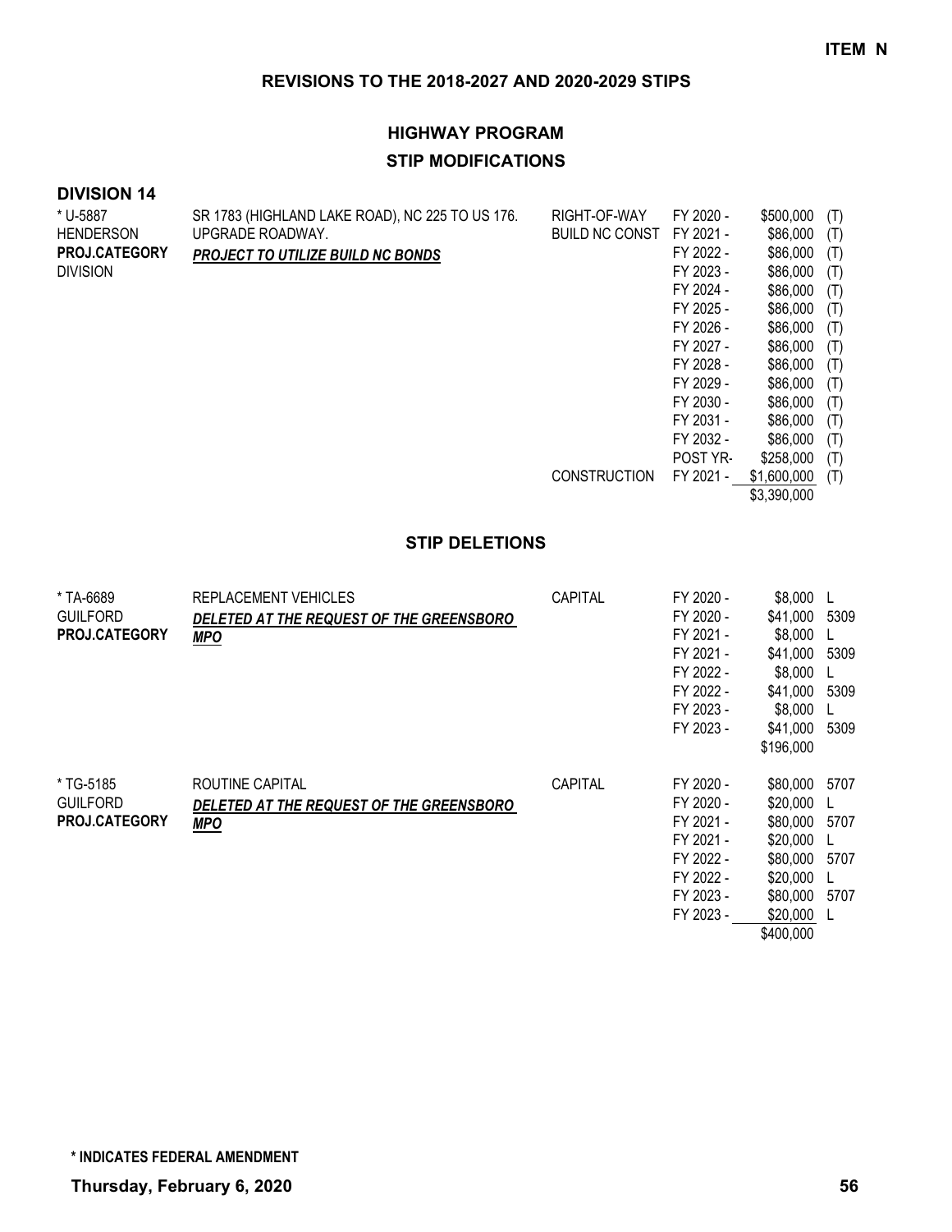ITEM N

## REVISIONS TO THE 2018-2027 AND 2020-2029 STIPS

## HIGHWAY PROGRAM

### STIP MODIFICATIONS

**DIVISION 14**

| | | | | | |
|---|---|---|---|---|---|
| * U-5887 | SR 1783 (HIGHLAND LAKE ROAD), NC 225 TO US 176. | RIGHT-OF-WAY | FY 2020 - | $500,000 | (T) |
| HENDERSON | UPGRADE ROADWAY. | BUILD NC CONST | FY 2021 - | $86,000 | (T) |
| **PROJ.CATEGORY** | ***PROJECT TO UTILIZE BUILD NC BONDS*** | | FY 2022 - | $86,000 | (T) |
| DIVISION | | | FY 2023 - | $86,000 | (T) |
| | | | FY 2024 - | $86,000 | (T) |
| | | | FY 2025 - | $86,000 | (T) |
| | | | FY 2026 - | $86,000 | (T) |
| | | | FY 2027 - | $86,000 | (T) |
| | | | FY 2028 - | $86,000 | (T) |
| | | | FY 2029 - | $86,000 | (T) |
| | | | FY 2030 - | $86,000 | (T) |
| | | | FY 2031 - | $86,000 | (T) |
| | | | FY 2032 - | $86,000 | (T) |
| | | | POST YR- | $258,000 | (T) |
| | | CONSTRUCTION | FY 2021 - | $1,600,000 | (T) |
| | | | | $3,390,000 | |

### STIP DELETIONS

| | | | | | |
|---|---|---|---|---|---|
| * TA-6689 | REPLACEMENT VEHICLES | CAPITAL | FY 2020 - | $8,000 | L |
| GUILFORD | ***DELETED AT THE REQUEST OF THE GREENSBORO*** | | FY 2020 - | $41,000 | 5309 |
| **PROJ.CATEGORY** | ***MPO*** | | FY 2021 - | $8,000 | L |
| | | | FY 2021 - | $41,000 | 5309 |
| | | | FY 2022 - | $8,000 | L |
| | | | FY 2022 - | $41,000 | 5309 |
| | | | FY 2023 - | $8,000 | L |
| | | | FY 2023 - | $41,000 | 5309 |
| | | | | $196,000 | |
| * TG-5185 | ROUTINE CAPITAL | CAPITAL | FY 2020 - | $80,000 | 5707 |
| GUILFORD | ***DELETED AT THE REQUEST OF THE GREENSBORO*** | | FY 2020 - | $20,000 | L |
| **PROJ.CATEGORY** | ***MPO*** | | FY 2021 - | $80,000 | 5707 |
| | | | FY 2021 - | $20,000 | L |
| | | | FY 2022 - | $80,000 | 5707 |
| | | | FY 2022 - | $20,000 | L |
| | | | FY 2023 - | $80,000 | 5707 |
| | | | FY 2023 - | $20,000 | L |
| | | | | $400,000 | |

**\* INDICATES FEDERAL AMENDMENT**

**Thursday, February 6, 2020**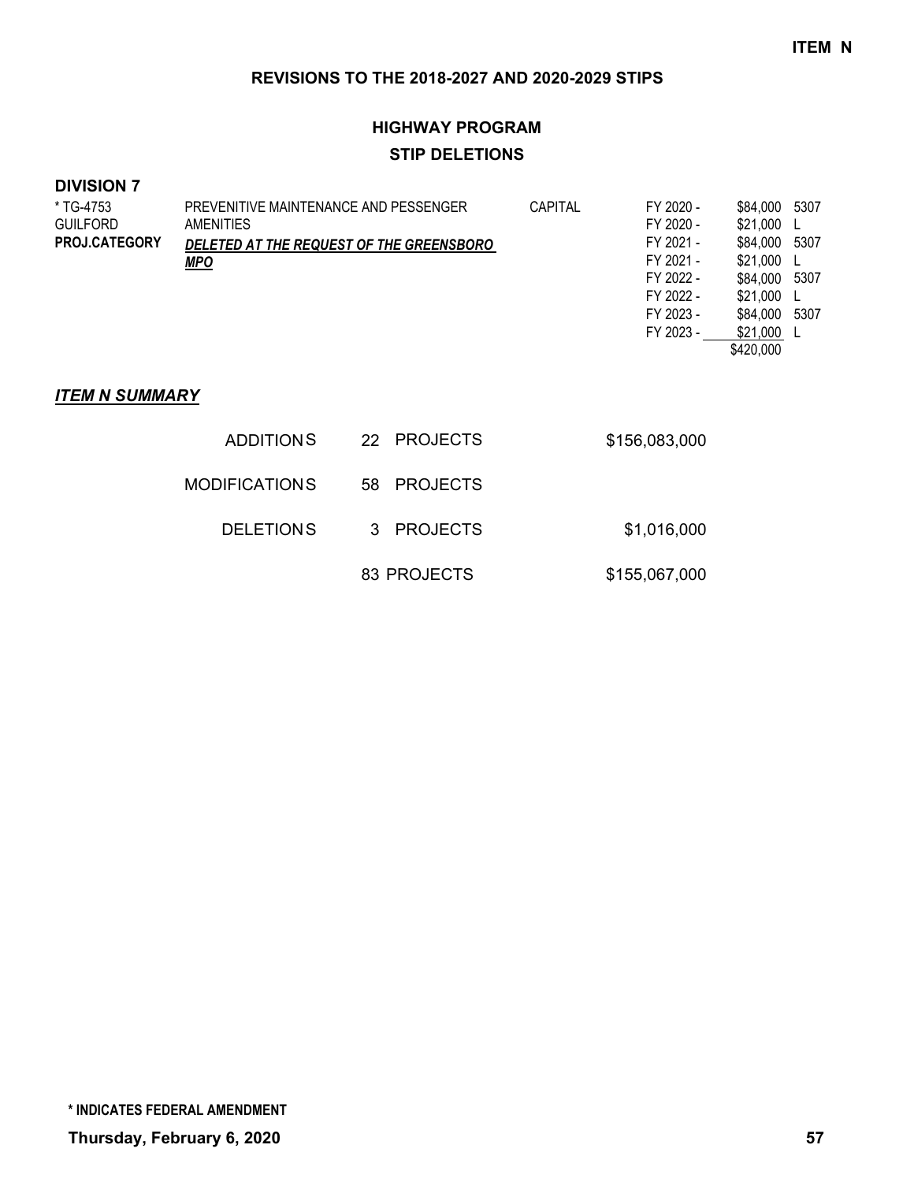**ITEM N**

## REVISIONS TO THE 2018-2027 AND 2020-2029 STIPS

### HIGHWAY PROGRAM

### STIP DELETIONS

**DIVISION 7**

| | | | | | |
|---|---|---|---|---|---|
| * TG-4753 | PREVENITIVE MAINTENANCE AND PESSENGER | CAPITAL | FY 2020 - | $84,000 | 5307 |
| GUILFORD | AMENITIES | | FY 2020 - | $21,000 | L |
| **PROJ.CATEGORY** | ***DELETED AT THE REQUEST OF THE GREENSBORO*** | | FY 2021 - | $84,000 | 5307 |
| | ***MPO*** | | FY 2021 - | $21,000 | L |
| | | | FY 2022 - | $84,000 | 5307 |
| | | | FY 2022 - | $21,000 | L |
| | | | FY 2023 - | $84,000 | 5307 |
| | | | FY 2023 - | $21,000 | L |
| | | | | $420,000 | |

***ITEM N SUMMARY***

| | | |
|---|---|---|
| ADDITIONS | 22 PROJECTS | $156,083,000 |
| MODIFICATIONS | 58 PROJECTS | |
| DELETIONS | 3 PROJECTS | $1,016,000 |
| | 83 PROJECTS | $155,067,000 |

**\* INDICATES FEDERAL AMENDMENT**

**Thursday, February 6, 2020**